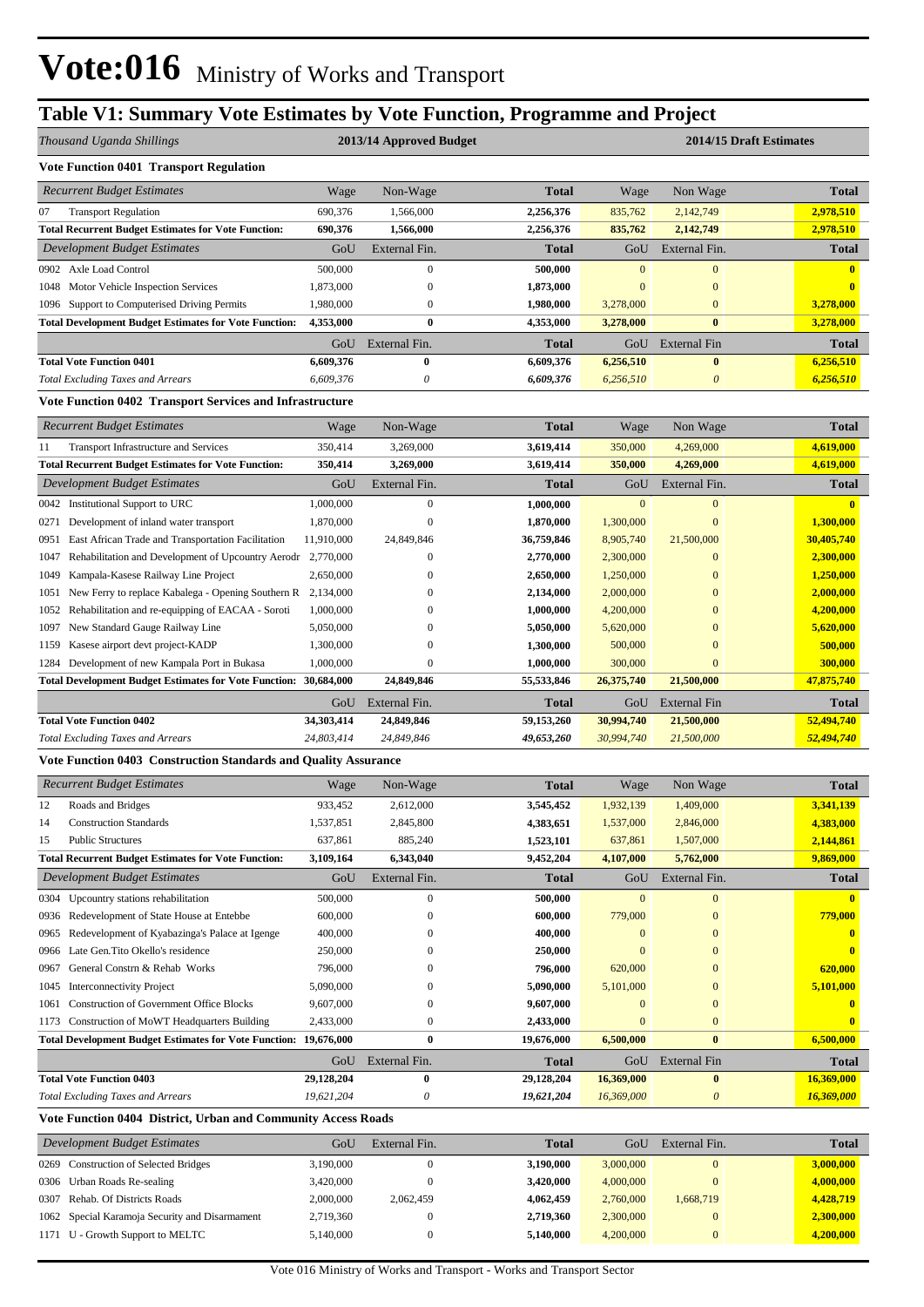# Vote:016 Ministry of Works and Transport

## Table V1: Summary Vote Estimates by Vote Function, Programme and Project

| *Thousand Uganda Shillings* | 2013/14 Approved Budget | | | 2014/15 Draft Estimates | | |
|---|---|---|---|---|---|---|
| **Vote Function 0401 Transport Regulation** | | | | | | |
| *Recurrent Budget Estimates* | Wage | Non-Wage | **Total** | Wage | Non Wage | **Total** |
| 07 Transport Regulation | 690,376 | 1,566,000 | **2,256,376** | 835,762 | 2,142,749 | **2,978,510** |
| **Total Recurrent Budget Estimates for Vote Function:** | **690,376** | **1,566,000** | **2,256,376** | **835,762** | **2,142,749** | **2,978,510** |
| *Development Budget Estimates* | GoU | External Fin. | **Total** | GoU | External Fin. | **Total** |
| 0902 Axle Load Control | 500,000 | 0 | **500,000** | 0 | 0 | **0** |
| 1048 Motor Vehicle Inspection Services | 1,873,000 | 0 | **1,873,000** | 0 | 0 | **0** |
| 1096 Support to Computerised Driving Permits | 1,980,000 | 0 | **1,980,000** | 3,278,000 | 0 | **3,278,000** |
| **Total Development Budget Estimates for Vote Function:** | **4,353,000** | **0** | **4,353,000** | **3,278,000** | **0** | **3,278,000** |
| | GoU | External Fin. | **Total** | GoU | External Fin | **Total** |
| **Total Vote Function 0401** | **6,609,376** | **0** | **6,609,376** | **6,256,510** | **0** | **6,256,510** |
| *Total Excluding Taxes and Arrears* | *6,609,376* | *0* | ***6,609,376*** | *6,256,510* | *0* | ***6,256,510*** |
| **Vote Function 0402 Transport Services and Infrastructure** | | | | | | |
| *Recurrent Budget Estimates* | Wage | Non-Wage | **Total** | Wage | Non Wage | **Total** |
| 11 Transport Infrastructure and Services | 350,414 | 3,269,000 | **3,619,414** | 350,000 | 4,269,000 | **4,619,000** |
| **Total Recurrent Budget Estimates for Vote Function:** | **350,414** | **3,269,000** | **3,619,414** | **350,000** | **4,269,000** | **4,619,000** |
| *Development Budget Estimates* | GoU | External Fin. | **Total** | GoU | External Fin. | **Total** |
| 0042 Institutional Support to URC | 1,000,000 | 0 | **1,000,000** | 0 | 0 | **0** |
| 0271 Development of inland water transport | 1,870,000 | 0 | **1,870,000** | 1,300,000 | 0 | **1,300,000** |
| 0951 East African Trade and Transportation Facilitation | 11,910,000 | 24,849,846 | **36,759,846** | 8,905,740 | 21,500,000 | **30,405,740** |
| 1047 Rehabilitation and Development of Upcountry Aerodr | 2,770,000 | 0 | **2,770,000** | 2,300,000 | 0 | **2,300,000** |
| 1049 Kampala-Kasese Railway Line Project | 2,650,000 | 0 | **2,650,000** | 1,250,000 | 0 | **1,250,000** |
| 1051 New Ferry to replace Kabalega - Opening Southern R | 2,134,000 | 0 | **2,134,000** | 2,000,000 | 0 | **2,000,000** |
| 1052 Rehabilitation and re-equipping of EACAA - Soroti | 1,000,000 | 0 | **1,000,000** | 4,200,000 | 0 | **4,200,000** |
| 1097 New Standard Gauge Railway Line | 5,050,000 | 0 | **5,050,000** | 5,620,000 | 0 | **5,620,000** |
| 1159 Kasese airport devt project-KADP | 1,300,000 | 0 | **1,300,000** | 500,000 | 0 | **500,000** |
| 1284 Development of new Kampala Port in Bukasa | 1,000,000 | 0 | **1,000,000** | 300,000 | 0 | **300,000** |
| **Total Development Budget Estimates for Vote Function:** | **30,684,000** | **24,849,846** | **55,533,846** | **26,375,740** | **21,500,000** | **47,875,740** |
| | GoU | External Fin. | **Total** | GoU | External Fin | **Total** |
| **Total Vote Function 0402** | **34,303,414** | **24,849,846** | **59,153,260** | **30,994,740** | **21,500,000** | **52,494,740** |
| *Total Excluding Taxes and Arrears* | *24,803,414* | *24,849,846* | ***49,653,260*** | *30,994,740* | *21,500,000* | ***52,494,740*** |
| **Vote Function 0403 Construction Standards and Quality Assurance** | | | | | | |
| *Recurrent Budget Estimates* | Wage | Non-Wage | **Total** | Wage | Non Wage | **Total** |
| 12 Roads and Bridges | 933,452 | 2,612,000 | **3,545,452** | 1,932,139 | 1,409,000 | **3,341,139** |
| 14 Construction Standards | 1,537,851 | 2,845,800 | **4,383,651** | 1,537,000 | 2,846,000 | **4,383,000** |
| 15 Public Structures | 637,861 | 885,240 | **1,523,101** | 637,861 | 1,507,000 | **2,144,861** |
| **Total Recurrent Budget Estimates for Vote Function:** | **3,109,164** | **6,343,040** | **9,452,204** | **4,107,000** | **5,762,000** | **9,869,000** |
| *Development Budget Estimates* | GoU | External Fin. | **Total** | GoU | External Fin. | **Total** |
| 0304 Upcountry stations rehabilitation | 500,000 | 0 | **500,000** | 0 | 0 | **0** |
| 0936 Redevelopment of State House at Entebbe | 600,000 | 0 | **600,000** | 779,000 | 0 | **779,000** |
| 0965 Redevelopment of Kyabazinga's Palace at Igenge | 400,000 | 0 | **400,000** | 0 | 0 | **0** |
| 0966 Late Gen.Tito Okello's residence | 250,000 | 0 | **250,000** | 0 | 0 | **0** |
| 0967 General Constrn & Rehab Works | 796,000 | 0 | **796,000** | 620,000 | 0 | **620,000** |
| 1045 Interconnectivity Project | 5,090,000 | 0 | **5,090,000** | 5,101,000 | 0 | **5,101,000** |
| 1061 Construction of Government Office Blocks | 9,607,000 | 0 | **9,607,000** | 0 | 0 | **0** |
| 1173 Construction of MoWT Headquarters Building | 2,433,000 | 0 | **2,433,000** | 0 | 0 | **0** |
| **Total Development Budget Estimates for Vote Function:** | **19,676,000** | **0** | **19,676,000** | **6,500,000** | **0** | **6,500,000** |
| | GoU | External Fin. | **Total** | GoU | External Fin | **Total** |
| **Total Vote Function 0403** | **29,128,204** | **0** | **29,128,204** | **16,369,000** | **0** | **16,369,000** |
| *Total Excluding Taxes and Arrears* | *19,621,204* | *0* | ***19,621,204*** | *16,369,000* | *0* | ***16,369,000*** |
| **Vote Function 0404 District, Urban and Community Access Roads** | | | | | | |
| *Development Budget Estimates* | GoU | External Fin. | **Total** | GoU | External Fin. | **Total** |
| 0269 Construction of Selected Bridges | 3,190,000 | 0 | **3,190,000** | 3,000,000 | 0 | **3,000,000** |
| 0306 Urban Roads Re-sealing | 3,420,000 | 0 | **3,420,000** | 4,000,000 | 0 | **4,000,000** |
| 0307 Rehab. Of Districts Roads | 2,000,000 | 2,062,459 | **4,062,459** | 2,760,000 | 1,668,719 | **4,428,719** |
| 1062 Special Karamoja Security and Disarmament | 2,719,360 | 0 | **2,719,360** | 2,300,000 | 0 | **2,300,000** |
| 1171 U - Growth Support to MELTC | 5,140,000 | 0 | **5,140,000** | 4,200,000 | 0 | **4,200,000** |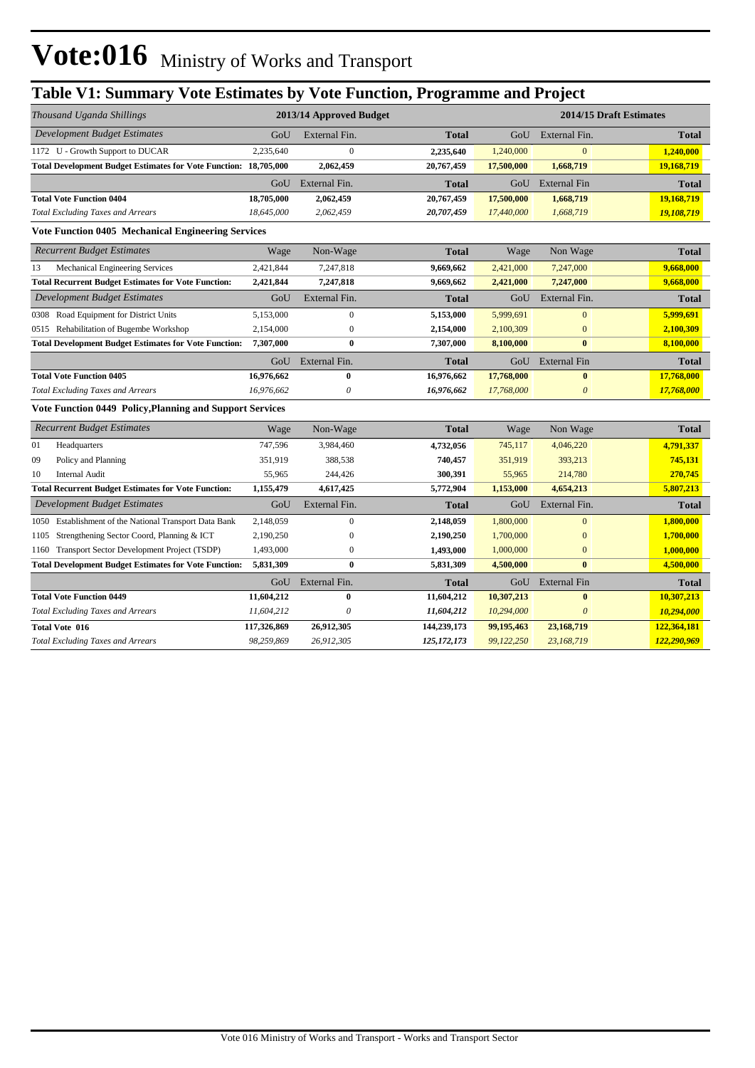# Vote:016 Ministry of Works and Transport

## Table V1: Summary Vote Estimates by Vote Function, Programme and Project

| *Thousand Uganda Shillings* | 2013/14 Approved Budget | | | 2014/15 Draft Estimates | | |
|---|---|---|---|---|---|---|
| *Development Budget Estimates* | GoU | External Fin. | Total | GoU | External Fin. | Total |
| 1172 U - Growth Support to DUCAR | 2,235,640 | 0 | **2,235,640** | 1,240,000 | 0 | **1,240,000** |
| **Total Development Budget Estimates for Vote Function:** | **18,705,000** | **2,062,459** | **20,767,459** | **17,500,000** | **1,668,719** | **19,168,719** |
| | GoU | External Fin. | Total | GoU | External Fin | Total |
| **Total Vote Function 0404** | **18,705,000** | **2,062,459** | **20,767,459** | **17,500,000** | **1,668,719** | **19,168,719** |
| *Total Excluding Taxes and Arrears* | *18,645,000* | *2,062,459* | ***20,707,459*** | *17,440,000* | *1,668,719* | ***19,108,719*** |

**Vote Function 0405 Mechanical Engineering Services**

| *Recurrent Budget Estimates* | Wage | Non-Wage | Total | Wage | Non Wage | Total |
|---|---|---|---|---|---|---|
| 13 Mechanical Engineering Services | 2,421,844 | 7,247,818 | **9,669,662** | 2,421,000 | 7,247,000 | **9,668,000** |
| **Total Recurrent Budget Estimates for Vote Function:** | **2,421,844** | **7,247,818** | **9,669,662** | **2,421,000** | **7,247,000** | **9,668,000** |
| *Development Budget Estimates* | GoU | External Fin. | Total | GoU | External Fin. | Total |
| 0308 Road Equipment for District Units | 5,153,000 | 0 | **5,153,000** | 5,999,691 | 0 | **5,999,691** |
| 0515 Rehabilitation of Bugembe Workshop | 2,154,000 | 0 | **2,154,000** | 2,100,309 | 0 | **2,100,309** |
| **Total Development Budget Estimates for Vote Function:** | **7,307,000** | **0** | **7,307,000** | **8,100,000** | **0** | **8,100,000** |
| | GoU | External Fin. | Total | GoU | External Fin | Total |
| **Total Vote Function 0405** | **16,976,662** | **0** | **16,976,662** | **17,768,000** | **0** | **17,768,000** |
| *Total Excluding Taxes and Arrears* | *16,976,662* | *0* | ***16,976,662*** | *17,768,000* | *0* | ***17,768,000*** |

**Vote Function 0449 Policy,Planning and Support Services**

| *Recurrent Budget Estimates* | Wage | Non-Wage | Total | Wage | Non Wage | Total |
|---|---|---|---|---|---|---|
| 01 Headquarters | 747,596 | 3,984,460 | **4,732,056** | 745,117 | 4,046,220 | **4,791,337** |
| 09 Policy and Planning | 351,919 | 388,538 | **740,457** | 351,919 | 393,213 | **745,131** |
| 10 Internal Audit | 55,965 | 244,426 | **300,391** | 55,965 | 214,780 | **270,745** |
| **Total Recurrent Budget Estimates for Vote Function:** | **1,155,479** | **4,617,425** | **5,772,904** | **1,153,000** | **4,654,213** | **5,807,213** |
| *Development Budget Estimates* | GoU | External Fin. | Total | GoU | External Fin. | Total |
| 1050 Establishment of the National Transport Data Bank | 2,148,059 | 0 | **2,148,059** | 1,800,000 | 0 | **1,800,000** |
| 1105 Strengthening Sector Coord, Planning & ICT | 2,190,250 | 0 | **2,190,250** | 1,700,000 | 0 | **1,700,000** |
| 1160 Transport Sector Development Project (TSDP) | 1,493,000 | 0 | **1,493,000** | 1,000,000 | 0 | **1,000,000** |
| **Total Development Budget Estimates for Vote Function:** | **5,831,309** | **0** | **5,831,309** | **4,500,000** | **0** | **4,500,000** |
| | GoU | External Fin. | Total | GoU | External Fin | Total |
| **Total Vote Function 0449** | **11,604,212** | **0** | **11,604,212** | **10,307,213** | **0** | **10,307,213** |
| *Total Excluding Taxes and Arrears* | *11,604,212* | *0* | ***11,604,212*** | *10,294,000* | *0* | ***10,294,000*** |
| **Total Vote 016** | **117,326,869** | **26,912,305** | **144,239,173** | **99,195,463** | **23,168,719** | **122,364,181** |
| *Total Excluding Taxes and Arrears* | *98,259,869* | *26,912,305* | ***125,172,173*** | *99,122,250* | *23,168,719* | ***122,290,969*** |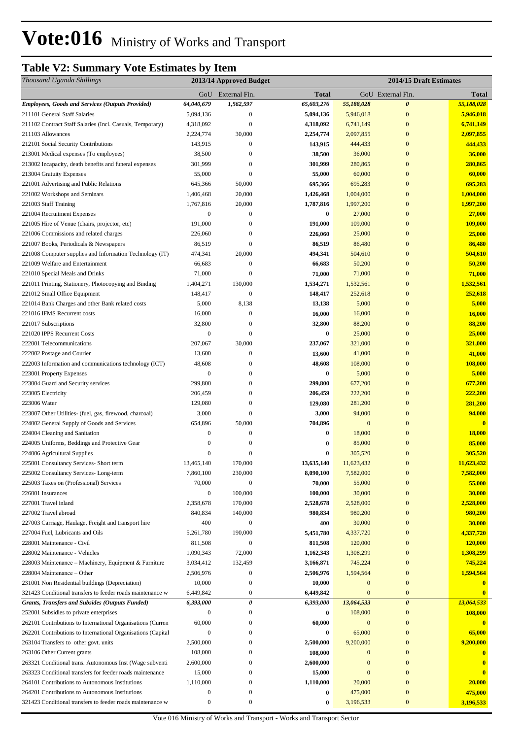# Vote:016 Ministry of Works and Transport

## Table V2: Summary Vote Estimates by Item

| *Thousand Uganda Shillings* | 2013/14 Approved Budget | | | 2014/15 Draft Estimates | | |
|---|---|---|---|---|---|---|
| | GoU | External Fin. | **Total** | GoU | External Fin. | **Total** |
| ***Employees, Goods and Services (Outputs Provided)*** | ***64,040,679*** | ***1,562,597*** | ***65,603,276*** | ***55,188,028*** | ***0*** | ***55,188,028*** |
| 211101 General Staff Salaries | 5,094,136 | 0 | **5,094,136** | 5,946,018 | 0 | **5,946,018** |
| 211102 Contract Staff Salaries (Incl. Casuals, Temporary) | 4,318,092 | 0 | **4,318,092** | 6,741,149 | 0 | **6,741,149** |
| 211103 Allowances | 2,224,774 | 30,000 | **2,254,774** | 2,097,855 | 0 | **2,097,855** |
| 212101 Social Security Contributions | 143,915 | 0 | **143,915** | 444,433 | 0 | **444,433** |
| 213001 Medical expenses (To employees) | 38,500 | 0 | **38,500** | 36,000 | 0 | **36,000** |
| 213002 Incapacity, death benefits and funeral expenses | 301,999 | 0 | **301,999** | 280,865 | 0 | **280,865** |
| 213004 Gratuity Expenses | 55,000 | 0 | **55,000** | 60,000 | 0 | **60,000** |
| 221001 Advertising and Public Relations | 645,366 | 50,000 | **695,366** | 695,283 | 0 | **695,283** |
| 221002 Workshops and Seminars | 1,406,468 | 20,000 | **1,426,468** | 1,004,000 | 0 | **1,004,000** |
| 221003 Staff Training | 1,767,816 | 20,000 | **1,787,816** | 1,997,200 | 0 | **1,997,200** |
| 221004 Recruitment Expenses | 0 | 0 | **0** | 27,000 | 0 | **27,000** |
| 221005 Hire of Venue (chairs, projector, etc) | 191,000 | 0 | **191,000** | 109,000 | 0 | **109,000** |
| 221006 Commissions and related charges | 226,060 | 0 | **226,060** | 25,000 | 0 | **25,000** |
| 221007 Books, Periodicals & Newspapers | 86,519 | 0 | **86,519** | 86,480 | 0 | **86,480** |
| 221008 Computer supplies and Information Technology (IT) | 474,341 | 20,000 | **494,341** | 504,610 | 0 | **504,610** |
| 221009 Welfare and Entertainment | 66,683 | 0 | **66,683** | 50,200 | 0 | **50,200** |
| 221010 Special Meals and Drinks | 71,000 | 0 | **71,000** | 71,000 | 0 | **71,000** |
| 221011 Printing, Stationery, Photocopying and Binding | 1,404,271 | 130,000 | **1,534,271** | 1,532,561 | 0 | **1,532,561** |
| 221012 Small Office Equipment | 148,417 | 0 | **148,417** | 252,618 | 0 | **252,618** |
| 221014 Bank Charges and other Bank related costs | 5,000 | 8,138 | **13,138** | 5,000 | 0 | **5,000** |
| 221016 IFMS Recurrent costs | 16,000 | 0 | **16,000** | 16,000 | 0 | **16,000** |
| 221017 Subscriptions | 32,800 | 0 | **32,800** | 88,200 | 0 | **88,200** |
| 221020 IPPS Recurrent Costs | 0 | 0 | **0** | 25,000 | 0 | **25,000** |
| 222001 Telecommunications | 207,067 | 30,000 | **237,067** | 321,000 | 0 | **321,000** |
| 222002 Postage and Courier | 13,600 | 0 | **13,600** | 41,000 | 0 | **41,000** |
| 222003 Information and communications technology (ICT) | 48,608 | 0 | **48,608** | 108,000 | 0 | **108,000** |
| 223001 Property Expenses | 0 | 0 | **0** | 5,000 | 0 | **5,000** |
| 223004 Guard and Security services | 299,800 | 0 | **299,800** | 677,200 | 0 | **677,200** |
| 223005 Electricity | 206,459 | 0 | **206,459** | 222,200 | 0 | **222,200** |
| 223006 Water | 129,080 | 0 | **129,080** | 281,200 | 0 | **281,200** |
| 223007 Other Utilities- (fuel, gas, firewood, charcoal) | 3,000 | 0 | **3,000** | 94,000 | 0 | **94,000** |
| 224002 General Supply of Goods and Services | 654,896 | 50,000 | **704,896** | 0 | 0 | **0** |
| 224004 Cleaning and Sanitation | 0 | 0 | **0** | 18,000 | 0 | **18,000** |
| 224005 Uniforms, Beddings and Protective Gear | 0 | 0 | **0** | 85,000 | 0 | **85,000** |
| 224006 Agricultural Supplies | 0 | 0 | **0** | 305,520 | 0 | **305,520** |
| 225001 Consultancy Services- Short term | 13,465,140 | 170,000 | **13,635,140** | 11,623,432 | 0 | **11,623,432** |
| 225002 Consultancy Services- Long-term | 7,860,100 | 230,000 | **8,090,100** | 7,582,000 | 0 | **7,582,000** |
| 225003 Taxes on (Professional) Services | 70,000 | 0 | **70,000** | 55,000 | 0 | **55,000** |
| 226001 Insurances | 0 | 100,000 | **100,000** | 30,000 | 0 | **30,000** |
| 227001 Travel inland | 2,358,678 | 170,000 | **2,528,678** | 2,528,000 | 0 | **2,528,000** |
| 227002 Travel abroad | 840,834 | 140,000 | **980,834** | 980,200 | 0 | **980,200** |
| 227003 Carriage, Haulage, Freight and transport hire | 400 | 0 | **400** | 30,000 | 0 | **30,000** |
| 227004 Fuel, Lubricants and Oils | 5,261,780 | 190,000 | **5,451,780** | 4,337,720 | 0 | **4,337,720** |
| 228001 Maintenance - Civil | 811,508 | 0 | **811,508** | 120,000 | 0 | **120,000** |
| 228002 Maintenance - Vehicles | 1,090,343 | 72,000 | **1,162,343** | 1,308,299 | 0 | **1,308,299** |
| 228003 Maintenance – Machinery, Equipment & Furniture | 3,034,412 | 132,459 | **3,166,871** | 745,224 | 0 | **745,224** |
| 228004 Maintenance – Other | 2,506,976 | 0 | **2,506,976** | 1,594,564 | 0 | **1,594,564** |
| 231001 Non Residential buildings (Depreciation) | 10,000 | 0 | **10,000** | 0 | 0 | **0** |
| 321423 Conditional transfers to feeder roads maintenance w | 6,449,842 | 0 | **6,449,842** | 0 | 0 | **0** |
| ***Grants, Transfers and Subsides (Outputs Funded)*** | ***6,393,000*** | ***0*** | ***6,393,000*** | ***13,064,533*** | ***0*** | ***13,064,533*** |
| 252001 Subsidies to private enterprises | 0 | 0 | **0** | 108,000 | 0 | **108,000** |
| 262101 Contributions to International Organisations (Curren | 60,000 | 0 | **60,000** | 0 | 0 | **0** |
| 262201 Contributions to International Organisations (Capital | 0 | 0 | **0** | 65,000 | 0 | **65,000** |
| 263104 Transfers to other govt. units | 2,500,000 | 0 | **2,500,000** | 9,200,000 | 0 | **9,200,000** |
| 263106 Other Current grants | 108,000 | 0 | **108,000** | 0 | 0 | **0** |
| 263321 Conditional trans. Autonomous Inst (Wage subventi | 2,600,000 | 0 | **2,600,000** | 0 | 0 | **0** |
| 263323 Conditional transfers for feeder roads maintenance | 15,000 | 0 | **15,000** | 0 | 0 | **0** |
| 264101 Contributions to Autonomous Institutions | 1,110,000 | 0 | **1,110,000** | 20,000 | 0 | **20,000** |
| 264201 Contributions to Autonomous Institutions | 0 | 0 | **0** | 475,000 | 0 | **475,000** |
| 321423 Conditional transfers to feeder roads maintenance w | 0 | 0 | **0** | 3,196,533 | 0 | **3,196,533** |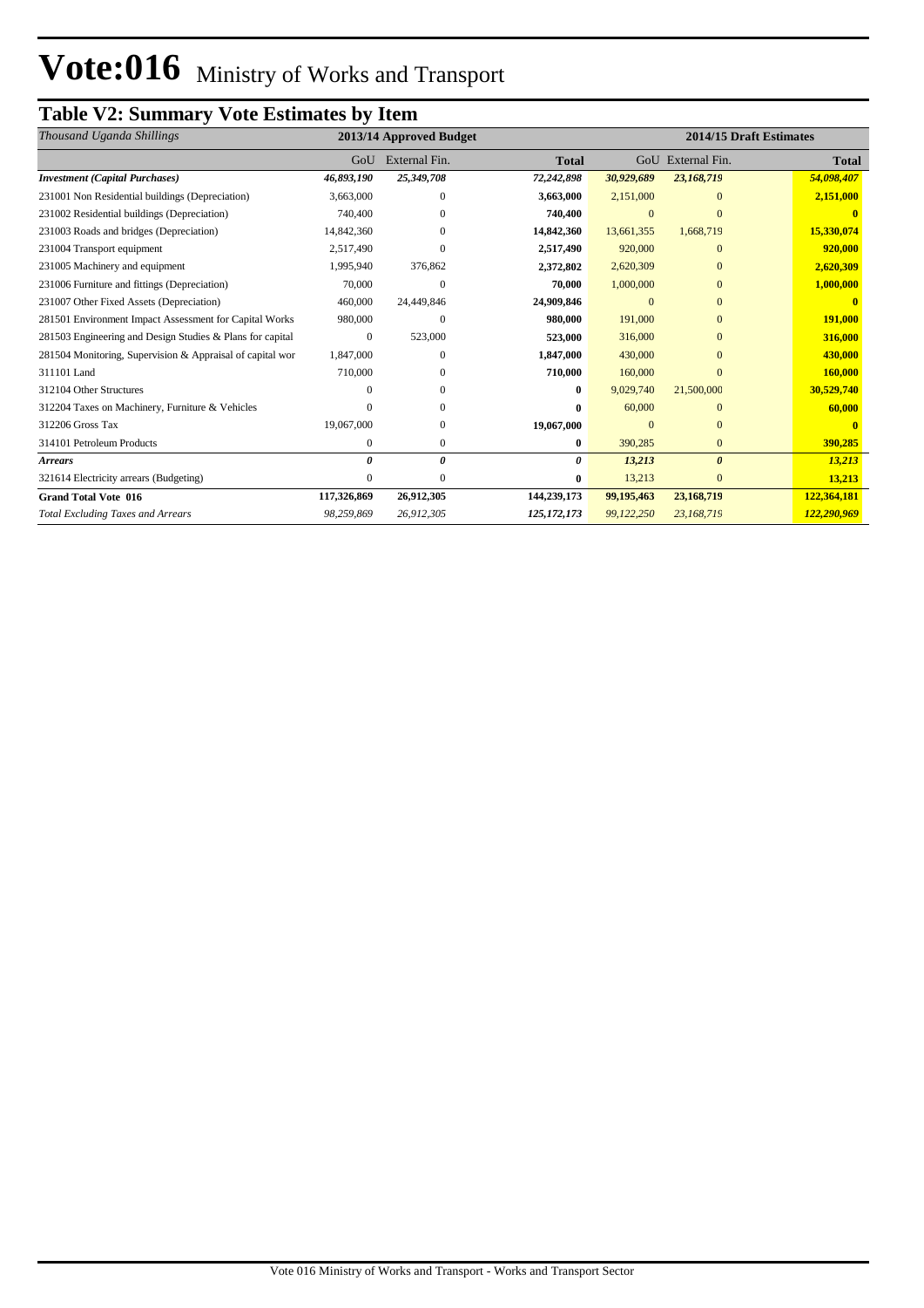# Vote:016 Ministry of Works and Transport

## Table V2: Summary Vote Estimates by Item

| *Thousand Uganda Shillings* | 2013/14 Approved Budget | | | 2014/15 Draft Estimates | | |
|---|---|---|---|---|---|---|
| | GoU | External Fin. | **Total** | GoU | External Fin. | **Total** |
| ***Investment (Capital Purchases)*** | ***46,893,190*** | ***25,349,708*** | ***72,242,898*** | ***30,929,689*** | ***23,168,719*** | ***54,098,407*** |
| 231001 Non Residential buildings (Depreciation) | 3,663,000 | 0 | **3,663,000** | 2,151,000 | 0 | **2,151,000** |
| 231002 Residential buildings (Depreciation) | 740,400 | 0 | **740,400** | 0 | 0 | **0** |
| 231003 Roads and bridges (Depreciation) | 14,842,360 | 0 | **14,842,360** | 13,661,355 | 1,668,719 | **15,330,074** |
| 231004 Transport equipment | 2,517,490 | 0 | **2,517,490** | 920,000 | 0 | **920,000** |
| 231005 Machinery and equipment | 1,995,940 | 376,862 | **2,372,802** | 2,620,309 | 0 | **2,620,309** |
| 231006 Furniture and fittings (Depreciation) | 70,000 | 0 | **70,000** | 1,000,000 | 0 | **1,000,000** |
| 231007 Other Fixed Assets (Depreciation) | 460,000 | 24,449,846 | **24,909,846** | 0 | 0 | **0** |
| 281501 Environment Impact Assessment for Capital Works | 980,000 | 0 | **980,000** | 191,000 | 0 | **191,000** |
| 281503 Engineering and Design Studies & Plans for capital | 0 | 523,000 | **523,000** | 316,000 | 0 | **316,000** |
| 281504 Monitoring, Supervision & Appraisal of capital wor | 1,847,000 | 0 | **1,847,000** | 430,000 | 0 | **430,000** |
| 311101 Land | 710,000 | 0 | **710,000** | 160,000 | 0 | **160,000** |
| 312104 Other Structures | 0 | 0 | **0** | 9,029,740 | 21,500,000 | **30,529,740** |
| 312204 Taxes on Machinery, Furniture & Vehicles | 0 | 0 | **0** | 60,000 | 0 | **60,000** |
| 312206 Gross Tax | 19,067,000 | 0 | **19,067,000** | 0 | 0 | **0** |
| 314101 Petroleum Products | 0 | 0 | **0** | 390,285 | 0 | **390,285** |
| ***Arrears*** | ***0*** | ***0*** | ***0*** | ***13,213*** | ***0*** | ***13,213*** |
| 321614 Electricity arrears (Budgeting) | 0 | 0 | **0** | 13,213 | 0 | **13,213** |
| **Grand Total Vote 016** | **117,326,869** | **26,912,305** | **144,239,173** | **99,195,463** | **23,168,719** | **122,364,181** |
| *Total Excluding Taxes and Arrears* | *98,259,869* | *26,912,305* | *125,172,173* | *99,122,250* | *23,168,719* | *122,290,969* |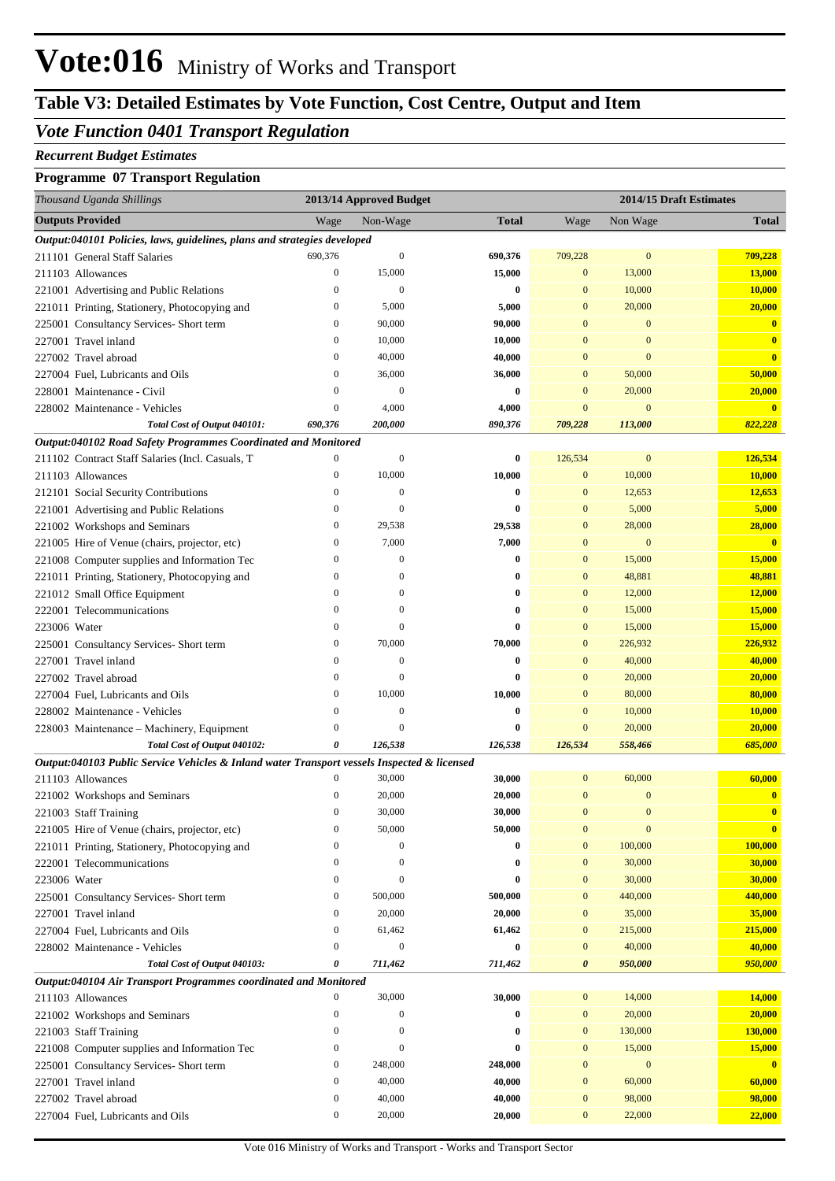# Vote:016 Ministry of Works and Transport

## Table V3: Detailed Estimates by Vote Function, Cost Centre, Output and Item

### *Vote Function 0401 Transport Regulation*

***Recurrent Budget Estimates***

**Programme 07 Transport Regulation**

| *Thousand Uganda Shillings* | 2013/14 Approved Budget | | | 2014/15 Draft Estimates | | |
|---|---|---|---|---|---|---|
| **Outputs Provided** | Wage | Non-Wage | **Total** | Wage | Non Wage | **Total** |
| ***Output:040101 Policies, laws, guidelines, plans and strategies developed*** | | | | | | |
| 211101 General Staff Salaries | 690,376 | 0 | **690,376** | 709,228 | 0 | **709,228** |
| 211103 Allowances | 0 | 15,000 | **15,000** | 0 | 13,000 | **13,000** |
| 221001 Advertising and Public Relations | 0 | 0 | **0** | 0 | 10,000 | **10,000** |
| 221011 Printing, Stationery, Photocopying and | 0 | 5,000 | **5,000** | 0 | 20,000 | **20,000** |
| 225001 Consultancy Services- Short term | 0 | 90,000 | **90,000** | 0 | 0 | **0** |
| 227001 Travel inland | 0 | 10,000 | **10,000** | 0 | 0 | **0** |
| 227002 Travel abroad | 0 | 40,000 | **40,000** | 0 | 0 | **0** |
| 227004 Fuel, Lubricants and Oils | 0 | 36,000 | **36,000** | 0 | 50,000 | **50,000** |
| 228001 Maintenance - Civil | 0 | 0 | **0** | 0 | 20,000 | **20,000** |
| 228002 Maintenance - Vehicles | 0 | 4,000 | **4,000** | 0 | 0 | **0** |
| ***Total Cost of Output 040101:*** | ***690,376*** | ***200,000*** | ***890,376*** | ***709,228*** | ***113,000*** | ***822,228*** |
| ***Output:040102 Road Safety Programmes Coordinated and Monitored*** | | | | | | |
| 211102 Contract Staff Salaries (Incl. Casuals, T | 0 | 0 | **0** | 126,534 | 0 | **126,534** |
| 211103 Allowances | 0 | 10,000 | **10,000** | 0 | 10,000 | **10,000** |
| 212101 Social Security Contributions | 0 | 0 | **0** | 0 | 12,653 | **12,653** |
| 221001 Advertising and Public Relations | 0 | 0 | **0** | 0 | 5,000 | **5,000** |
| 221002 Workshops and Seminars | 0 | 29,538 | **29,538** | 0 | 28,000 | **28,000** |
| 221005 Hire of Venue (chairs, projector, etc) | 0 | 7,000 | **7,000** | 0 | 0 | **0** |
| 221008 Computer supplies and Information Tec | 0 | 0 | **0** | 0 | 15,000 | **15,000** |
| 221011 Printing, Stationery, Photocopying and | 0 | 0 | **0** | 0 | 48,881 | **48,881** |
| 221012 Small Office Equipment | 0 | 0 | **0** | 0 | 12,000 | **12,000** |
| 222001 Telecommunications | 0 | 0 | **0** | 0 | 15,000 | **15,000** |
| 223006 Water | 0 | 0 | **0** | 0 | 15,000 | **15,000** |
| 225001 Consultancy Services- Short term | 0 | 70,000 | **70,000** | 0 | 226,932 | **226,932** |
| 227001 Travel inland | 0 | 0 | **0** | 0 | 40,000 | **40,000** |
| 227002 Travel abroad | 0 | 0 | **0** | 0 | 20,000 | **20,000** |
| 227004 Fuel, Lubricants and Oils | 0 | 10,000 | **10,000** | 0 | 80,000 | **80,000** |
| 228002 Maintenance - Vehicles | 0 | 0 | **0** | 0 | 10,000 | **10,000** |
| 228003 Maintenance – Machinery, Equipment | 0 | 0 | **0** | 0 | 20,000 | **20,000** |
| ***Total Cost of Output 040102:*** | ***0*** | ***126,538*** | ***126,538*** | ***126,534*** | ***558,466*** | ***685,000*** |
| ***Output:040103 Public Service Vehicles & Inland water Transport vessels Inspected & licensed*** | | | | | | |
| 211103 Allowances | 0 | 30,000 | **30,000** | 0 | 60,000 | **60,000** |
| 221002 Workshops and Seminars | 0 | 20,000 | **20,000** | 0 | 0 | **0** |
| 221003 Staff Training | 0 | 30,000 | **30,000** | 0 | 0 | **0** |
| 221005 Hire of Venue (chairs, projector, etc) | 0 | 50,000 | **50,000** | 0 | 0 | **0** |
| 221011 Printing, Stationery, Photocopying and | 0 | 0 | **0** | 0 | 100,000 | **100,000** |
| 222001 Telecommunications | 0 | 0 | **0** | 0 | 30,000 | **30,000** |
| 223006 Water | 0 | 0 | **0** | 0 | 30,000 | **30,000** |
| 225001 Consultancy Services- Short term | 0 | 500,000 | **500,000** | 0 | 440,000 | **440,000** |
| 227001 Travel inland | 0 | 20,000 | **20,000** | 0 | 35,000 | **35,000** |
| 227004 Fuel, Lubricants and Oils | 0 | 61,462 | **61,462** | 0 | 215,000 | **215,000** |
| 228002 Maintenance - Vehicles | 0 | 0 | **0** | 0 | 40,000 | **40,000** |
| ***Total Cost of Output 040103:*** | ***0*** | ***711,462*** | ***711,462*** | ***0*** | ***950,000*** | ***950,000*** |
| ***Output:040104 Air Transport Programmes coordinated and Monitored*** | | | | | | |
| 211103 Allowances | 0 | 30,000 | **30,000** | 0 | 14,000 | **14,000** |
| 221002 Workshops and Seminars | 0 | 0 | **0** | 0 | 20,000 | **20,000** |
| 221003 Staff Training | 0 | 0 | **0** | 0 | 130,000 | **130,000** |
| 221008 Computer supplies and Information Tec | 0 | 0 | **0** | 0 | 15,000 | **15,000** |
| 225001 Consultancy Services- Short term | 0 | 248,000 | **248,000** | 0 | 0 | **0** |
| 227001 Travel inland | 0 | 40,000 | **40,000** | 0 | 60,000 | **60,000** |
| 227002 Travel abroad | 0 | 40,000 | **40,000** | 0 | 98,000 | **98,000** |
| 227004 Fuel, Lubricants and Oils | 0 | 20,000 | **20,000** | 0 | 22,000 | **22,000** |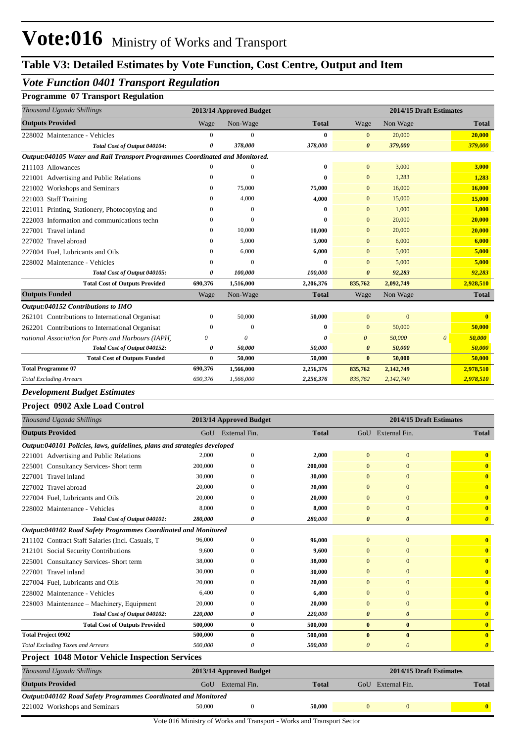# Vote:016 Ministry of Works and Transport

## Table V3: Detailed Estimates by Vote Function, Cost Centre, Output and Item

### *Vote Function 0401 Transport Regulation*

**Programme 07 Transport Regulation**

| *Thousand Uganda Shillings* | 2013/14 Approved Budget | | | 2014/15 Draft Estimates | | |
|---|---|---|---|---|---|---|
| **Outputs Provided** | Wage | Non-Wage | **Total** | Wage | Non Wage | **Total** |
| 228002 Maintenance - Vehicles | 0 | 0 | **0** | 0 | 20,000 | **20,000** |
| ***Total Cost of Output 040104:*** | ***0*** | ***378,000*** | ***378,000*** | ***0*** | ***379,000*** | ***379,000*** |
| ***Output:040105 Water and Rail Transport Programmes Coordinated and Monitored.*** | | | | | | |
| 211103 Allowances | 0 | 0 | **0** | 0 | 3,000 | **3,000** |
| 221001 Advertising and Public Relations | 0 | 0 | **0** | 0 | 1,283 | **1,283** |
| 221002 Workshops and Seminars | 0 | 75,000 | **75,000** | 0 | 16,000 | **16,000** |
| 221003 Staff Training | 0 | 4,000 | **4,000** | 0 | 15,000 | **15,000** |
| 221011 Printing, Stationery, Photocopying and | 0 | 0 | **0** | 0 | 1,000 | **1,000** |
| 222003 Information and communications techn | 0 | 0 | **0** | 0 | 20,000 | **20,000** |
| 227001 Travel inland | 0 | 10,000 | **10,000** | 0 | 20,000 | **20,000** |
| 227002 Travel abroad | 0 | 5,000 | **5,000** | 0 | 6,000 | **6,000** |
| 227004 Fuel, Lubricants and Oils | 0 | 6,000 | **6,000** | 0 | 5,000 | **5,000** |
| 228002 Maintenance - Vehicles | 0 | 0 | **0** | 0 | 5,000 | **5,000** |
| ***Total Cost of Output 040105:*** | ***0*** | ***100,000*** | ***100,000*** | ***0*** | ***92,283*** | ***92,283*** |
| **Total Cost of Outputs Provided** | **690,376** | **1,516,000** | **2,206,376** | **835,762** | **2,092,749** | **2,928,510** |
| **Outputs Funded** | Wage | Non-Wage | **Total** | Wage | Non Wage | **Total** |
| ***Output:040152 Contributions to IMO*** | | | | | | |
| 262101 Contributions to International Organisat | 0 | 50,000 | **50,000** | 0 | 0 | **0** |
| 262201 Contributions to International Organisat | 0 | 0 | **0** | 0 | 50,000 | **50,000** |
| *national Association for Ports and Harbours (IAPH)* | *0* | *0* | ***0*** | *0* | *50,000* | *0* ***50,000*** |
| ***Total Cost of Output 040152:*** | ***0*** | ***50,000*** | ***50,000*** | ***0*** | ***50,000*** | ***50,000*** |
| **Total Cost of Outputs Funded** | **0** | **50,000** | **50,000** | **0** | **50,000** | **50,000** |
| **Total Programme 07** | **690,376** | **1,566,000** | **2,256,376** | **835,762** | **2,142,749** | **2,978,510** |
| *Total Excluding Arrears* | *690,376* | *1,566,000* | ***2,256,376*** | *835,762* | *2,142,749* | ***2,978,510*** |

### *Development Budget Estimates*

**Project 0902 Axle Load Control**

| *Thousand Uganda Shillings* | 2013/14 Approved Budget | | | 2014/15 Draft Estimates | | |
|---|---|---|---|---|---|---|
| **Outputs Provided** | GoU | External Fin. | **Total** | GoU | External Fin. | **Total** |
| ***Output:040101 Policies, laws, guidelines, plans and strategies developed*** | | | | | | |
| 221001 Advertising and Public Relations | 2,000 | 0 | **2,000** | 0 | 0 | **0** |
| 225001 Consultancy Services- Short term | 200,000 | 0 | **200,000** | 0 | 0 | **0** |
| 227001 Travel inland | 30,000 | 0 | **30,000** | 0 | 0 | **0** |
| 227002 Travel abroad | 20,000 | 0 | **20,000** | 0 | 0 | **0** |
| 227004 Fuel, Lubricants and Oils | 20,000 | 0 | **20,000** | 0 | 0 | **0** |
| 228002 Maintenance - Vehicles | 8,000 | 0 | **8,000** | 0 | 0 | **0** |
| ***Total Cost of Output 040101:*** | ***280,000*** | ***0*** | ***280,000*** | ***0*** | ***0*** | ***0*** |
| ***Output:040102 Road Safety Programmes Coordinated and Monitored*** | | | | | | |
| 211102 Contract Staff Salaries (Incl. Casuals, T | 96,000 | 0 | **96,000** | 0 | 0 | **0** |
| 212101 Social Security Contributions | 9,600 | 0 | **9,600** | 0 | 0 | **0** |
| 225001 Consultancy Services- Short term | 38,000 | 0 | **38,000** | 0 | 0 | **0** |
| 227001 Travel inland | 30,000 | 0 | **30,000** | 0 | 0 | **0** |
| 227004 Fuel, Lubricants and Oils | 20,000 | 0 | **20,000** | 0 | 0 | **0** |
| 228002 Maintenance - Vehicles | 6,400 | 0 | **6,400** | 0 | 0 | **0** |
| 228003 Maintenance – Machinery, Equipment | 20,000 | 0 | **20,000** | 0 | 0 | **0** |
| ***Total Cost of Output 040102:*** | ***220,000*** | ***0*** | ***220,000*** | ***0*** | ***0*** | ***0*** |
| **Total Cost of Outputs Provided** | **500,000** | **0** | **500,000** | **0** | **0** | **0** |
| **Total Project 0902** | **500,000** | **0** | **500,000** | **0** | **0** | **0** |
| *Total Excluding Taxes and Arrears* | *500,000* | *0* | ***500,000*** | *0* | *0* | ***0*** |

**Project 1048 Motor Vehicle Inspection Services**

| *Thousand Uganda Shillings* | 2013/14 Approved Budget | | | 2014/15 Draft Estimates | | |
|---|---|---|---|---|---|---|
| **Outputs Provided** | GoU | External Fin. | **Total** | GoU | External Fin. | **Total** |
| ***Output:040102 Road Safety Programmes Coordinated and Monitored*** | | | | | | |
| 221002 Workshops and Seminars | 50,000 | 0 | **50,000** | 0 | 0 | **0** |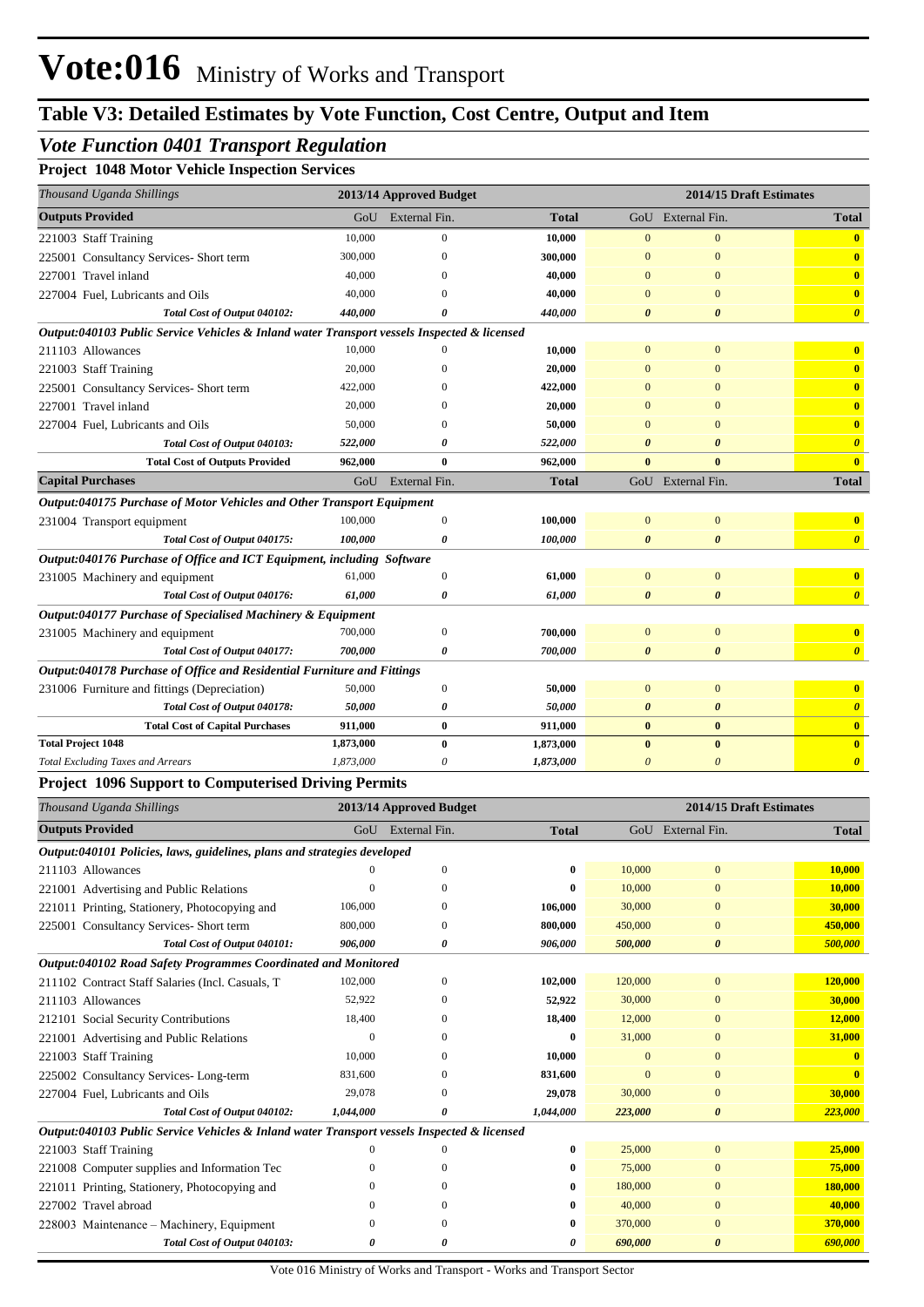# Vote:016 Ministry of Works and Transport

## Table V3: Detailed Estimates by Vote Function, Cost Centre, Output and Item

### *Vote Function 0401 Transport Regulation*

**Project 1048 Motor Vehicle Inspection Services**

| *Thousand Uganda Shillings* | 2013/14 Approved Budget | | | 2014/15 Draft Estimates | | |
|---|---|---|---|---|---|---|
| **Outputs Provided** | GoU | External Fin. | **Total** | GoU | External Fin. | **Total** |
| 221003 Staff Training | 10,000 | 0 | **10,000** | 0 | 0 | **0** |
| 225001 Consultancy Services- Short term | 300,000 | 0 | **300,000** | 0 | 0 | **0** |
| 227001 Travel inland | 40,000 | 0 | **40,000** | 0 | 0 | **0** |
| 227004 Fuel, Lubricants and Oils | 40,000 | 0 | **40,000** | 0 | 0 | **0** |
| ***Total Cost of Output 040102:*** | ***440,000*** | ***0*** | ***440,000*** | ***0*** | ***0*** | ***0*** |
| ***Output:040103 Public Service Vehicles & Inland water Transport vessels Inspected & licensed*** | | | | | | |
| 211103 Allowances | 10,000 | 0 | **10,000** | 0 | 0 | **0** |
| 221003 Staff Training | 20,000 | 0 | **20,000** | 0 | 0 | **0** |
| 225001 Consultancy Services- Short term | 422,000 | 0 | **422,000** | 0 | 0 | **0** |
| 227001 Travel inland | 20,000 | 0 | **20,000** | 0 | 0 | **0** |
| 227004 Fuel, Lubricants and Oils | 50,000 | 0 | **50,000** | 0 | 0 | **0** |
| ***Total Cost of Output 040103:*** | ***522,000*** | ***0*** | ***522,000*** | ***0*** | ***0*** | ***0*** |
| **Total Cost of Outputs Provided** | **962,000** | **0** | **962,000** | **0** | **0** | **0** |
| **Capital Purchases** | GoU | External Fin. | **Total** | GoU | External Fin. | **Total** |
| ***Output:040175 Purchase of Motor Vehicles and Other Transport Equipment*** | | | | | | |
| 231004 Transport equipment | 100,000 | 0 | **100,000** | 0 | 0 | **0** |
| ***Total Cost of Output 040175:*** | ***100,000*** | ***0*** | ***100,000*** | ***0*** | ***0*** | ***0*** |
| ***Output:040176 Purchase of Office and ICT Equipment, including Software*** | | | | | | |
| 231005 Machinery and equipment | 61,000 | 0 | **61,000** | 0 | 0 | **0** |
| ***Total Cost of Output 040176:*** | ***61,000*** | ***0*** | ***61,000*** | ***0*** | ***0*** | ***0*** |
| ***Output:040177 Purchase of Specialised Machinery & Equipment*** | | | | | | |
| 231005 Machinery and equipment | 700,000 | 0 | **700,000** | 0 | 0 | **0** |
| ***Total Cost of Output 040177:*** | ***700,000*** | ***0*** | ***700,000*** | ***0*** | ***0*** | ***0*** |
| ***Output:040178 Purchase of Office and Residential Furniture and Fittings*** | | | | | | |
| 231006 Furniture and fittings (Depreciation) | 50,000 | 0 | **50,000** | 0 | 0 | **0** |
| ***Total Cost of Output 040178:*** | ***50,000*** | ***0*** | ***50,000*** | ***0*** | ***0*** | ***0*** |
| **Total Cost of Capital Purchases** | **911,000** | **0** | **911,000** | **0** | **0** | **0** |
| **Total Project 1048** | **1,873,000** | **0** | **1,873,000** | **0** | **0** | **0** |
| *Total Excluding Taxes and Arrears* | *1,873,000* | *0* | *1,873,000* | *0* | *0* | ***0*** |

**Project 1096 Support to Computerised Driving Permits**

| *Thousand Uganda Shillings* | 2013/14 Approved Budget | | | 2014/15 Draft Estimates | | |
|---|---|---|---|---|---|---|
| **Outputs Provided** | GoU | External Fin. | **Total** | GoU | External Fin. | **Total** |
| ***Output:040101 Policies, laws, guidelines, plans and strategies developed*** | | | | | | |
| 211103 Allowances | 0 | 0 | **0** | 10,000 | 0 | **10,000** |
| 221001 Advertising and Public Relations | 0 | 0 | **0** | 10,000 | 0 | **10,000** |
| 221011 Printing, Stationery, Photocopying and | 106,000 | 0 | **106,000** | 30,000 | 0 | **30,000** |
| 225001 Consultancy Services- Short term | 800,000 | 0 | **800,000** | 450,000 | 0 | **450,000** |
| ***Total Cost of Output 040101:*** | ***906,000*** | ***0*** | ***906,000*** | ***500,000*** | ***0*** | ***500,000*** |
| ***Output:040102 Road Safety Programmes Coordinated and Monitored*** | | | | | | |
| 211102 Contract Staff Salaries (Incl. Casuals, T | 102,000 | 0 | **102,000** | 120,000 | 0 | **120,000** |
| 211103 Allowances | 52,922 | 0 | **52,922** | 30,000 | 0 | **30,000** |
| 212101 Social Security Contributions | 18,400 | 0 | **18,400** | 12,000 | 0 | **12,000** |
| 221001 Advertising and Public Relations | 0 | 0 | **0** | 31,000 | 0 | **31,000** |
| 221003 Staff Training | 10,000 | 0 | **10,000** | 0 | 0 | **0** |
| 225002 Consultancy Services- Long-term | 831,600 | 0 | **831,600** | 0 | 0 | **0** |
| 227004 Fuel, Lubricants and Oils | 29,078 | 0 | **29,078** | 30,000 | 0 | **30,000** |
| ***Total Cost of Output 040102:*** | ***1,044,000*** | ***0*** | ***1,044,000*** | ***223,000*** | ***0*** | ***223,000*** |
| ***Output:040103 Public Service Vehicles & Inland water Transport vessels Inspected & licensed*** | | | | | | |
| 221003 Staff Training | 0 | 0 | **0** | 25,000 | 0 | **25,000** |
| 221008 Computer supplies and Information Tec | 0 | 0 | **0** | 75,000 | 0 | **75,000** |
| 221011 Printing, Stationery, Photocopying and | 0 | 0 | **0** | 180,000 | 0 | **180,000** |
| 227002 Travel abroad | 0 | 0 | **0** | 40,000 | 0 | **40,000** |
| 228003 Maintenance – Machinery, Equipment | 0 | 0 | **0** | 370,000 | 0 | **370,000** |
| ***Total Cost of Output 040103:*** | ***0*** | ***0*** | ***0*** | ***690,000*** | ***0*** | ***690,000*** |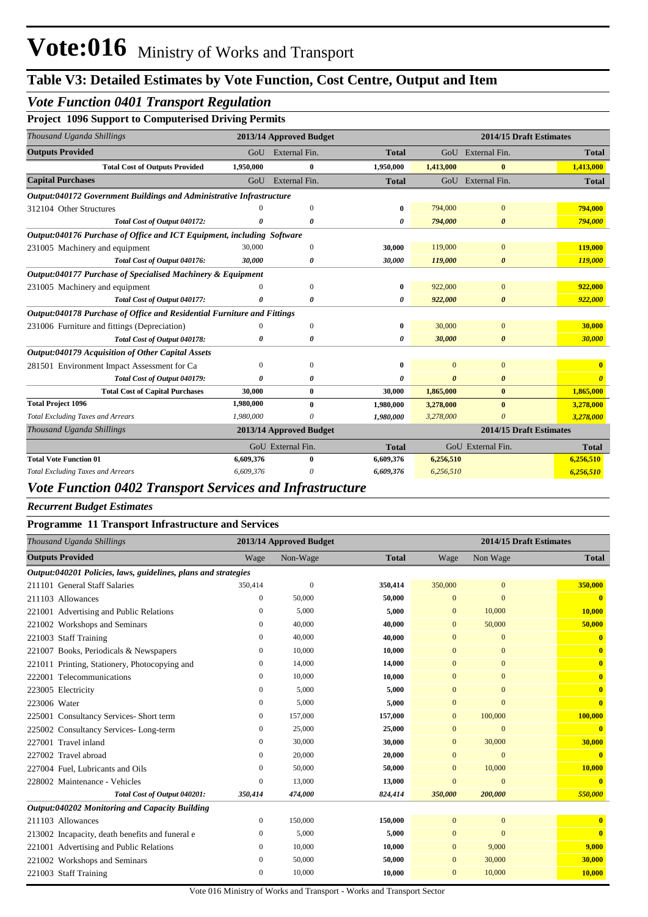# Vote:016 Ministry of Works and Transport

## Table V3: Detailed Estimates by Vote Function, Cost Centre, Output and Item

### *Vote Function 0401 Transport Regulation*

**Project 1096 Support to Computerised Driving Permits**

| *Thousand Uganda Shillings* | 2013/14 Approved Budget | | | 2014/15 Draft Estimates | | |
|---|---|---|---|---|---|---|
| **Outputs Provided** | GoU | External Fin. | **Total** | GoU | External Fin. | **Total** |
| **Total Cost of Outputs Provided** | **1,950,000** | **0** | **1,950,000** | **1,413,000** | **0** | **1,413,000** |
| **Capital Purchases** | GoU | External Fin. | **Total** | GoU | External Fin. | **Total** |
| ***Output:040172 Government Buildings and Administrative Infrastructure*** | | | | | | |
| 312104 Other Structures | 0 | 0 | **0** | 794,000 | 0 | **794,000** |
| *Total Cost of Output 040172:* | ***0*** | ***0*** | ***0*** | ***794,000*** | ***0*** | ***794,000*** |
| ***Output:040176 Purchase of Office and ICT Equipment, including Software*** | | | | | | |
| 231005 Machinery and equipment | 30,000 | 0 | **30,000** | 119,000 | 0 | **119,000** |
| *Total Cost of Output 040176:* | ***30,000*** | ***0*** | ***30,000*** | ***119,000*** | ***0*** | ***119,000*** |
| ***Output:040177 Purchase of Specialised Machinery & Equipment*** | | | | | | |
| 231005 Machinery and equipment | 0 | 0 | **0** | 922,000 | 0 | **922,000** |
| *Total Cost of Output 040177:* | ***0*** | ***0*** | ***0*** | ***922,000*** | ***0*** | ***922,000*** |
| ***Output:040178 Purchase of Office and Residential Furniture and Fittings*** | | | | | | |
| 231006 Furniture and fittings (Depreciation) | 0 | 0 | **0** | 30,000 | 0 | **30,000** |
| *Total Cost of Output 040178:* | ***0*** | ***0*** | ***0*** | ***30,000*** | ***0*** | ***30,000*** |
| ***Output:040179 Acquisition of Other Capital Assets*** | | | | | | |
| 281501 Environment Impact Assessment for Ca | 0 | 0 | **0** | 0 | 0 | **0** |
| *Total Cost of Output 040179:* | ***0*** | ***0*** | ***0*** | ***0*** | ***0*** | ***0*** |
| **Total Cost of Capital Purchases** | **30,000** | **0** | **30,000** | **1,865,000** | **0** | **1,865,000** |
| **Total Project 1096** | **1,980,000** | **0** | **1,980,000** | **3,278,000** | **0** | **3,278,000** |
| *Total Excluding Taxes and Arrears* | *1,980,000* | *0* | ***1,980,000*** | *3,278,000* | *0* | ***3,278,000*** |

| *Thousand Uganda Shillings* | 2013/14 Approved Budget | | | 2014/15 Draft Estimates | | |
|---|---|---|---|---|---|---|
| | GoU | External Fin. | **Total** | GoU | External Fin. | **Total** |
| **Total Vote Function 01** | **6,609,376** | **0** | **6,609,376** | **6,256,510** | | **6,256,510** |
| *Total Excluding Taxes and Arrears* | *6,609,376* | *0* | ***6,609,376*** | *6,256,510* | | ***6,256,510*** |

### *Vote Function 0402 Transport Services and Infrastructure*

***Recurrent Budget Estimates***

**Programme 11 Transport Infrastructure and Services**

| *Thousand Uganda Shillings* | 2013/14 Approved Budget | | | 2014/15 Draft Estimates | | |
|---|---|---|---|---|---|---|
| **Outputs Provided** | Wage | Non-Wage | **Total** | Wage | Non Wage | **Total** |
| ***Output:040201 Policies, laws, guidelines, plans and strategies*** | | | | | | |
| 211101 General Staff Salaries | 350,414 | 0 | **350,414** | 350,000 | 0 | **350,000** |
| 211103 Allowances | 0 | 50,000 | **50,000** | 0 | 0 | **0** |
| 221001 Advertising and Public Relations | 0 | 5,000 | **5,000** | 0 | 10,000 | **10,000** |
| 221002 Workshops and Seminars | 0 | 40,000 | **40,000** | 0 | 50,000 | **50,000** |
| 221003 Staff Training | 0 | 40,000 | **40,000** | 0 | 0 | **0** |
| 221007 Books, Periodicals & Newspapers | 0 | 10,000 | **10,000** | 0 | 0 | **0** |
| 221011 Printing, Stationery, Photocopying and | 0 | 14,000 | **14,000** | 0 | 0 | **0** |
| 222001 Telecommunications | 0 | 10,000 | **10,000** | 0 | 0 | **0** |
| 223005 Electricity | 0 | 5,000 | **5,000** | 0 | 0 | **0** |
| 223006 Water | 0 | 5,000 | **5,000** | 0 | 0 | **0** |
| 225001 Consultancy Services- Short term | 0 | 157,000 | **157,000** | 0 | 100,000 | **100,000** |
| 225002 Consultancy Services- Long-term | 0 | 25,000 | **25,000** | 0 | 0 | **0** |
| 227001 Travel inland | 0 | 30,000 | **30,000** | 0 | 30,000 | **30,000** |
| 227002 Travel abroad | 0 | 20,000 | **20,000** | 0 | 0 | **0** |
| 227004 Fuel, Lubricants and Oils | 0 | 50,000 | **50,000** | 0 | 10,000 | **10,000** |
| 228002 Maintenance - Vehicles | 0 | 13,000 | **13,000** | 0 | 0 | **0** |
| *Total Cost of Output 040201:* | ***350,414*** | ***474,000*** | ***824,414*** | ***350,000*** | ***200,000*** | ***550,000*** |
| ***Output:040202 Monitoring and Capacity Building*** | | | | | | |
| 211103 Allowances | 0 | 150,000 | **150,000** | 0 | 0 | **0** |
| 213002 Incapacity, death benefits and funeral e | 0 | 5,000 | **5,000** | 0 | 0 | **0** |
| 221001 Advertising and Public Relations | 0 | 10,000 | **10,000** | 0 | 9,000 | **9,000** |
| 221002 Workshops and Seminars | 0 | 50,000 | **50,000** | 0 | 30,000 | **30,000** |
| 221003 Staff Training | 0 | 10,000 | **10,000** | 0 | 10,000 | **10,000** |

Vote 016 Ministry of Works and Transport - Works and Transport Sector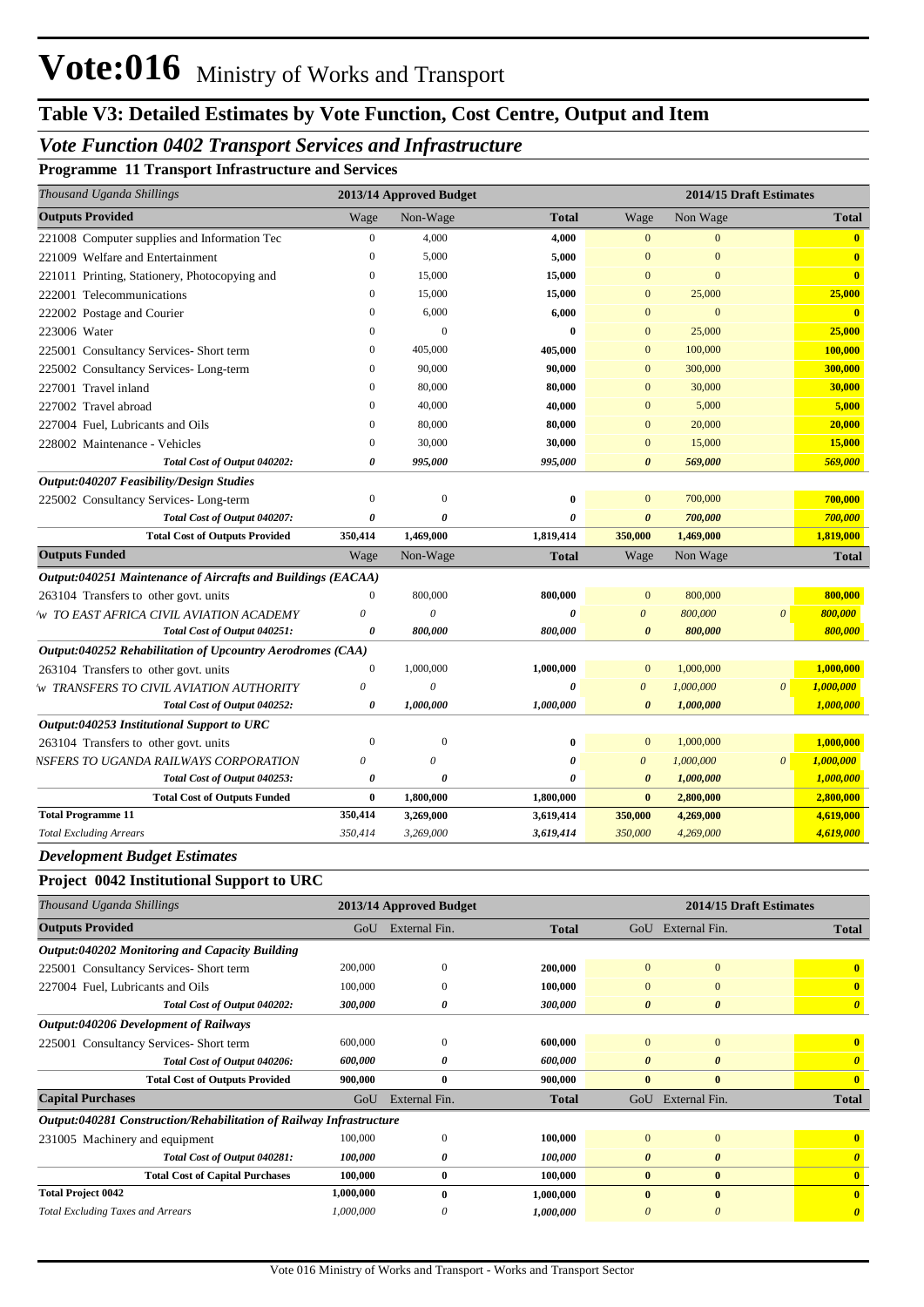# Vote:016 Ministry of Works and Transport

## Table V3: Detailed Estimates by Vote Function, Cost Centre, Output and Item

### *Vote Function 0402 Transport Services and Infrastructure*

**Programme 11 Transport Infrastructure and Services**

| *Thousand Uganda Shillings* | 2013/14 Approved Budget | | | 2014/15 Draft Estimates | | | |
|---|---|---|---|---|---|---|---|
| **Outputs Provided** | Wage | Non-Wage | **Total** | Wage | Non Wage | | **Total** |
| 221008 Computer supplies and Information Tec | 0 | 4,000 | **4,000** | 0 | 0 | | **0** |
| 221009 Welfare and Entertainment | 0 | 5,000 | **5,000** | 0 | 0 | | **0** |
| 221011 Printing, Stationery, Photocopying and | 0 | 15,000 | **15,000** | 0 | 0 | | **0** |
| 222001 Telecommunications | 0 | 15,000 | **15,000** | 0 | 25,000 | | **25,000** |
| 222002 Postage and Courier | 0 | 6,000 | **6,000** | 0 | 0 | | **0** |
| 223006 Water | 0 | 0 | **0** | 0 | 25,000 | | **25,000** |
| 225001 Consultancy Services- Short term | 0 | 405,000 | **405,000** | 0 | 100,000 | | **100,000** |
| 225002 Consultancy Services- Long-term | 0 | 90,000 | **90,000** | 0 | 300,000 | | **300,000** |
| 227001 Travel inland | 0 | 80,000 | **80,000** | 0 | 30,000 | | **30,000** |
| 227002 Travel abroad | 0 | 40,000 | **40,000** | 0 | 5,000 | | **5,000** |
| 227004 Fuel, Lubricants and Oils | 0 | 80,000 | **80,000** | 0 | 20,000 | | **20,000** |
| 228002 Maintenance - Vehicles | 0 | 30,000 | **30,000** | 0 | 15,000 | | **15,000** |
| ***Total Cost of Output 040202:*** | ***0*** | ***995,000*** | ***995,000*** | ***0*** | ***569,000*** | | ***569,000*** |
| ***Output:040207 Feasibility/Design Studies*** | | | | | | | |
| 225002 Consultancy Services- Long-term | 0 | 0 | **0** | 0 | 700,000 | | **700,000** |
| ***Total Cost of Output 040207:*** | ***0*** | ***0*** | ***0*** | ***0*** | ***700,000*** | | ***700,000*** |
| **Total Cost of Outputs Provided** | **350,414** | **1,469,000** | **1,819,414** | **350,000** | **1,469,000** | | **1,819,000** |
| **Outputs Funded** | Wage | Non-Wage | **Total** | Wage | Non Wage | | **Total** |
| ***Output:040251 Maintenance of Aircrafts and Buildings (EACAA)*** | | | | | | | |
| 263104 Transfers to other govt. units | 0 | 800,000 | **800,000** | 0 | 800,000 | | **800,000** |
| *'w TO EAST AFRICA CIVIL AVIATION ACADEMY* | *0* | *0* | ***0*** | *0* | *800,000* | *0* | ***800,000*** |
| ***Total Cost of Output 040251:*** | ***0*** | ***800,000*** | ***800,000*** | ***0*** | ***800,000*** | | ***800,000*** |
| ***Output:040252 Rehabilitation of Upcountry Aerodromes (CAA)*** | | | | | | | |
| 263104 Transfers to other govt. units | 0 | 1,000,000 | **1,000,000** | 0 | 1,000,000 | | **1,000,000** |
| *'w TRANSFERS TO CIVIL AVIATION AUTHORITY* | *0* | *0* | ***0*** | *0* | *1,000,000* | *0* | ***1,000,000*** |
| ***Total Cost of Output 040252:*** | ***0*** | ***1,000,000*** | ***1,000,000*** | ***0*** | ***1,000,000*** | | ***1,000,000*** |
| ***Output:040253 Institutional Support to URC*** | | | | | | | |
| 263104 Transfers to other govt. units | 0 | 0 | **0** | 0 | 1,000,000 | | **1,000,000** |
| *NSFERS TO UGANDA RAILWAYS CORPORATION* | *0* | *0* | ***0*** | *0* | *1,000,000* | *0* | ***1,000,000*** |
| ***Total Cost of Output 040253:*** | ***0*** | ***0*** | ***0*** | ***0*** | ***1,000,000*** | | ***1,000,000*** |
| **Total Cost of Outputs Funded** | **0** | **1,800,000** | **1,800,000** | **0** | **2,800,000** | | **2,800,000** |
| **Total Programme 11** | **350,414** | **3,269,000** | **3,619,414** | **350,000** | **4,269,000** | | **4,619,000** |
| *Total Excluding Arrears* | *350,414* | *3,269,000* | ***3,619,414*** | *350,000* | *4,269,000* | | ***4,619,000*** |

### *Development Budget Estimates*

**Project 0042 Institutional Support to URC**

| *Thousand Uganda Shillings* | 2013/14 Approved Budget | | | 2014/15 Draft Estimates | | |
|---|---|---|---|---|---|---|
| **Outputs Provided** | GoU | External Fin. | **Total** | GoU | External Fin. | **Total** |
| ***Output:040202 Monitoring and Capacity Building*** | | | | | | |
| 225001 Consultancy Services- Short term | 200,000 | 0 | **200,000** | 0 | 0 | **0** |
| 227004 Fuel, Lubricants and Oils | 100,000 | 0 | **100,000** | 0 | 0 | **0** |
| ***Total Cost of Output 040202:*** | ***300,000*** | ***0*** | ***300,000*** | ***0*** | ***0*** | ***0*** |
| ***Output:040206 Development of Railways*** | | | | | | |
| 225001 Consultancy Services- Short term | 600,000 | 0 | **600,000** | 0 | 0 | **0** |
| ***Total Cost of Output 040206:*** | ***600,000*** | ***0*** | ***600,000*** | ***0*** | ***0*** | ***0*** |
| **Total Cost of Outputs Provided** | **900,000** | **0** | **900,000** | **0** | **0** | **0** |
| **Capital Purchases** | GoU | External Fin. | **Total** | GoU | External Fin. | **Total** |
| ***Output:040281 Construction/Rehabilitation of Railway Infrastructure*** | | | | | | |
| 231005 Machinery and equipment | 100,000 | 0 | **100,000** | 0 | 0 | **0** |
| ***Total Cost of Output 040281:*** | ***100,000*** | ***0*** | ***100,000*** | ***0*** | ***0*** | ***0*** |
| **Total Cost of Capital Purchases** | **100,000** | **0** | **100,000** | **0** | **0** | **0** |
| **Total Project 0042** | **1,000,000** | **0** | **1,000,000** | **0** | **0** | **0** |
| *Total Excluding Taxes and Arrears* | *1,000,000* | *0* | ***1,000,000*** | *0* | *0* | ***0*** |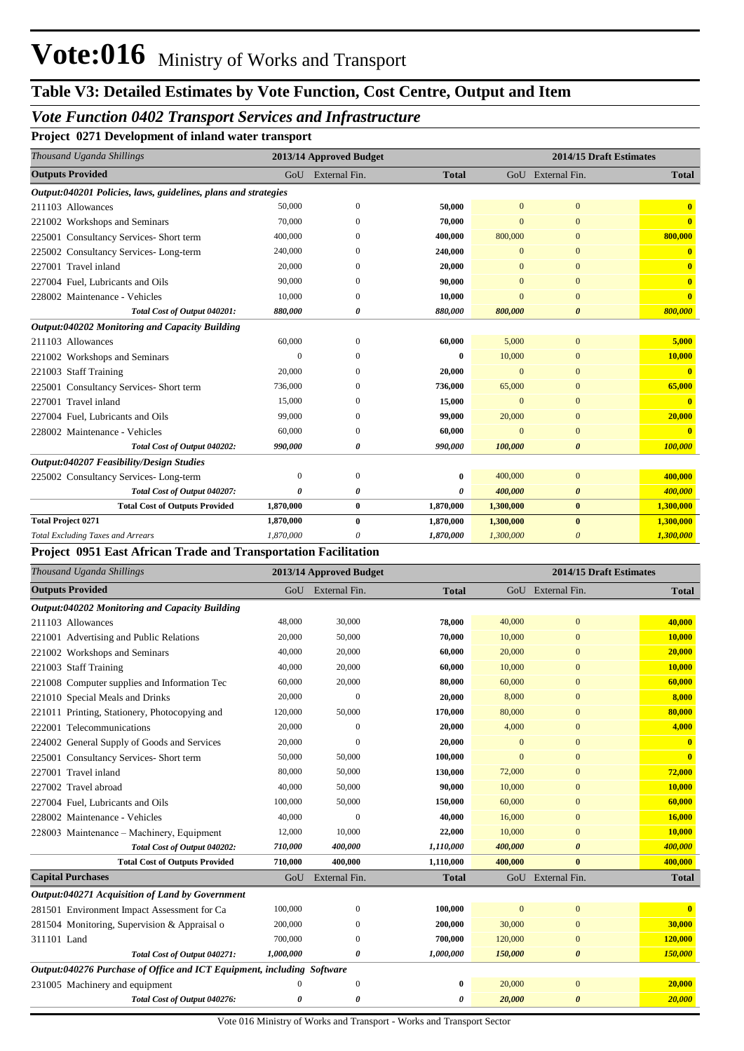# Vote:016 Ministry of Works and Transport

## Table V3: Detailed Estimates by Vote Function, Cost Centre, Output and Item

### *Vote Function 0402 Transport Services and Infrastructure*

**Project 0271 Development of inland water transport**

| *Thousand Uganda Shillings* | 2013/14 Approved Budget | | | 2014/15 Draft Estimates | | |
|---|---|---|---|---|---|---|
| **Outputs Provided** | GoU | External Fin. | **Total** | GoU | External Fin. | **Total** |
| ***Output:040201 Policies, laws, guidelines, plans and strategies*** | | | | | | |
| 211103 Allowances | 50,000 | 0 | **50,000** | 0 | 0 | **0** |
| 221002 Workshops and Seminars | 70,000 | 0 | **70,000** | 0 | 0 | **0** |
| 225001 Consultancy Services- Short term | 400,000 | 0 | **400,000** | 800,000 | 0 | **800,000** |
| 225002 Consultancy Services- Long-term | 240,000 | 0 | **240,000** | 0 | 0 | **0** |
| 227001 Travel inland | 20,000 | 0 | **20,000** | 0 | 0 | **0** |
| 227004 Fuel, Lubricants and Oils | 90,000 | 0 | **90,000** | 0 | 0 | **0** |
| 228002 Maintenance - Vehicles | 10,000 | 0 | **10,000** | 0 | 0 | **0** |
| ***Total Cost of Output 040201:*** | ***880,000*** | ***0*** | ***880,000*** | ***800,000*** | ***0*** | ***800,000*** |
| ***Output:040202 Monitoring and Capacity Building*** | | | | | | |
| 211103 Allowances | 60,000 | 0 | **60,000** | 5,000 | 0 | **5,000** |
| 221002 Workshops and Seminars | 0 | 0 | **0** | 10,000 | 0 | **10,000** |
| 221003 Staff Training | 20,000 | 0 | **20,000** | 0 | 0 | **0** |
| 225001 Consultancy Services- Short term | 736,000 | 0 | **736,000** | 65,000 | 0 | **65,000** |
| 227001 Travel inland | 15,000 | 0 | **15,000** | 0 | 0 | **0** |
| 227004 Fuel, Lubricants and Oils | 99,000 | 0 | **99,000** | 20,000 | 0 | **20,000** |
| 228002 Maintenance - Vehicles | 60,000 | 0 | **60,000** | 0 | 0 | **0** |
| ***Total Cost of Output 040202:*** | ***990,000*** | ***0*** | ***990,000*** | ***100,000*** | ***0*** | ***100,000*** |
| ***Output:040207 Feasibility/Design Studies*** | | | | | | |
| 225002 Consultancy Services- Long-term | 0 | 0 | **0** | 400,000 | 0 | **400,000** |
| ***Total Cost of Output 040207:*** | ***0*** | ***0*** | ***0*** | ***400,000*** | ***0*** | ***400,000*** |
| **Total Cost of Outputs Provided** | **1,870,000** | **0** | **1,870,000** | **1,300,000** | **0** | **1,300,000** |
| **Total Project 0271** | **1,870,000** | **0** | **1,870,000** | **1,300,000** | **0** | **1,300,000** |
| *Total Excluding Taxes and Arrears* | *1,870,000* | *0* | *1,870,000* | *1,300,000* | *0* | *1,300,000* |

**Project 0951 East African Trade and Transportation Facilitation**

| *Thousand Uganda Shillings* | 2013/14 Approved Budget | | | 2014/15 Draft Estimates | | |
|---|---|---|---|---|---|---|
| **Outputs Provided** | GoU | External Fin. | **Total** | GoU | External Fin. | **Total** |
| ***Output:040202 Monitoring and Capacity Building*** | | | | | | |
| 211103 Allowances | 48,000 | 30,000 | **78,000** | 40,000 | 0 | **40,000** |
| 221001 Advertising and Public Relations | 20,000 | 50,000 | **70,000** | 10,000 | 0 | **10,000** |
| 221002 Workshops and Seminars | 40,000 | 20,000 | **60,000** | 20,000 | 0 | **20,000** |
| 221003 Staff Training | 40,000 | 20,000 | **60,000** | 10,000 | 0 | **10,000** |
| 221008 Computer supplies and Information Tec | 60,000 | 20,000 | **80,000** | 60,000 | 0 | **60,000** |
| 221010 Special Meals and Drinks | 20,000 | 0 | **20,000** | 8,000 | 0 | **8,000** |
| 221011 Printing, Stationery, Photocopying and | 120,000 | 50,000 | **170,000** | 80,000 | 0 | **80,000** |
| 222001 Telecommunications | 20,000 | 0 | **20,000** | 4,000 | 0 | **4,000** |
| 224002 General Supply of Goods and Services | 20,000 | 0 | **20,000** | 0 | 0 | **0** |
| 225001 Consultancy Services- Short term | 50,000 | 50,000 | **100,000** | 0 | 0 | **0** |
| 227001 Travel inland | 80,000 | 50,000 | **130,000** | 72,000 | 0 | **72,000** |
| 227002 Travel abroad | 40,000 | 50,000 | **90,000** | 10,000 | 0 | **10,000** |
| 227004 Fuel, Lubricants and Oils | 100,000 | 50,000 | **150,000** | 60,000 | 0 | **60,000** |
| 228002 Maintenance - Vehicles | 40,000 | 0 | **40,000** | 16,000 | 0 | **16,000** |
| 228003 Maintenance – Machinery, Equipment | 12,000 | 10,000 | **22,000** | 10,000 | 0 | **10,000** |
| ***Total Cost of Output 040202:*** | ***710,000*** | ***400,000*** | ***1,110,000*** | ***400,000*** | ***0*** | ***400,000*** |
| **Total Cost of Outputs Provided** | **710,000** | **400,000** | **1,110,000** | **400,000** | **0** | **400,000** |
| **Capital Purchases** | GoU | External Fin. | **Total** | GoU | External Fin. | **Total** |
| ***Output:040271 Acquisition of Land by Government*** | | | | | | |
| 281501 Environment Impact Assessment for Ca | 100,000 | 0 | **100,000** | 0 | 0 | **0** |
| 281504 Monitoring, Supervision & Appraisal o | 200,000 | 0 | **200,000** | 30,000 | 0 | **30,000** |
| 311101 Land | 700,000 | 0 | **700,000** | 120,000 | 0 | **120,000** |
| ***Total Cost of Output 040271:*** | ***1,000,000*** | ***0*** | ***1,000,000*** | ***150,000*** | ***0*** | ***150,000*** |
| ***Output:040276 Purchase of Office and ICT Equipment, including Software*** | | | | | | |
| 231005 Machinery and equipment | 0 | 0 | **0** | 20,000 | 0 | **20,000** |
| ***Total Cost of Output 040276:*** | ***0*** | ***0*** | ***0*** | ***20,000*** | ***0*** | ***20,000*** |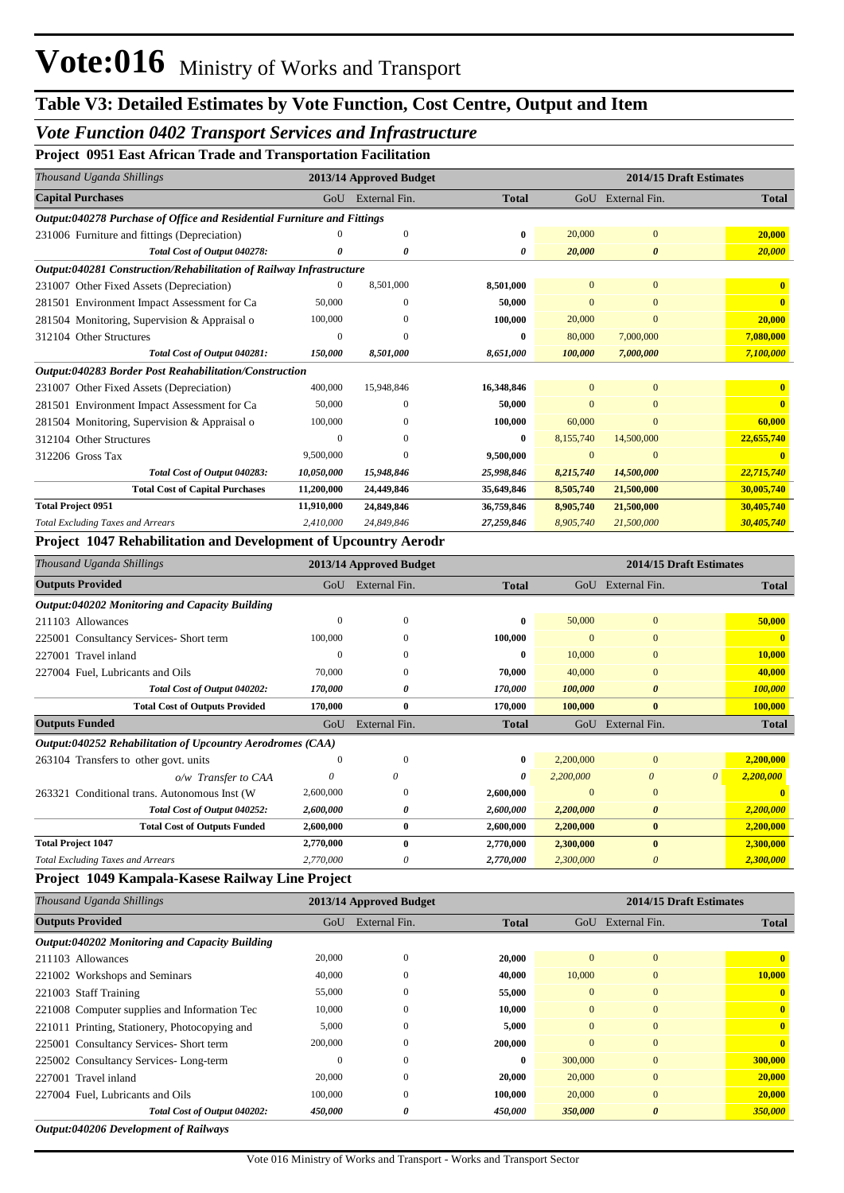# Vote:016 Ministry of Works and Transport

## Table V3: Detailed Estimates by Vote Function, Cost Centre, Output and Item

### *Vote Function 0402 Transport Services and Infrastructure*

#### Project 0951 East African Trade and Transportation Facilitation

| *Thousand Uganda Shillings* | 2013/14 Approved Budget | | | 2014/15 Draft Estimates | | |
|---|---|---|---|---|---|---|
| **Capital Purchases** | GoU | External Fin. | **Total** | GoU | External Fin. | **Total** |
| ***Output:040278 Purchase of Office and Residential Furniture and Fittings*** | | | | | | |
| 231006 Furniture and fittings (Depreciation) | 0 | 0 | **0** | 20,000 | 0 | **20,000** |
| *Total Cost of Output 040278:* | *0* | *0* | *0* | *20,000* | *0* | *20,000* |
| ***Output:040281 Construction/Rehabilitation of Railway Infrastructure*** | | | | | | |
| 231007 Other Fixed Assets (Depreciation) | 0 | 8,501,000 | **8,501,000** | 0 | 0 | **0** |
| 281501 Environment Impact Assessment for Ca | 50,000 | 0 | **50,000** | 0 | 0 | **0** |
| 281504 Monitoring, Supervision & Appraisal o | 100,000 | 0 | **100,000** | 20,000 | 0 | **20,000** |
| 312104 Other Structures | 0 | 0 | **0** | 80,000 | 7,000,000 | **7,080,000** |
| *Total Cost of Output 040281:* | *150,000* | *8,501,000* | *8,651,000* | *100,000* | *7,000,000* | *7,100,000* |
| ***Output:040283 Border Post Reahabilitation/Construction*** | | | | | | |
| 231007 Other Fixed Assets (Depreciation) | 400,000 | 15,948,846 | **16,348,846** | 0 | 0 | **0** |
| 281501 Environment Impact Assessment for Ca | 50,000 | 0 | **50,000** | 0 | 0 | **0** |
| 281504 Monitoring, Supervision & Appraisal o | 100,000 | 0 | **100,000** | 60,000 | 0 | **60,000** |
| 312104 Other Structures | 0 | 0 | **0** | 8,155,740 | 14,500,000 | **22,655,740** |
| 312206 Gross Tax | 9,500,000 | 0 | **9,500,000** | 0 | 0 | **0** |
| *Total Cost of Output 040283:* | *10,050,000* | *15,948,846* | *25,998,846* | *8,215,740* | *14,500,000* | *22,715,740* |
| **Total Cost of Capital Purchases** | **11,200,000** | **24,449,846** | **35,649,846** | **8,505,740** | **21,500,000** | **30,005,740** |
| **Total Project 0951** | **11,910,000** | **24,849,846** | **36,759,846** | **8,905,740** | **21,500,000** | **30,405,740** |
| *Total Excluding Taxes and Arrears* | *2,410,000* | *24,849,846* | *27,259,846* | *8,905,740* | *21,500,000* | *30,405,740* |

#### Project 1047 Rehabilitation and Development of Upcountry Aerodr

| *Thousand Uganda Shillings* | 2013/14 Approved Budget | | | 2014/15 Draft Estimates | | | |
|---|---|---|---|---|---|---|---|
| **Outputs Provided** | GoU | External Fin. | **Total** | GoU | External Fin. | | **Total** |
| ***Output:040202 Monitoring and Capacity Building*** | | | | | | | |
| 211103 Allowances | 0 | 0 | **0** | 50,000 | 0 | | **50,000** |
| 225001 Consultancy Services- Short term | 100,000 | 0 | **100,000** | 0 | 0 | | **0** |
| 227001 Travel inland | 0 | 0 | **0** | 10,000 | 0 | | **10,000** |
| 227004 Fuel, Lubricants and Oils | 70,000 | 0 | **70,000** | 40,000 | 0 | | **40,000** |
| *Total Cost of Output 040202:* | *170,000* | *0* | *170,000* | *100,000* | *0* | | *100,000* |
| **Total Cost of Outputs Provided** | **170,000** | **0** | **170,000** | **100,000** | **0** | | **100,000** |
| **Outputs Funded** | GoU | External Fin. | **Total** | GoU | External Fin. | | **Total** |
| ***Output:040252 Rehabilitation of Upcountry Aerodromes (CAA)*** | | | | | | | |
| 263104 Transfers to other govt. units | 0 | 0 | **0** | 2,200,000 | 0 | | **2,200,000** |
| *o/w Transfer to CAA* | *0* | *0* | *0* | *2,200,000* | *0* | *0* | *2,200,000* |
| 263321 Conditional trans. Autonomous Inst (W | 2,600,000 | 0 | **2,600,000** | 0 | 0 | | **0** |
| *Total Cost of Output 040252:* | *2,600,000* | *0* | *2,600,000* | *2,200,000* | *0* | | *2,200,000* |
| **Total Cost of Outputs Funded** | **2,600,000** | **0** | **2,600,000** | **2,200,000** | **0** | | **2,200,000** |
| **Total Project 1047** | **2,770,000** | **0** | **2,770,000** | **2,300,000** | **0** | | **2,300,000** |
| *Total Excluding Taxes and Arrears* | *2,770,000* | *0* | *2,770,000* | *2,300,000* | *0* | | *2,300,000* |

#### Project 1049 Kampala-Kasese Railway Line Project

| *Thousand Uganda Shillings* | 2013/14 Approved Budget | | | 2014/15 Draft Estimates | | |
|---|---|---|---|---|---|---|
| **Outputs Provided** | GoU | External Fin. | **Total** | GoU | External Fin. | **Total** |
| ***Output:040202 Monitoring and Capacity Building*** | | | | | | |
| 211103 Allowances | 20,000 | 0 | **20,000** | 0 | 0 | **0** |
| 221002 Workshops and Seminars | 40,000 | 0 | **40,000** | 10,000 | 0 | **10,000** |
| 221003 Staff Training | 55,000 | 0 | **55,000** | 0 | 0 | **0** |
| 221008 Computer supplies and Information Tec | 10,000 | 0 | **10,000** | 0 | 0 | **0** |
| 221011 Printing, Stationery, Photocopying and | 5,000 | 0 | **5,000** | 0 | 0 | **0** |
| 225001 Consultancy Services- Short term | 200,000 | 0 | **200,000** | 0 | 0 | **0** |
| 225002 Consultancy Services- Long-term | 0 | 0 | **0** | 300,000 | 0 | **300,000** |
| 227001 Travel inland | 20,000 | 0 | **20,000** | 20,000 | 0 | **20,000** |
| 227004 Fuel, Lubricants and Oils | 100,000 | 0 | **100,000** | 20,000 | 0 | **20,000** |
| *Total Cost of Output 040202:* | *450,000* | *0* | *450,000* | *350,000* | *0* | *350,000* |
| ***Output:040206 Development of Railways*** | | | | | | |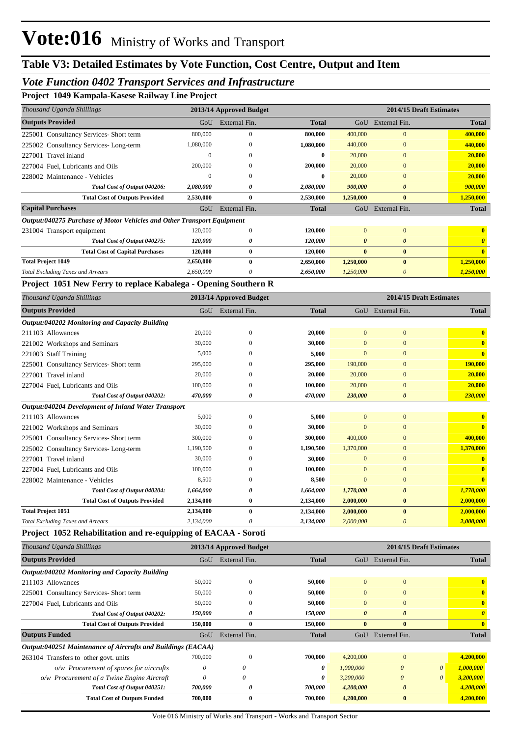# Vote:016 Ministry of Works and Transport

## Table V3: Detailed Estimates by Vote Function, Cost Centre, Output and Item

### *Vote Function 0402 Transport Services and Infrastructure*

**Project 1049 Kampala-Kasese Railway Line Project**

| *Thousand Uganda Shillings* | 2013/14 Approved Budget | | | 2014/15 Draft Estimates | | |
|---|---|---|---|---|---|---|
| **Outputs Provided** | GoU | External Fin. | **Total** | GoU | External Fin. | **Total** |
| 225001 Consultancy Services- Short term | 800,000 | 0 | **800,000** | 400,000 | 0 | **400,000** |
| 225002 Consultancy Services- Long-term | 1,080,000 | 0 | **1,080,000** | 440,000 | 0 | **440,000** |
| 227001 Travel inland | 0 | 0 | **0** | 20,000 | 0 | **20,000** |
| 227004 Fuel, Lubricants and Oils | 200,000 | 0 | **200,000** | 20,000 | 0 | **20,000** |
| 228002 Maintenance - Vehicles | 0 | 0 | **0** | 20,000 | 0 | **20,000** |
| ***Total Cost of Output 040206:*** | ***2,080,000*** | ***0*** | ***2,080,000*** | ***900,000*** | ***0*** | ***900,000*** |
| **Total Cost of Outputs Provided** | **2,530,000** | **0** | **2,530,000** | **1,250,000** | **0** | **1,250,000** |
| **Capital Purchases** | GoU | External Fin. | **Total** | GoU | External Fin. | **Total** |
| ***Output:040275 Purchase of Motor Vehicles and Other Transport Equipment*** | | | | | | |
| 231004 Transport equipment | 120,000 | 0 | **120,000** | 0 | 0 | **0** |
| ***Total Cost of Output 040275:*** | ***120,000*** | ***0*** | ***120,000*** | ***0*** | ***0*** | ***0*** |
| **Total Cost of Capital Purchases** | **120,000** | **0** | **120,000** | **0** | **0** | **0** |
| **Total Project 1049** | **2,650,000** | **0** | **2,650,000** | **1,250,000** | **0** | **1,250,000** |
| *Total Excluding Taxes and Arrears* | *2,650,000* | *0* | *2,650,000* | *1,250,000* | *0* | *1,250,000* |

**Project 1051 New Ferry to replace Kabalega - Opening Southern R**

| *Thousand Uganda Shillings* | 2013/14 Approved Budget | | | 2014/15 Draft Estimates | | |
|---|---|---|---|---|---|---|
| **Outputs Provided** | GoU | External Fin. | **Total** | GoU | External Fin. | **Total** |
| ***Output:040202 Monitoring and Capacity Building*** | | | | | | |
| 211103 Allowances | 20,000 | 0 | **20,000** | 0 | 0 | **0** |
| 221002 Workshops and Seminars | 30,000 | 0 | **30,000** | 0 | 0 | **0** |
| 221003 Staff Training | 5,000 | 0 | **5,000** | 0 | 0 | **0** |
| 225001 Consultancy Services- Short term | 295,000 | 0 | **295,000** | 190,000 | 0 | **190,000** |
| 227001 Travel inland | 20,000 | 0 | **20,000** | 20,000 | 0 | **20,000** |
| 227004 Fuel, Lubricants and Oils | 100,000 | 0 | **100,000** | 20,000 | 0 | **20,000** |
| ***Total Cost of Output 040202:*** | ***470,000*** | ***0*** | ***470,000*** | ***230,000*** | ***0*** | ***230,000*** |
| ***Output:040204 Development of Inland Water Transport*** | | | | | | |
| 211103 Allowances | 5,000 | 0 | **5,000** | 0 | 0 | **0** |
| 221002 Workshops and Seminars | 30,000 | 0 | **30,000** | 0 | 0 | **0** |
| 225001 Consultancy Services- Short term | 300,000 | 0 | **300,000** | 400,000 | 0 | **400,000** |
| 225002 Consultancy Services- Long-term | 1,190,500 | 0 | **1,190,500** | 1,370,000 | 0 | **1,370,000** |
| 227001 Travel inland | 30,000 | 0 | **30,000** | 0 | 0 | **0** |
| 227004 Fuel, Lubricants and Oils | 100,000 | 0 | **100,000** | 0 | 0 | **0** |
| 228002 Maintenance - Vehicles | 8,500 | 0 | **8,500** | 0 | 0 | **0** |
| ***Total Cost of Output 040204:*** | ***1,664,000*** | ***0*** | ***1,664,000*** | ***1,770,000*** | ***0*** | ***1,770,000*** |
| **Total Cost of Outputs Provided** | **2,134,000** | **0** | **2,134,000** | **2,000,000** | **0** | **2,000,000** |
| **Total Project 1051** | **2,134,000** | **0** | **2,134,000** | **2,000,000** | **0** | **2,000,000** |
| *Total Excluding Taxes and Arrears* | *2,134,000* | *0* | *2,134,000* | *2,000,000* | *0* | *2,000,000* |

**Project 1052 Rehabilitation and re-equipping of EACAA - Soroti**

| *Thousand Uganda Shillings* | 2013/14 Approved Budget | | | 2014/15 Draft Estimates | | | |
|---|---|---|---|---|---|---|---|
| **Outputs Provided** | GoU | External Fin. | **Total** | GoU | External Fin. | | **Total** |
| ***Output:040202 Monitoring and Capacity Building*** | | | | | | | |
| 211103 Allowances | 50,000 | 0 | **50,000** | 0 | 0 | | **0** |
| 225001 Consultancy Services- Short term | 50,000 | 0 | **50,000** | 0 | 0 | | **0** |
| 227004 Fuel, Lubricants and Oils | 50,000 | 0 | **50,000** | 0 | 0 | | **0** |
| ***Total Cost of Output 040202:*** | ***150,000*** | ***0*** | ***150,000*** | ***0*** | ***0*** | | ***0*** |
| **Total Cost of Outputs Provided** | **150,000** | **0** | **150,000** | **0** | **0** | | **0** |
| **Outputs Funded** | GoU | External Fin. | **Total** | GoU | External Fin. | | **Total** |
| ***Output:040251 Maintenance of Aircrafts and Buildings (EACAA)*** | | | | | | | |
| 263104 Transfers to other govt. units | 700,000 | 0 | **700,000** | 4,200,000 | 0 | | **4,200,000** |
| *o/w Procurement of spares for aircrafts* | *0* | *0* | ***0*** | *1,000,000* | *0* | *0* | ***1,000,000*** |
| *o/w Procurement of a Twine Engine Aircraft* | *0* | *0* | ***0*** | *3,200,000* | *0* | *0* | ***3,200,000*** |
| ***Total Cost of Output 040251:*** | ***700,000*** | ***0*** | ***700,000*** | ***4,200,000*** | ***0*** | | ***4,200,000*** |
| **Total Cost of Outputs Funded** | **700,000** | **0** | **700,000** | **4,200,000** | **0** | | **4,200,000** |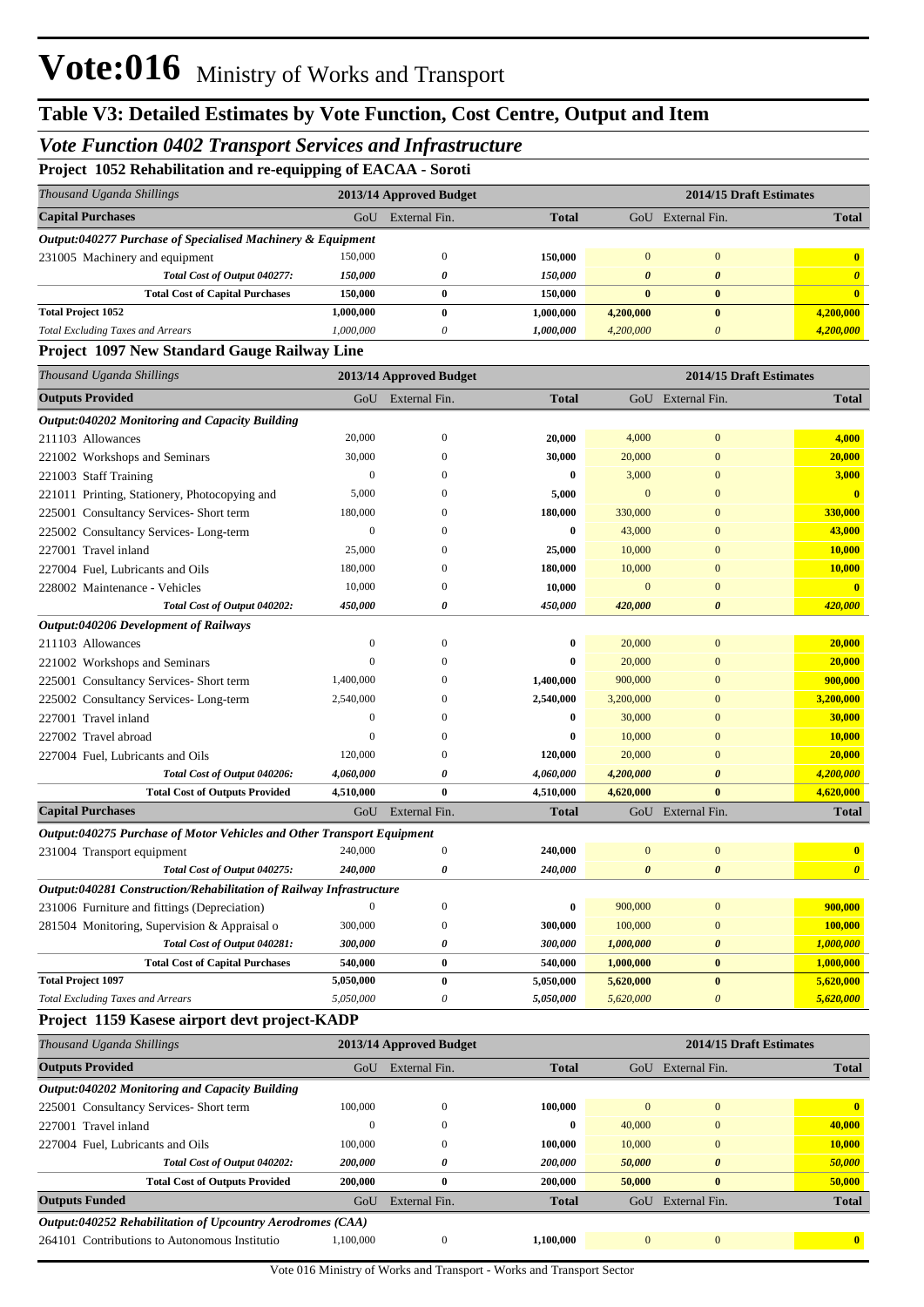# Vote:016 Ministry of Works and Transport

## Table V3: Detailed Estimates by Vote Function, Cost Centre, Output and Item

### *Vote Function 0402 Transport Services and Infrastructure*

### Project 1052 Rehabilitation and re-equipping of EACAA - Soroti

| *Thousand Uganda Shillings* | 2013/14 Approved Budget | | | 2014/15 Draft Estimates | | |
|---|---|---|---|---|---|---|
| **Capital Purchases** | GoU | External Fin. | **Total** | GoU | External Fin. | **Total** |
| ***Output:040277 Purchase of Specialised Machinery & Equipment*** | | | | | | |
| 231005 Machinery and equipment | 150,000 | 0 | **150,000** | 0 | 0 | **0** |
| *Total Cost of Output 040277:* | *150,000* | *0* | *150,000* | *0* | *0* | *0* |
| **Total Cost of Capital Purchases** | **150,000** | **0** | **150,000** | **0** | **0** | **0** |
| **Total Project 1052** | **1,000,000** | **0** | **1,000,000** | **4,200,000** | **0** | **4,200,000** |
| *Total Excluding Taxes and Arrears* | *1,000,000* | *0* | *1,000,000* | *4,200,000* | *0* | *4,200,000* |

### Project 1097 New Standard Gauge Railway Line

| *Thousand Uganda Shillings* | 2013/14 Approved Budget | | | 2014/15 Draft Estimates | | |
|---|---|---|---|---|---|---|
| **Outputs Provided** | GoU | External Fin. | **Total** | GoU | External Fin. | **Total** |
| ***Output:040202 Monitoring and Capacity Building*** | | | | | | |
| 211103 Allowances | 20,000 | 0 | **20,000** | 4,000 | 0 | **4,000** |
| 221002 Workshops and Seminars | 30,000 | 0 | **30,000** | 20,000 | 0 | **20,000** |
| 221003 Staff Training | 0 | 0 | **0** | 3,000 | 0 | **3,000** |
| 221011 Printing, Stationery, Photocopying and | 5,000 | 0 | **5,000** | 0 | 0 | **0** |
| 225001 Consultancy Services- Short term | 180,000 | 0 | **180,000** | 330,000 | 0 | **330,000** |
| 225002 Consultancy Services- Long-term | 0 | 0 | **0** | 43,000 | 0 | **43,000** |
| 227001 Travel inland | 25,000 | 0 | **25,000** | 10,000 | 0 | **10,000** |
| 227004 Fuel, Lubricants and Oils | 180,000 | 0 | **180,000** | 10,000 | 0 | **10,000** |
| 228002 Maintenance - Vehicles | 10,000 | 0 | **10,000** | 0 | 0 | **0** |
| *Total Cost of Output 040202:* | *450,000* | *0* | *450,000* | *420,000* | *0* | *420,000* |
| ***Output:040206 Development of Railways*** | | | | | | |
| 211103 Allowances | 0 | 0 | **0** | 20,000 | 0 | **20,000** |
| 221002 Workshops and Seminars | 0 | 0 | **0** | 20,000 | 0 | **20,000** |
| 225001 Consultancy Services- Short term | 1,400,000 | 0 | **1,400,000** | 900,000 | 0 | **900,000** |
| 225002 Consultancy Services- Long-term | 2,540,000 | 0 | **2,540,000** | 3,200,000 | 0 | **3,200,000** |
| 227001 Travel inland | 0 | 0 | **0** | 30,000 | 0 | **30,000** |
| 227002 Travel abroad | 0 | 0 | **0** | 10,000 | 0 | **10,000** |
| 227004 Fuel, Lubricants and Oils | 120,000 | 0 | **120,000** | 20,000 | 0 | **20,000** |
| *Total Cost of Output 040206:* | *4,060,000* | *0* | *4,060,000* | *4,200,000* | *0* | *4,200,000* |
| **Total Cost of Outputs Provided** | **4,510,000** | **0** | **4,510,000** | **4,620,000** | **0** | **4,620,000** |
| **Capital Purchases** | GoU | External Fin. | **Total** | GoU | External Fin. | **Total** |
| ***Output:040275 Purchase of Motor Vehicles and Other Transport Equipment*** | | | | | | |
| 231004 Transport equipment | 240,000 | 0 | **240,000** | 0 | 0 | **0** |
| *Total Cost of Output 040275:* | *240,000* | *0* | *240,000* | *0* | *0* | *0* |
| ***Output:040281 Construction/Rehabilitation of Railway Infrastructure*** | | | | | | |
| 231006 Furniture and fittings (Depreciation) | 0 | 0 | **0** | 900,000 | 0 | **900,000** |
| 281504 Monitoring, Supervision & Appraisal o | 300,000 | 0 | **300,000** | 100,000 | 0 | **100,000** |
| *Total Cost of Output 040281:* | *300,000* | *0* | *300,000* | *1,000,000* | *0* | *1,000,000* |
| **Total Cost of Capital Purchases** | **540,000** | **0** | **540,000** | **1,000,000** | **0** | **1,000,000** |
| **Total Project 1097** | **5,050,000** | **0** | **5,050,000** | **5,620,000** | **0** | **5,620,000** |
| *Total Excluding Taxes and Arrears* | *5,050,000* | *0* | *5,050,000* | *5,620,000* | *0* | *5,620,000* |

### Project 1159 Kasese airport devt project-KADP

| *Thousand Uganda Shillings* | 2013/14 Approved Budget | | | 2014/15 Draft Estimates | | |
|---|---|---|---|---|---|---|
| **Outputs Provided** | GoU | External Fin. | **Total** | GoU | External Fin. | **Total** |
| ***Output:040202 Monitoring and Capacity Building*** | | | | | | |
| 225001 Consultancy Services- Short term | 100,000 | 0 | **100,000** | 0 | 0 | **0** |
| 227001 Travel inland | 0 | 0 | **0** | 40,000 | 0 | **40,000** |
| 227004 Fuel, Lubricants and Oils | 100,000 | 0 | **100,000** | 10,000 | 0 | **10,000** |
| *Total Cost of Output 040202:* | *200,000* | *0* | *200,000* | *50,000* | *0* | *50,000* |
| **Total Cost of Outputs Provided** | **200,000** | **0** | **200,000** | **50,000** | **0** | **50,000** |
| **Outputs Funded** | GoU | External Fin. | **Total** | GoU | External Fin. | **Total** |
| ***Output:040252 Rehabilitation of Upcountry Aerodromes (CAA)*** | | | | | | |
| 264101 Contributions to Autonomous Institutio | 1,100,000 | 0 | **1,100,000** | 0 | 0 | **0** |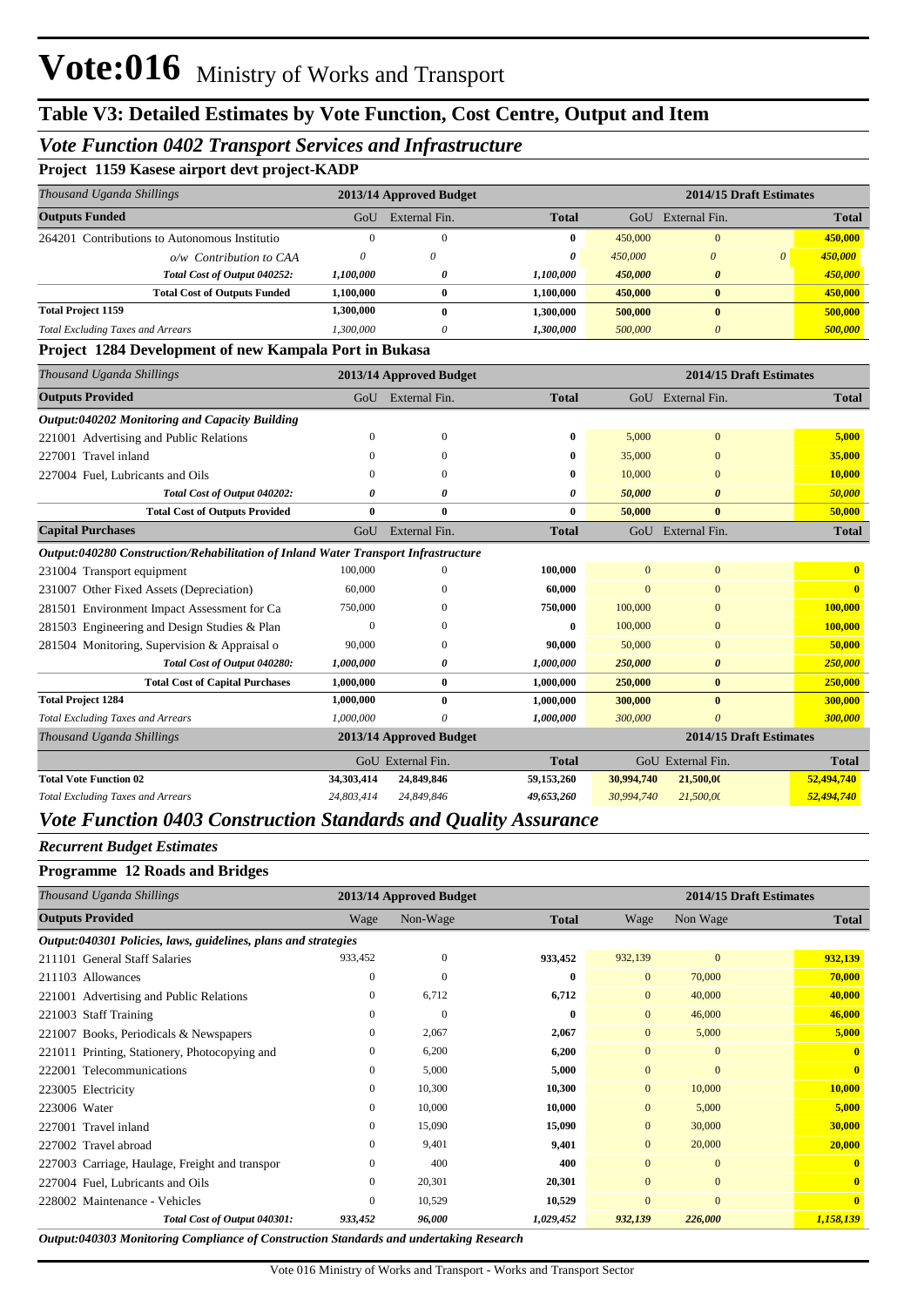# Vote:016 Ministry of Works and Transport

## Table V3: Detailed Estimates by Vote Function, Cost Centre, Output and Item

### Vote Function 0402 Transport Services and Infrastructure

**Project 1159 Kasese airport devt project-KADP**

| Thousand Uganda Shillings | 2013/14 Approved Budget | | | 2014/15 Draft Estimates | | |
|---|---|---|---|---|---|---|
| **Outputs Funded** | GoU | External Fin. | **Total** | GoU | External Fin. | **Total** |
| 264201 Contributions to Autonomous Institutio | 0 | 0 | **0** | 450,000 | 0 | **450,000** |
| *o/w Contribution to CAA* | *0* | *0* | ***0*** | *450,000* | *0* *0* | ***450,000*** |
| ***Total Cost of Output 040252:*** | ***1,100,000*** | ***0*** | ***1,100,000*** | ***450,000*** | ***0*** | ***450,000*** |
| **Total Cost of Outputs Funded** | **1,100,000** | **0** | **1,100,000** | **450,000** | **0** | **450,000** |
| **Total Project 1159** | **1,300,000** | **0** | **1,300,000** | **500,000** | **0** | **500,000** |
| *Total Excluding Taxes and Arrears* | *1,300,000* | *0* | ***1,300,000*** | *500,000* | *0* | ***500,000*** |

**Project 1284 Development of new Kampala Port in Bukasa**

| Thousand Uganda Shillings | 2013/14 Approved Budget | | | 2014/15 Draft Estimates | | |
|---|---|---|---|---|---|---|
| **Outputs Provided** | GoU | External Fin. | **Total** | GoU | External Fin. | **Total** |
| ***Output:040202 Monitoring and Capacity Building*** | | | | | | |
| 221001 Advertising and Public Relations | 0 | 0 | **0** | 5,000 | 0 | **5,000** |
| 227001 Travel inland | 0 | 0 | **0** | 35,000 | 0 | **35,000** |
| 227004 Fuel, Lubricants and Oils | 0 | 0 | **0** | 10,000 | 0 | **10,000** |
| ***Total Cost of Output 040202:*** | ***0*** | ***0*** | ***0*** | ***50,000*** | ***0*** | ***50,000*** |
| **Total Cost of Outputs Provided** | **0** | **0** | **0** | **50,000** | **0** | **50,000** |
| **Capital Purchases** | GoU | External Fin. | **Total** | GoU | External Fin. | **Total** |
| ***Output:040280 Construction/Rehabilitation of Inland Water Transport Infrastructure*** | | | | | | |
| 231004 Transport equipment | 100,000 | 0 | **100,000** | 0 | 0 | **0** |
| 231007 Other Fixed Assets (Depreciation) | 60,000 | 0 | **60,000** | 0 | 0 | **0** |
| 281501 Environment Impact Assessment for Ca | 750,000 | 0 | **750,000** | 100,000 | 0 | **100,000** |
| 281503 Engineering and Design Studies & Plan | 0 | 0 | **0** | 100,000 | 0 | **100,000** |
| 281504 Monitoring, Supervision & Appraisal o | 90,000 | 0 | **90,000** | 50,000 | 0 | **50,000** |
| ***Total Cost of Output 040280:*** | ***1,000,000*** | ***0*** | ***1,000,000*** | ***250,000*** | ***0*** | ***250,000*** |
| **Total Cost of Capital Purchases** | **1,000,000** | **0** | **1,000,000** | **250,000** | **0** | **250,000** |
| **Total Project 1284** | **1,000,000** | **0** | **1,000,000** | **300,000** | **0** | **300,000** |
| *Total Excluding Taxes and Arrears* | *1,000,000* | *0* | ***1,000,000*** | *300,000* | *0* | ***300,000*** |

| Thousand Uganda Shillings | 2013/14 Approved Budget | | | 2014/15 Draft Estimates | | |
|---|---|---|---|---|---|---|
| | GoU | External Fin. | **Total** | GoU | External Fin. | **Total** |
| **Total Vote Function 02** | **34,303,414** | **24,849,846** | **59,153,260** | **30,994,740** | **21,500,0(** | **52,494,740** |
| *Total Excluding Taxes and Arrears* | *24,803,414* | *24,849,846* | *49,653,260* | *30,994,740* | *21,500,0(* | ***52,494,740*** |

### Vote Function 0403 Construction Standards and Quality Assurance

***Recurrent Budget Estimates***

**Programme 12 Roads and Bridges**

| Thousand Uganda Shillings | 2013/14 Approved Budget | | | 2014/15 Draft Estimates | | |
|---|---|---|---|---|---|---|
| **Outputs Provided** | Wage | Non-Wage | **Total** | Wage | Non Wage | **Total** |
| ***Output:040301 Policies, laws, guidelines, plans and strategies*** | | | | | | |
| 211101 General Staff Salaries | 933,452 | 0 | **933,452** | 932,139 | 0 | **932,139** |
| 211103 Allowances | 0 | 0 | **0** | 0 | 70,000 | **70,000** |
| 221001 Advertising and Public Relations | 0 | 6,712 | **6,712** | 0 | 40,000 | **40,000** |
| 221003 Staff Training | 0 | 0 | **0** | 0 | 46,000 | **46,000** |
| 221007 Books, Periodicals & Newspapers | 0 | 2,067 | **2,067** | 0 | 5,000 | **5,000** |
| 221011 Printing, Stationery, Photocopying and | 0 | 6,200 | **6,200** | 0 | 0 | **0** |
| 222001 Telecommunications | 0 | 5,000 | **5,000** | 0 | 0 | **0** |
| 223005 Electricity | 0 | 10,300 | **10,300** | 0 | 10,000 | **10,000** |
| 223006 Water | 0 | 10,000 | **10,000** | 0 | 5,000 | **5,000** |
| 227001 Travel inland | 0 | 15,090 | **15,090** | 0 | 30,000 | **30,000** |
| 227002 Travel abroad | 0 | 9,401 | **9,401** | 0 | 20,000 | **20,000** |
| 227003 Carriage, Haulage, Freight and transpor | 0 | 400 | **400** | 0 | 0 | **0** |
| 227004 Fuel, Lubricants and Oils | 0 | 20,301 | **20,301** | 0 | 0 | **0** |
| 228002 Maintenance - Vehicles | 0 | 10,529 | **10,529** | 0 | 0 | **0** |
| ***Total Cost of Output 040301:*** | ***933,452*** | ***96,000*** | ***1,029,452*** | ***932,139*** | ***226,000*** | ***1,158,139*** |

***Output:040303 Monitoring Compliance of Construction Standards and undertaking Research***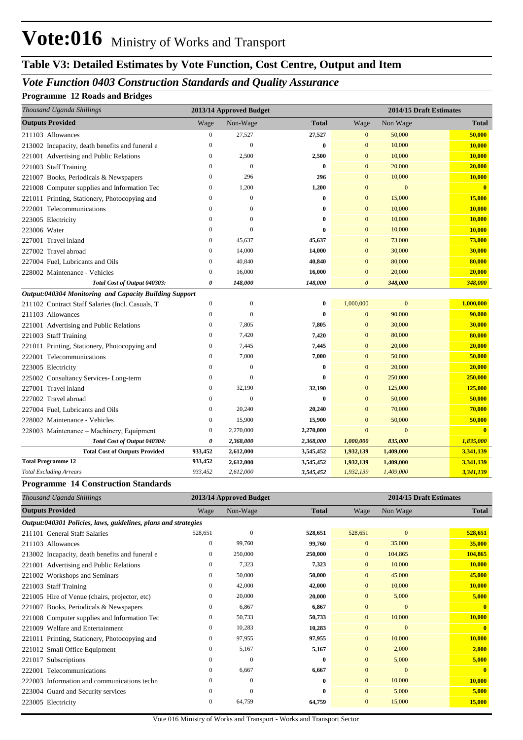# Vote:016 Ministry of Works and Transport

## Table V3: Detailed Estimates by Vote Function, Cost Centre, Output and Item

### *Vote Function 0403 Construction Standards and Quality Assurance*

#### Programme 12 Roads and Bridges

| *Thousand Uganda Shillings* | 2013/14 Approved Budget | | | 2014/15 Draft Estimates | | |
|---|---|---|---|---|---|---|
| **Outputs Provided** | Wage | Non-Wage | **Total** | Wage | Non Wage | **Total** |
| 211103 Allowances | 0 | 27,527 | **27,527** | 0 | 50,000 | **50,000** |
| 213002 Incapacity, death benefits and funeral e | 0 | 0 | **0** | 0 | 10,000 | **10,000** |
| 221001 Advertising and Public Relations | 0 | 2,500 | **2,500** | 0 | 10,000 | **10,000** |
| 221003 Staff Training | 0 | 0 | **0** | 0 | 20,000 | **20,000** |
| 221007 Books, Periodicals & Newspapers | 0 | 296 | **296** | 0 | 10,000 | **10,000** |
| 221008 Computer supplies and Information Tec | 0 | 1,200 | **1,200** | 0 | 0 | **0** |
| 221011 Printing, Stationery, Photocopying and | 0 | 0 | **0** | 0 | 15,000 | **15,000** |
| 222001 Telecommunications | 0 | 0 | **0** | 0 | 10,000 | **10,000** |
| 223005 Electricity | 0 | 0 | **0** | 0 | 10,000 | **10,000** |
| 223006 Water | 0 | 0 | **0** | 0 | 10,000 | **10,000** |
| 227001 Travel inland | 0 | 45,637 | **45,637** | 0 | 73,000 | **73,000** |
| 227002 Travel abroad | 0 | 14,000 | **14,000** | 0 | 30,000 | **30,000** |
| 227004 Fuel, Lubricants and Oils | 0 | 40,840 | **40,840** | 0 | 80,000 | **80,000** |
| 228002 Maintenance - Vehicles | 0 | 16,000 | **16,000** | 0 | 20,000 | **20,000** |
| ***Total Cost of Output 040303:*** | ***0*** | ***148,000*** | ***148,000*** | ***0*** | ***348,000*** | ***348,000*** |
| ***Output:040304 Monitoring and Capacity Building Support*** | | | | | | |
| 211102 Contract Staff Salaries (Incl. Casuals, T | 0 | 0 | **0** | 1,000,000 | 0 | **1,000,000** |
| 211103 Allowances | 0 | 0 | **0** | 0 | 90,000 | **90,000** |
| 221001 Advertising and Public Relations | 0 | 7,805 | **7,805** | 0 | 30,000 | **30,000** |
| 221003 Staff Training | 0 | 7,420 | **7,420** | 0 | 80,000 | **80,000** |
| 221011 Printing, Stationery, Photocopying and | 0 | 7,445 | **7,445** | 0 | 20,000 | **20,000** |
| 222001 Telecommunications | 0 | 7,000 | **7,000** | 0 | 50,000 | **50,000** |
| 223005 Electricity | 0 | 0 | **0** | 0 | 20,000 | **20,000** |
| 225002 Consultancy Services- Long-term | 0 | 0 | **0** | 0 | 250,000 | **250,000** |
| 227001 Travel inland | 0 | 32,190 | **32,190** | 0 | 125,000 | **125,000** |
| 227002 Travel abroad | 0 | 0 | **0** | 0 | 50,000 | **50,000** |
| 227004 Fuel, Lubricants and Oils | 0 | 20,240 | **20,240** | 0 | 70,000 | **70,000** |
| 228002 Maintenance - Vehicles | 0 | 15,900 | **15,900** | 0 | 50,000 | **50,000** |
| 228003 Maintenance – Machinery, Equipment | 0 | 2,270,000 | **2,270,000** | 0 | 0 | **0** |
| ***Total Cost of Output 040304:*** | ***0*** | ***2,368,000*** | ***2,368,000*** | ***1,000,000*** | ***835,000*** | ***1,835,000*** |
| **Total Cost of Outputs Provided** | **933,452** | **2,612,000** | **3,545,452** | **1,932,139** | **1,409,000** | **3,341,139** |
| **Total Programme 12** | **933,452** | **2,612,000** | **3,545,452** | **1,932,139** | **1,409,000** | **3,341,139** |
| *Total Excluding Arrears* | *933,452* | *2,612,000* | *3,545,452* | *1,932,139* | *1,409,000* | *3,341,139* |

#### Programme 14 Construction Standards

| *Thousand Uganda Shillings* | 2013/14 Approved Budget | | | 2014/15 Draft Estimates | | |
|---|---|---|---|---|---|---|
| **Outputs Provided** | Wage | Non-Wage | **Total** | Wage | Non Wage | **Total** |
| ***Output:040301 Policies, laws, guidelines, plans and strategies*** | | | | | | |
| 211101 General Staff Salaries | 528,651 | 0 | **528,651** | 528,651 | 0 | **528,651** |
| 211103 Allowances | 0 | 99,760 | **99,760** | 0 | 35,000 | **35,000** |
| 213002 Incapacity, death benefits and funeral e | 0 | 250,000 | **250,000** | 0 | 104,865 | **104,865** |
| 221001 Advertising and Public Relations | 0 | 7,323 | **7,323** | 0 | 10,000 | **10,000** |
| 221002 Workshops and Seminars | 0 | 50,000 | **50,000** | 0 | 45,000 | **45,000** |
| 221003 Staff Training | 0 | 42,000 | **42,000** | 0 | 10,000 | **10,000** |
| 221005 Hire of Venue (chairs, projector, etc) | 0 | 20,000 | **20,000** | 0 | 5,000 | **5,000** |
| 221007 Books, Periodicals & Newspapers | 0 | 6,867 | **6,867** | 0 | 0 | **0** |
| 221008 Computer supplies and Information Tec | 0 | 50,733 | **50,733** | 0 | 10,000 | **10,000** |
| 221009 Welfare and Entertainment | 0 | 10,283 | **10,283** | 0 | 0 | **0** |
| 221011 Printing, Stationery, Photocopying and | 0 | 97,955 | **97,955** | 0 | 10,000 | **10,000** |
| 221012 Small Office Equipment | 0 | 5,167 | **5,167** | 0 | 2,000 | **2,000** |
| 221017 Subscriptions | 0 | 0 | **0** | 0 | 5,000 | **5,000** |
| 222001 Telecommunications | 0 | 6,667 | **6,667** | 0 | 0 | **0** |
| 222003 Information and communications techn | 0 | 0 | **0** | 0 | 10,000 | **10,000** |
| 223004 Guard and Security services | 0 | 0 | **0** | 0 | 5,000 | **5,000** |
| 223005 Electricity | 0 | 64,759 | **64,759** | 0 | 15,000 | **15,000** |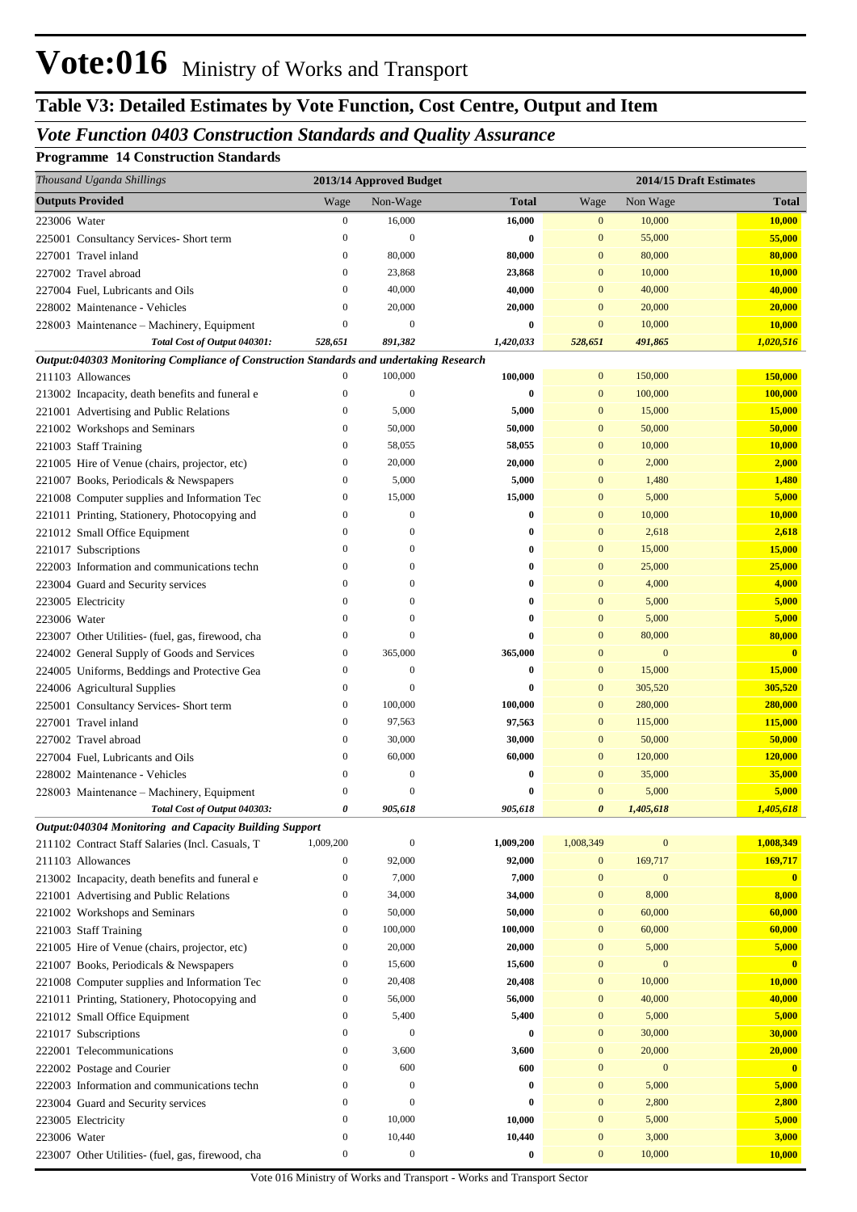# Vote:016 Ministry of Works and Transport

## Table V3: Detailed Estimates by Vote Function, Cost Centre, Output and Item

### *Vote Function 0403 Construction Standards and Quality Assurance*

**Programme 14 Construction Standards**

| *Thousand Uganda Shillings* | 2013/14 Approved Budget | | | 2014/15 Draft Estimates | | |
|---|---|---|---|---|---|---|
| **Outputs Provided** | Wage | Non-Wage | **Total** | Wage | Non Wage | **Total** |
| 223006 Water | 0 | 16,000 | **16,000** | 0 | 10,000 | **10,000** |
| 225001 Consultancy Services- Short term | 0 | 0 | **0** | 0 | 55,000 | **55,000** |
| 227001 Travel inland | 0 | 80,000 | **80,000** | 0 | 80,000 | **80,000** |
| 227002 Travel abroad | 0 | 23,868 | **23,868** | 0 | 10,000 | **10,000** |
| 227004 Fuel, Lubricants and Oils | 0 | 40,000 | **40,000** | 0 | 40,000 | **40,000** |
| 228002 Maintenance - Vehicles | 0 | 20,000 | **20,000** | 0 | 20,000 | **20,000** |
| 228003 Maintenance – Machinery, Equipment | 0 | 0 | **0** | 0 | 10,000 | **10,000** |
| ***Total Cost of Output 040301:*** | ***528,651*** | ***891,382*** | ***1,420,033*** | ***528,651*** | ***491,865*** | ***1,020,516*** |
| ***Output:040303 Monitoring Compliance of Construction Standards and undertaking Research*** | | | | | | |
| 211103 Allowances | 0 | 100,000 | **100,000** | 0 | 150,000 | **150,000** |
| 213002 Incapacity, death benefits and funeral e | 0 | 0 | **0** | 0 | 100,000 | **100,000** |
| 221001 Advertising and Public Relations | 0 | 5,000 | **5,000** | 0 | 15,000 | **15,000** |
| 221002 Workshops and Seminars | 0 | 50,000 | **50,000** | 0 | 50,000 | **50,000** |
| 221003 Staff Training | 0 | 58,055 | **58,055** | 0 | 10,000 | **10,000** |
| 221005 Hire of Venue (chairs, projector, etc) | 0 | 20,000 | **20,000** | 0 | 2,000 | **2,000** |
| 221007 Books, Periodicals & Newspapers | 0 | 5,000 | **5,000** | 0 | 1,480 | **1,480** |
| 221008 Computer supplies and Information Tec | 0 | 15,000 | **15,000** | 0 | 5,000 | **5,000** |
| 221011 Printing, Stationery, Photocopying and | 0 | 0 | **0** | 0 | 10,000 | **10,000** |
| 221012 Small Office Equipment | 0 | 0 | **0** | 0 | 2,618 | **2,618** |
| 221017 Subscriptions | 0 | 0 | **0** | 0 | 15,000 | **15,000** |
| 222003 Information and communications techn | 0 | 0 | **0** | 0 | 25,000 | **25,000** |
| 223004 Guard and Security services | 0 | 0 | **0** | 0 | 4,000 | **4,000** |
| 223005 Electricity | 0 | 0 | **0** | 0 | 5,000 | **5,000** |
| 223006 Water | 0 | 0 | **0** | 0 | 5,000 | **5,000** |
| 223007 Other Utilities- (fuel, gas, firewood, cha | 0 | 0 | **0** | 0 | 80,000 | **80,000** |
| 224002 General Supply of Goods and Services | 0 | 365,000 | **365,000** | 0 | 0 | **0** |
| 224005 Uniforms, Beddings and Protective Gea | 0 | 0 | **0** | 0 | 15,000 | **15,000** |
| 224006 Agricultural Supplies | 0 | 0 | **0** | 0 | 305,520 | **305,520** |
| 225001 Consultancy Services- Short term | 0 | 100,000 | **100,000** | 0 | 280,000 | **280,000** |
| 227001 Travel inland | 0 | 97,563 | **97,563** | 0 | 115,000 | **115,000** |
| 227002 Travel abroad | 0 | 30,000 | **30,000** | 0 | 50,000 | **50,000** |
| 227004 Fuel, Lubricants and Oils | 0 | 60,000 | **60,000** | 0 | 120,000 | **120,000** |
| 228002 Maintenance - Vehicles | 0 | 0 | **0** | 0 | 35,000 | **35,000** |
| 228003 Maintenance – Machinery, Equipment | 0 | 0 | **0** | 0 | 5,000 | **5,000** |
| ***Total Cost of Output 040303:*** | ***0*** | ***905,618*** | ***905,618*** | ***0*** | ***1,405,618*** | ***1,405,618*** |
| ***Output:040304 Monitoring and Capacity Building Support*** | | | | | | |
| 211102 Contract Staff Salaries (Incl. Casuals, T | 1,009,200 | 0 | **1,009,200** | 1,008,349 | 0 | **1,008,349** |
| 211103 Allowances | 0 | 92,000 | **92,000** | 0 | 169,717 | **169,717** |
| 213002 Incapacity, death benefits and funeral e | 0 | 7,000 | **7,000** | 0 | 0 | **0** |
| 221001 Advertising and Public Relations | 0 | 34,000 | **34,000** | 0 | 8,000 | **8,000** |
| 221002 Workshops and Seminars | 0 | 50,000 | **50,000** | 0 | 60,000 | **60,000** |
| 221003 Staff Training | 0 | 100,000 | **100,000** | 0 | 60,000 | **60,000** |
| 221005 Hire of Venue (chairs, projector, etc) | 0 | 20,000 | **20,000** | 0 | 5,000 | **5,000** |
| 221007 Books, Periodicals & Newspapers | 0 | 15,600 | **15,600** | 0 | 0 | **0** |
| 221008 Computer supplies and Information Tec | 0 | 20,408 | **20,408** | 0 | 10,000 | **10,000** |
| 221011 Printing, Stationery, Photocopying and | 0 | 56,000 | **56,000** | 0 | 40,000 | **40,000** |
| 221012 Small Office Equipment | 0 | 5,400 | **5,400** | 0 | 5,000 | **5,000** |
| 221017 Subscriptions | 0 | 0 | **0** | 0 | 30,000 | **30,000** |
| 222001 Telecommunications | 0 | 3,600 | **3,600** | 0 | 20,000 | **20,000** |
| 222002 Postage and Courier | 0 | 600 | **600** | 0 | 0 | **0** |
| 222003 Information and communications techn | 0 | 0 | **0** | 0 | 5,000 | **5,000** |
| 223004 Guard and Security services | 0 | 0 | **0** | 0 | 2,800 | **2,800** |
| 223005 Electricity | 0 | 10,000 | **10,000** | 0 | 5,000 | **5,000** |
| 223006 Water | 0 | 10,440 | **10,440** | 0 | 3,000 | **3,000** |
| 223007 Other Utilities- (fuel, gas, firewood, cha | 0 | 0 | **0** | 0 | 10,000 | **10,000** |

Vote 016 Ministry of Works and Transport - Works and Transport Sector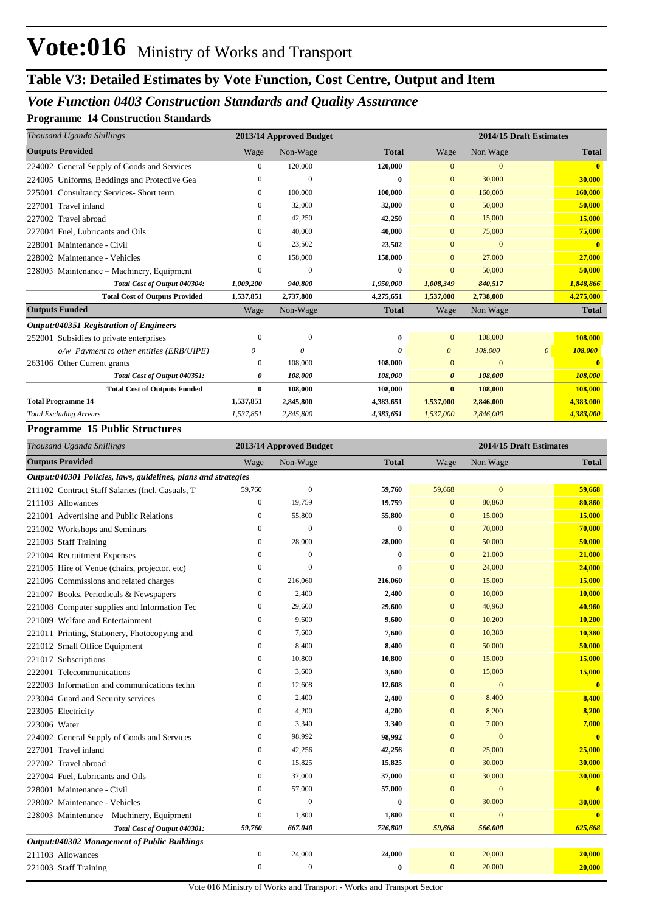# Vote:016 Ministry of Works and Transport

## Table V3: Detailed Estimates by Vote Function, Cost Centre, Output and Item

### *Vote Function 0403 Construction Standards and Quality Assurance*

**Programme 14 Construction Standards**

| *Thousand Uganda Shillings* | 2013/14 Approved Budget | | | 2014/15 Draft Estimates | | |
|---|---|---|---|---|---|---|
| **Outputs Provided** | Wage | Non-Wage | **Total** | Wage | Non Wage | **Total** |
| 224002 General Supply of Goods and Services | 0 | 120,000 | **120,000** | 0 | 0 | **0** |
| 224005 Uniforms, Beddings and Protective Gea | 0 | 0 | **0** | 0 | 30,000 | **30,000** |
| 225001 Consultancy Services- Short term | 0 | 100,000 | **100,000** | 0 | 160,000 | **160,000** |
| 227001 Travel inland | 0 | 32,000 | **32,000** | 0 | 50,000 | **50,000** |
| 227002 Travel abroad | 0 | 42,250 | **42,250** | 0 | 15,000 | **15,000** |
| 227004 Fuel, Lubricants and Oils | 0 | 40,000 | **40,000** | 0 | 75,000 | **75,000** |
| 228001 Maintenance - Civil | 0 | 23,502 | **23,502** | 0 | 0 | **0** |
| 228002 Maintenance - Vehicles | 0 | 158,000 | **158,000** | 0 | 27,000 | **27,000** |
| 228003 Maintenance – Machinery, Equipment | 0 | 0 | **0** | 0 | 50,000 | **50,000** |
| ***Total Cost of Output 040304:*** | ***1,009,200*** | ***940,800*** | ***1,950,000*** | ***1,008,349*** | ***840,517*** | ***1,848,866*** |
| **Total Cost of Outputs Provided** | **1,537,851** | **2,737,800** | **4,275,651** | **1,537,000** | **2,738,000** | **4,275,000** |
| **Outputs Funded** | Wage | Non-Wage | **Total** | Wage | Non Wage | **Total** |
| ***Output:040351 Registration of Engineers*** | | | | | | |
| 252001 Subsidies to private enterprises | 0 | 0 | **0** | 0 | 108,000 | **108,000** |
| *o/w Payment to other entities (ERB/UIPE)* | *0* | *0* | ***0*** | *0* | *108,000* | *0* ***108,000*** |
| 263106 Other Current grants | 0 | 108,000 | **108,000** | 0 | 0 | **0** |
| ***Total Cost of Output 040351:*** | ***0*** | ***108,000*** | ***108,000*** | ***0*** | ***108,000*** | ***108,000*** |
| **Total Cost of Outputs Funded** | **0** | **108,000** | **108,000** | **0** | **108,000** | **108,000** |
| **Total Programme 14** | **1,537,851** | **2,845,800** | **4,383,651** | **1,537,000** | **2,846,000** | **4,383,000** |
| *Total Excluding Arrears* | *1,537,851* | *2,845,800* | ***4,383,651*** | *1,537,000* | *2,846,000* | ***4,383,000*** |

**Programme 15 Public Structures**

| *Thousand Uganda Shillings* | 2013/14 Approved Budget | | | 2014/15 Draft Estimates | | |
|---|---|---|---|---|---|---|
| **Outputs Provided** | Wage | Non-Wage | **Total** | Wage | Non Wage | **Total** |
| ***Output:040301 Policies, laws, guidelines, plans and strategies*** | | | | | | |
| 211102 Contract Staff Salaries (Incl. Casuals, T | 59,760 | 0 | **59,760** | 59,668 | 0 | **59,668** |
| 211103 Allowances | 0 | 19,759 | **19,759** | 0 | 80,860 | **80,860** |
| 221001 Advertising and Public Relations | 0 | 55,800 | **55,800** | 0 | 15,000 | **15,000** |
| 221002 Workshops and Seminars | 0 | 0 | **0** | 0 | 70,000 | **70,000** |
| 221003 Staff Training | 0 | 28,000 | **28,000** | 0 | 50,000 | **50,000** |
| 221004 Recruitment Expenses | 0 | 0 | **0** | 0 | 21,000 | **21,000** |
| 221005 Hire of Venue (chairs, projector, etc) | 0 | 0 | **0** | 0 | 24,000 | **24,000** |
| 221006 Commissions and related charges | 0 | 216,060 | **216,060** | 0 | 15,000 | **15,000** |
| 221007 Books, Periodicals & Newspapers | 0 | 2,400 | **2,400** | 0 | 10,000 | **10,000** |
| 221008 Computer supplies and Information Tec | 0 | 29,600 | **29,600** | 0 | 40,960 | **40,960** |
| 221009 Welfare and Entertainment | 0 | 9,600 | **9,600** | 0 | 10,200 | **10,200** |
| 221011 Printing, Stationery, Photocopying and | 0 | 7,600 | **7,600** | 0 | 10,380 | **10,380** |
| 221012 Small Office Equipment | 0 | 8,400 | **8,400** | 0 | 50,000 | **50,000** |
| 221017 Subscriptions | 0 | 10,800 | **10,800** | 0 | 15,000 | **15,000** |
| 222001 Telecommunications | 0 | 3,600 | **3,600** | 0 | 15,000 | **15,000** |
| 222003 Information and communications techn | 0 | 12,608 | **12,608** | 0 | 0 | **0** |
| 223004 Guard and Security services | 0 | 2,400 | **2,400** | 0 | 8,400 | **8,400** |
| 223005 Electricity | 0 | 4,200 | **4,200** | 0 | 8,200 | **8,200** |
| 223006 Water | 0 | 3,340 | **3,340** | 0 | 7,000 | **7,000** |
| 224002 General Supply of Goods and Services | 0 | 98,992 | **98,992** | 0 | 0 | **0** |
| 227001 Travel inland | 0 | 42,256 | **42,256** | 0 | 25,000 | **25,000** |
| 227002 Travel abroad | 0 | 15,825 | **15,825** | 0 | 30,000 | **30,000** |
| 227004 Fuel, Lubricants and Oils | 0 | 37,000 | **37,000** | 0 | 30,000 | **30,000** |
| 228001 Maintenance - Civil | 0 | 57,000 | **57,000** | 0 | 0 | **0** |
| 228002 Maintenance - Vehicles | 0 | 0 | **0** | 0 | 30,000 | **30,000** |
| 228003 Maintenance – Machinery, Equipment | 0 | 1,800 | **1,800** | 0 | 0 | **0** |
| ***Total Cost of Output 040301:*** | ***59,760*** | ***667,040*** | ***726,800*** | ***59,668*** | ***566,000*** | ***625,668*** |
| ***Output:040302 Management of Public Buildings*** | | | | | | |
| 211103 Allowances | 0 | 24,000 | **24,000** | 0 | 20,000 | **20,000** |
| 221003 Staff Training | 0 | 0 | **0** | 0 | 20,000 | **20,000** |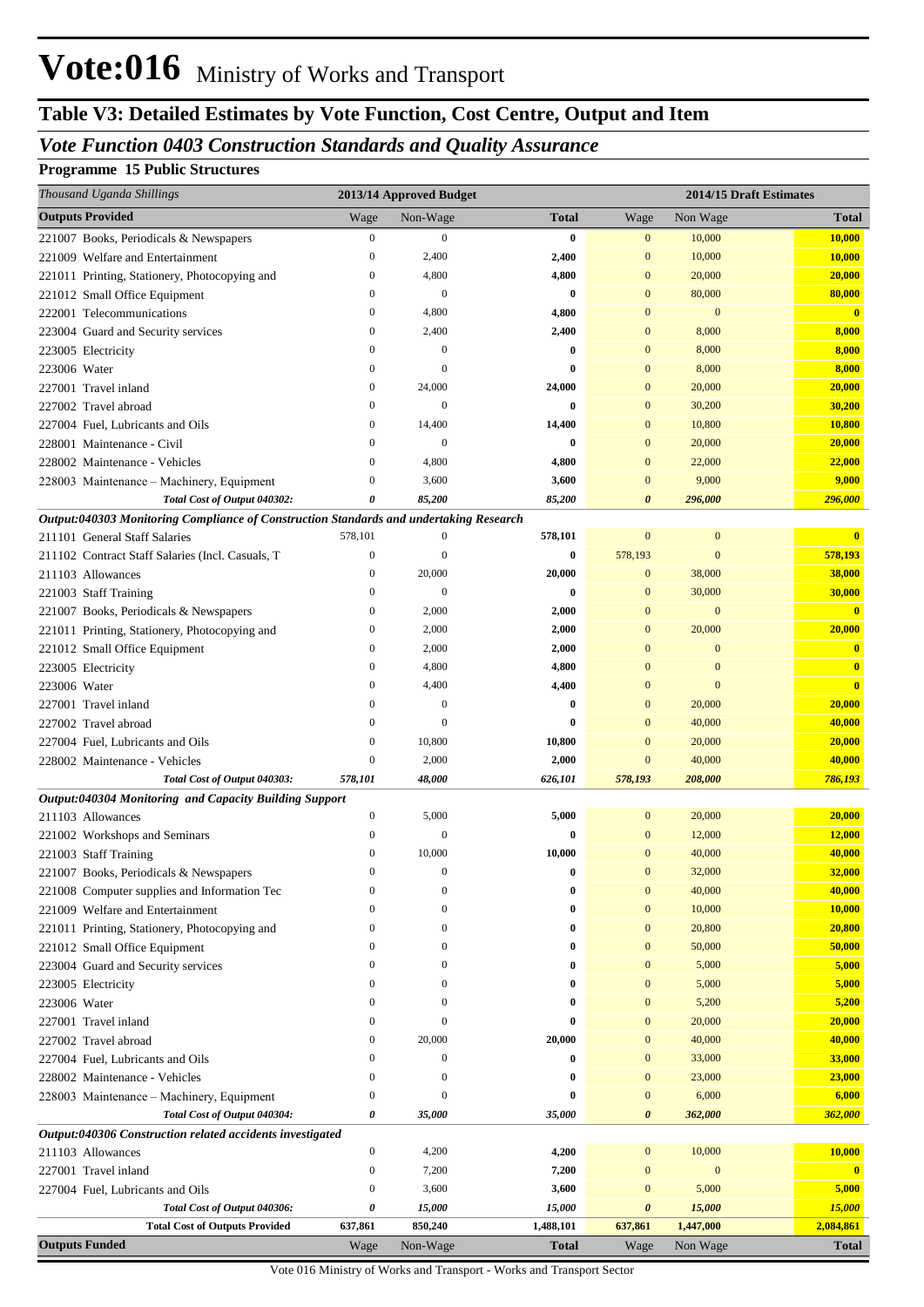# Vote:016 Ministry of Works and Transport

## Table V3: Detailed Estimates by Vote Function, Cost Centre, Output and Item

### *Vote Function 0403 Construction Standards and Quality Assurance*

**Programme 15 Public Structures**

| *Thousand Uganda Shillings* | 2013/14 Approved Budget | | | 2014/15 Draft Estimates | | |
|---|---|---|---|---|---|---|
| **Outputs Provided** | Wage | Non-Wage | **Total** | Wage | Non Wage | **Total** |
| 221007 Books, Periodicals & Newspapers | 0 | 0 | **0** | 0 | 10,000 | **10,000** |
| 221009 Welfare and Entertainment | 0 | 2,400 | **2,400** | 0 | 10,000 | **10,000** |
| 221011 Printing, Stationery, Photocopying and | 0 | 4,800 | **4,800** | 0 | 20,000 | **20,000** |
| 221012 Small Office Equipment | 0 | 0 | **0** | 0 | 80,000 | **80,000** |
| 222001 Telecommunications | 0 | 4,800 | **4,800** | 0 | 0 | **0** |
| 223004 Guard and Security services | 0 | 2,400 | **2,400** | 0 | 8,000 | **8,000** |
| 223005 Electricity | 0 | 0 | **0** | 0 | 8,000 | **8,000** |
| 223006 Water | 0 | 0 | **0** | 0 | 8,000 | **8,000** |
| 227001 Travel inland | 0 | 24,000 | **24,000** | 0 | 20,000 | **20,000** |
| 227002 Travel abroad | 0 | 0 | **0** | 0 | 30,200 | **30,200** |
| 227004 Fuel, Lubricants and Oils | 0 | 14,400 | **14,400** | 0 | 10,800 | **10,800** |
| 228001 Maintenance - Civil | 0 | 0 | **0** | 0 | 20,000 | **20,000** |
| 228002 Maintenance - Vehicles | 0 | 4,800 | **4,800** | 0 | 22,000 | **22,000** |
| 228003 Maintenance – Machinery, Equipment | 0 | 3,600 | **3,600** | 0 | 9,000 | **9,000** |
| ***Total Cost of Output 040302:*** | ***0*** | ***85,200*** | ***85,200*** | ***0*** | ***296,000*** | ***296,000*** |
| ***Output:040303 Monitoring Compliance of Construction Standards and undertaking Research*** | | | | | | |
| 211101 General Staff Salaries | 578,101 | 0 | **578,101** | 0 | 0 | **0** |
| 211102 Contract Staff Salaries (Incl. Casuals, T | 0 | 0 | **0** | 578,193 | 0 | **578,193** |
| 211103 Allowances | 0 | 20,000 | **20,000** | 0 | 38,000 | **38,000** |
| 221003 Staff Training | 0 | 0 | **0** | 0 | 30,000 | **30,000** |
| 221007 Books, Periodicals & Newspapers | 0 | 2,000 | **2,000** | 0 | 0 | **0** |
| 221011 Printing, Stationery, Photocopying and | 0 | 2,000 | **2,000** | 0 | 20,000 | **20,000** |
| 221012 Small Office Equipment | 0 | 2,000 | **2,000** | 0 | 0 | **0** |
| 223005 Electricity | 0 | 4,800 | **4,800** | 0 | 0 | **0** |
| 223006 Water | 0 | 4,400 | **4,400** | 0 | 0 | **0** |
| 227001 Travel inland | 0 | 0 | **0** | 0 | 20,000 | **20,000** |
| 227002 Travel abroad | 0 | 0 | **0** | 0 | 40,000 | **40,000** |
| 227004 Fuel, Lubricants and Oils | 0 | 10,800 | **10,800** | 0 | 20,000 | **20,000** |
| 228002 Maintenance - Vehicles | 0 | 2,000 | **2,000** | 0 | 40,000 | **40,000** |
| ***Total Cost of Output 040303:*** | ***578,101*** | ***48,000*** | ***626,101*** | ***578,193*** | ***208,000*** | ***786,193*** |
| ***Output:040304 Monitoring and Capacity Building Support*** | | | | | | |
| 211103 Allowances | 0 | 5,000 | **5,000** | 0 | 20,000 | **20,000** |
| 221002 Workshops and Seminars | 0 | 0 | **0** | 0 | 12,000 | **12,000** |
| 221003 Staff Training | 0 | 10,000 | **10,000** | 0 | 40,000 | **40,000** |
| 221007 Books, Periodicals & Newspapers | 0 | 0 | **0** | 0 | 32,000 | **32,000** |
| 221008 Computer supplies and Information Tec | 0 | 0 | **0** | 0 | 40,000 | **40,000** |
| 221009 Welfare and Entertainment | 0 | 0 | **0** | 0 | 10,000 | **10,000** |
| 221011 Printing, Stationery, Photocopying and | 0 | 0 | **0** | 0 | 20,800 | **20,800** |
| 221012 Small Office Equipment | 0 | 0 | **0** | 0 | 50,000 | **50,000** |
| 223004 Guard and Security services | 0 | 0 | **0** | 0 | 5,000 | **5,000** |
| 223005 Electricity | 0 | 0 | **0** | 0 | 5,000 | **5,000** |
| 223006 Water | 0 | 0 | **0** | 0 | 5,200 | **5,200** |
| 227001 Travel inland | 0 | 0 | **0** | 0 | 20,000 | **20,000** |
| 227002 Travel abroad | 0 | 20,000 | **20,000** | 0 | 40,000 | **40,000** |
| 227004 Fuel, Lubricants and Oils | 0 | 0 | **0** | 0 | 33,000 | **33,000** |
| 228002 Maintenance - Vehicles | 0 | 0 | **0** | 0 | 23,000 | **23,000** |
| 228003 Maintenance – Machinery, Equipment | 0 | 0 | **0** | 0 | 6,000 | **6,000** |
| ***Total Cost of Output 040304:*** | ***0*** | ***35,000*** | ***35,000*** | ***0*** | ***362,000*** | ***362,000*** |
| ***Output:040306 Construction related accidents investigated*** | | | | | | |
| 211103 Allowances | 0 | 4,200 | **4,200** | 0 | 10,000 | **10,000** |
| 227001 Travel inland | 0 | 7,200 | **7,200** | 0 | 0 | **0** |
| 227004 Fuel, Lubricants and Oils | 0 | 3,600 | **3,600** | 0 | 5,000 | **5,000** |
| ***Total Cost of Output 040306:*** | ***0*** | ***15,000*** | ***15,000*** | ***0*** | ***15,000*** | ***15,000*** |
| **Total Cost of Outputs Provided** | **637,861** | **850,240** | **1,488,101** | **637,861** | **1,447,000** | **2,084,861** |
| **Outputs Funded** | Wage | Non-Wage | **Total** | Wage | Non Wage | **Total** |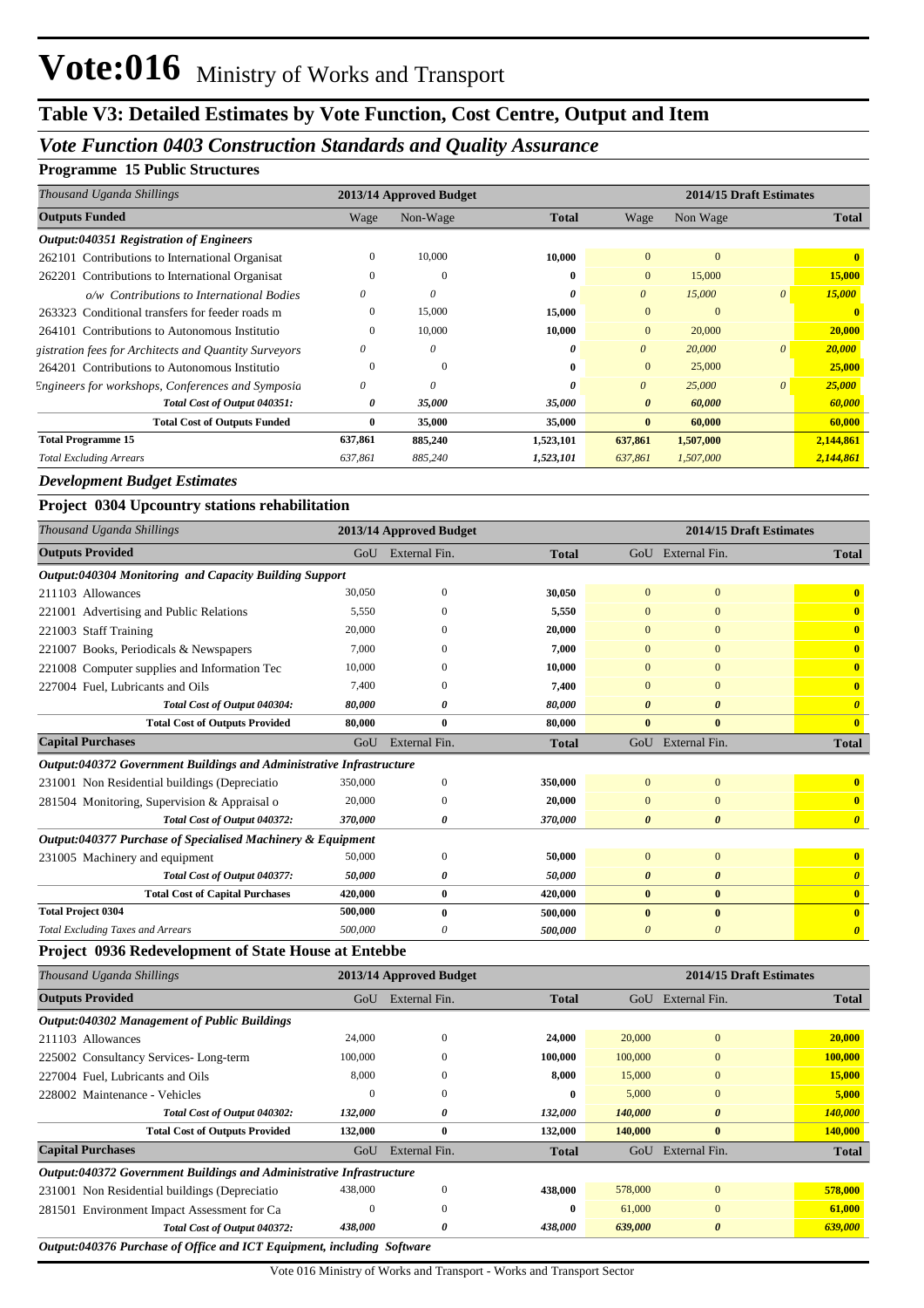# Vote:016 Ministry of Works and Transport

## Table V3: Detailed Estimates by Vote Function, Cost Centre, Output and Item

### Vote Function 0403 Construction Standards and Quality Assurance

**Programme 15 Public Structures**

| *Thousand Uganda Shillings* | 2013/14 Approved Budget | | | 2014/15 Draft Estimates | | | |
|---|---|---|---|---|---|---|---|
| **Outputs Funded** | Wage | Non-Wage | **Total** | Wage | Non Wage | | **Total** |
| ***Output:040351 Registration of Engineers*** | | | | | | | |
| 262101 Contributions to International Organisat | 0 | 10,000 | **10,000** | 0 | 0 | | **0** |
| 262201 Contributions to International Organisat | 0 | 0 | **0** | 0 | 15,000 | | **15,000** |
| *o/w Contributions to International Bodies* | *0* | *0* | ***0*** | *0* | *15,000* | *0* | ***15,000*** |
| 263323 Conditional transfers for feeder roads m | 0 | 15,000 | **15,000** | 0 | 0 | | **0** |
| 264101 Contributions to Autonomous Institutio | 0 | 10,000 | **10,000** | 0 | 20,000 | | **20,000** |
| *gistration fees for Architects and Quantity Surveyors* | *0* | *0* | ***0*** | *0* | *20,000* | *0* | ***20,000*** |
| 264201 Contributions to Autonomous Institutio | 0 | 0 | **0** | 0 | 25,000 | | **25,000** |
| *Engineers for workshops, Conferences and Symposia* | *0* | *0* | ***0*** | *0* | *25,000* | *0* | ***25,000*** |
| ***Total Cost of Output 040351:*** | ***0*** | ***35,000*** | ***35,000*** | ***0*** | ***60,000*** | | ***60,000*** |
| **Total Cost of Outputs Funded** | **0** | **35,000** | **35,000** | **0** | **60,000** | | **60,000** |
| **Total Programme 15** | **637,861** | **885,240** | **1,523,101** | **637,861** | **1,507,000** | | **2,144,861** |
| *Total Excluding Arrears* | *637,861* | *885,240* | ***1,523,101*** | *637,861* | *1,507,000* | | ***2,144,861*** |

***Development Budget Estimates***

**Project 0304 Upcountry stations rehabilitation**

| *Thousand Uganda Shillings* | 2013/14 Approved Budget | | | 2014/15 Draft Estimates | | |
|---|---|---|---|---|---|---|
| **Outputs Provided** | GoU | External Fin. | **Total** | GoU | External Fin. | **Total** |
| ***Output:040304 Monitoring and Capacity Building Support*** | | | | | | |
| 211103 Allowances | 30,050 | 0 | **30,050** | 0 | 0 | **0** |
| 221001 Advertising and Public Relations | 5,550 | 0 | **5,550** | 0 | 0 | **0** |
| 221003 Staff Training | 20,000 | 0 | **20,000** | 0 | 0 | **0** |
| 221007 Books, Periodicals & Newspapers | 7,000 | 0 | **7,000** | 0 | 0 | **0** |
| 221008 Computer supplies and Information Tec | 10,000 | 0 | **10,000** | 0 | 0 | **0** |
| 227004 Fuel, Lubricants and Oils | 7,400 | 0 | **7,400** | 0 | 0 | **0** |
| ***Total Cost of Output 040304:*** | ***80,000*** | ***0*** | ***80,000*** | ***0*** | ***0*** | ***0*** |
| **Total Cost of Outputs Provided** | **80,000** | **0** | **80,000** | **0** | **0** | **0** |
| **Capital Purchases** | GoU | External Fin. | **Total** | GoU | External Fin. | **Total** |
| ***Output:040372 Government Buildings and Administrative Infrastructure*** | | | | | | |
| 231001 Non Residential buildings (Depreciatio | 350,000 | 0 | **350,000** | 0 | 0 | **0** |
| 281504 Monitoring, Supervision & Appraisal o | 20,000 | 0 | **20,000** | 0 | 0 | **0** |
| ***Total Cost of Output 040372:*** | ***370,000*** | ***0*** | ***370,000*** | ***0*** | ***0*** | ***0*** |
| ***Output:040377 Purchase of Specialised Machinery & Equipment*** | | | | | | |
| 231005 Machinery and equipment | 50,000 | 0 | **50,000** | 0 | 0 | **0** |
| ***Total Cost of Output 040377:*** | ***50,000*** | ***0*** | ***50,000*** | ***0*** | ***0*** | ***0*** |
| **Total Cost of Capital Purchases** | **420,000** | **0** | **420,000** | **0** | **0** | **0** |
| **Total Project 0304** | **500,000** | **0** | **500,000** | **0** | **0** | **0** |
| *Total Excluding Taxes and Arrears* | *500,000* | *0* | ***500,000*** | *0* | *0* | ***0*** |

**Project 0936 Redevelopment of State House at Entebbe**

| *Thousand Uganda Shillings* | 2013/14 Approved Budget | | | 2014/15 Draft Estimates | | |
|---|---|---|---|---|---|---|
| **Outputs Provided** | GoU | External Fin. | **Total** | GoU | External Fin. | **Total** |
| ***Output:040302 Management of Public Buildings*** | | | | | | |
| 211103 Allowances | 24,000 | 0 | **24,000** | 20,000 | 0 | **20,000** |
| 225002 Consultancy Services- Long-term | 100,000 | 0 | **100,000** | 100,000 | 0 | **100,000** |
| 227004 Fuel, Lubricants and Oils | 8,000 | 0 | **8,000** | 15,000 | 0 | **15,000** |
| 228002 Maintenance - Vehicles | 0 | 0 | **0** | 5,000 | 0 | **5,000** |
| ***Total Cost of Output 040302:*** | ***132,000*** | ***0*** | ***132,000*** | ***140,000*** | ***0*** | ***140,000*** |
| **Total Cost of Outputs Provided** | **132,000** | **0** | **132,000** | **140,000** | **0** | **140,000** |
| **Capital Purchases** | GoU | External Fin. | **Total** | GoU | External Fin. | **Total** |
| ***Output:040372 Government Buildings and Administrative Infrastructure*** | | | | | | |
| 231001 Non Residential buildings (Depreciatio | 438,000 | 0 | **438,000** | 578,000 | 0 | **578,000** |
| 281501 Environment Impact Assessment for Ca | 0 | 0 | **0** | 61,000 | 0 | **61,000** |
| ***Total Cost of Output 040372:*** | ***438,000*** | ***0*** | ***438,000*** | ***639,000*** | ***0*** | ***639,000*** |
| ***Output:040376 Purchase of Office and ICT Equipment, including Software*** | | | | | | |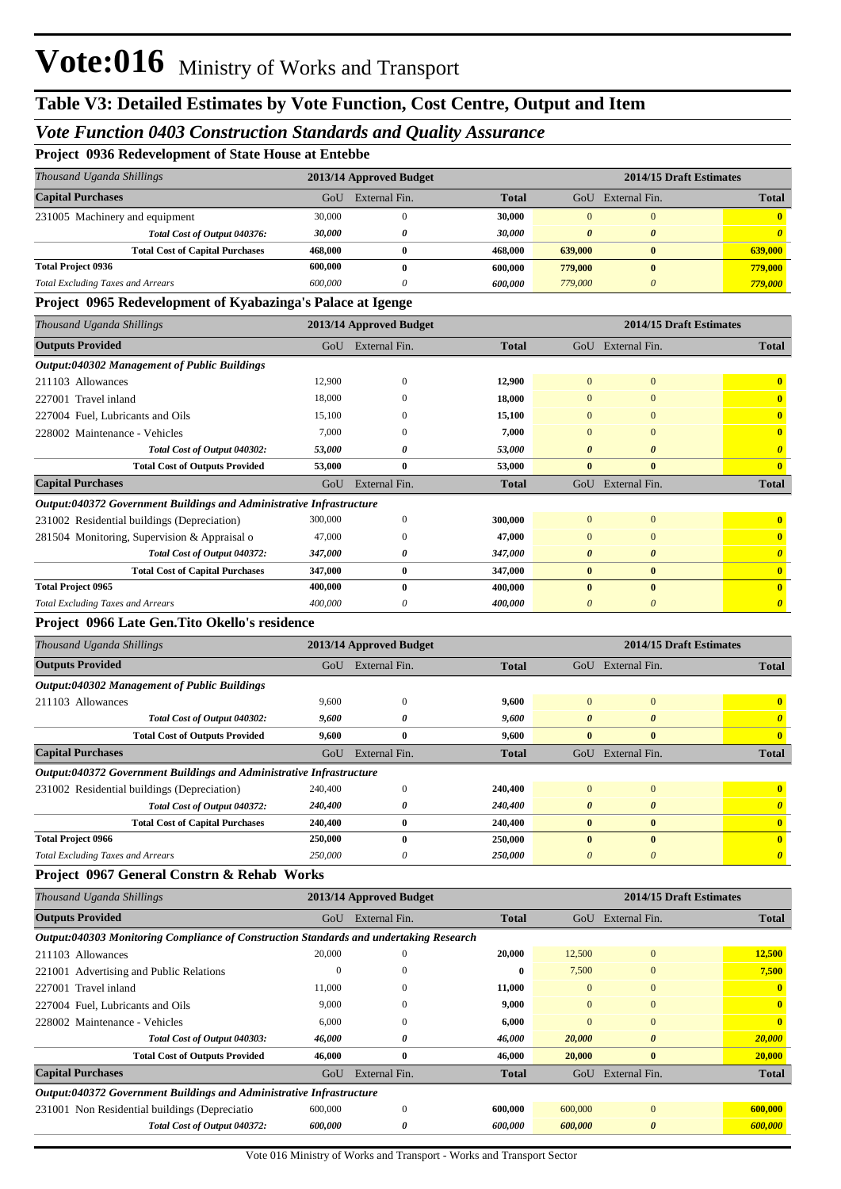# Vote:016 Ministry of Works and Transport

## Table V3: Detailed Estimates by Vote Function, Cost Centre, Output and Item

### *Vote Function 0403 Construction Standards and Quality Assurance*

#### Project 0936 Redevelopment of State House at Entebbe

| *Thousand Uganda Shillings* | 2013/14 Approved Budget | | | 2014/15 Draft Estimates | | |
|---|---|---|---|---|---|---|
| **Capital Purchases** | GoU | External Fin. | **Total** | GoU | External Fin. | **Total** |
| 231005 Machinery and equipment | 30,000 | 0 | **30,000** | 0 | 0 | **0** |
| *Total Cost of Output 040376:* | *30,000* | *0* | *30,000* | *0* | *0* | *0* |
| **Total Cost of Capital Purchases** | **468,000** | **0** | **468,000** | **639,000** | **0** | **639,000** |
| **Total Project 0936** | **600,000** | **0** | **600,000** | **779,000** | **0** | **779,000** |
| *Total Excluding Taxes and Arrears* | *600,000* | *0* | *600,000* | *779,000* | *0* | *779,000* |

#### Project 0965 Redevelopment of Kyabazinga's Palace at Igenge

| *Thousand Uganda Shillings* | 2013/14 Approved Budget | | | 2014/15 Draft Estimates | | |
|---|---|---|---|---|---|---|
| **Outputs Provided** | GoU | External Fin. | **Total** | GoU | External Fin. | **Total** |
| ***Output:040302 Management of Public Buildings*** | | | | | | |
| 211103 Allowances | 12,900 | 0 | **12,900** | 0 | 0 | **0** |
| 227001 Travel inland | 18,000 | 0 | **18,000** | 0 | 0 | **0** |
| 227004 Fuel, Lubricants and Oils | 15,100 | 0 | **15,100** | 0 | 0 | **0** |
| 228002 Maintenance - Vehicles | 7,000 | 0 | **7,000** | 0 | 0 | **0** |
| *Total Cost of Output 040302:* | *53,000* | *0* | *53,000* | *0* | *0* | *0* |
| **Total Cost of Outputs Provided** | **53,000** | **0** | **53,000** | **0** | **0** | **0** |
| **Capital Purchases** | GoU | External Fin. | **Total** | GoU | External Fin. | **Total** |
| ***Output:040372 Government Buildings and Administrative Infrastructure*** | | | | | | |
| 231002 Residential buildings (Depreciation) | 300,000 | 0 | **300,000** | 0 | 0 | **0** |
| 281504 Monitoring, Supervision & Appraisal o | 47,000 | 0 | **47,000** | 0 | 0 | **0** |
| *Total Cost of Output 040372:* | *347,000* | *0* | *347,000* | *0* | *0* | *0* |
| **Total Cost of Capital Purchases** | **347,000** | **0** | **347,000** | **0** | **0** | **0** |
| **Total Project 0965** | **400,000** | **0** | **400,000** | **0** | **0** | **0** |
| *Total Excluding Taxes and Arrears* | *400,000* | *0* | *400,000* | *0* | *0* | *0* |

#### Project 0966 Late Gen.Tito Okello's residence

| *Thousand Uganda Shillings* | 2013/14 Approved Budget | | | 2014/15 Draft Estimates | | |
|---|---|---|---|---|---|---|
| **Outputs Provided** | GoU | External Fin. | **Total** | GoU | External Fin. | **Total** |
| ***Output:040302 Management of Public Buildings*** | | | | | | |
| 211103 Allowances | 9,600 | 0 | **9,600** | 0 | 0 | **0** |
| *Total Cost of Output 040302:* | *9,600* | *0* | *9,600* | *0* | *0* | *0* |
| **Total Cost of Outputs Provided** | **9,600** | **0** | **9,600** | **0** | **0** | **0** |
| **Capital Purchases** | GoU | External Fin. | **Total** | GoU | External Fin. | **Total** |
| ***Output:040372 Government Buildings and Administrative Infrastructure*** | | | | | | |
| 231002 Residential buildings (Depreciation) | 240,400 | 0 | **240,400** | 0 | 0 | **0** |
| *Total Cost of Output 040372:* | *240,400* | *0* | *240,400* | *0* | *0* | *0* |
| **Total Cost of Capital Purchases** | **240,400** | **0** | **240,400** | **0** | **0** | **0** |
| **Total Project 0966** | **250,000** | **0** | **250,000** | **0** | **0** | **0** |
| *Total Excluding Taxes and Arrears* | *250,000* | *0* | *250,000* | *0* | *0* | *0* |

#### Project 0967 General Constrn & Rehab Works

| *Thousand Uganda Shillings* | 2013/14 Approved Budget | | | 2014/15 Draft Estimates | | |
|---|---|---|---|---|---|---|
| **Outputs Provided** | GoU | External Fin. | **Total** | GoU | External Fin. | **Total** |
| ***Output:040303 Monitoring Compliance of Construction Standards and undertaking Research*** | | | | | | |
| 211103 Allowances | 20,000 | 0 | **20,000** | 12,500 | 0 | **12,500** |
| 221001 Advertising and Public Relations | 0 | 0 | **0** | 7,500 | 0 | **7,500** |
| 227001 Travel inland | 11,000 | 0 | **11,000** | 0 | 0 | **0** |
| 227004 Fuel, Lubricants and Oils | 9,000 | 0 | **9,000** | 0 | 0 | **0** |
| 228002 Maintenance - Vehicles | 6,000 | 0 | **6,000** | 0 | 0 | **0** |
| *Total Cost of Output 040303:* | *46,000* | *0* | *46,000* | *20,000* | *0* | *20,000* |
| **Total Cost of Outputs Provided** | **46,000** | **0** | **46,000** | **20,000** | **0** | **20,000** |
| **Capital Purchases** | GoU | External Fin. | **Total** | GoU | External Fin. | **Total** |
| ***Output:040372 Government Buildings and Administrative Infrastructure*** | | | | | | |
| 231001 Non Residential buildings (Depreciatio | 600,000 | 0 | **600,000** | 600,000 | 0 | **600,000** |
| *Total Cost of Output 040372:* | *600,000* | *0* | *600,000* | *600,000* | *0* | *600,000* |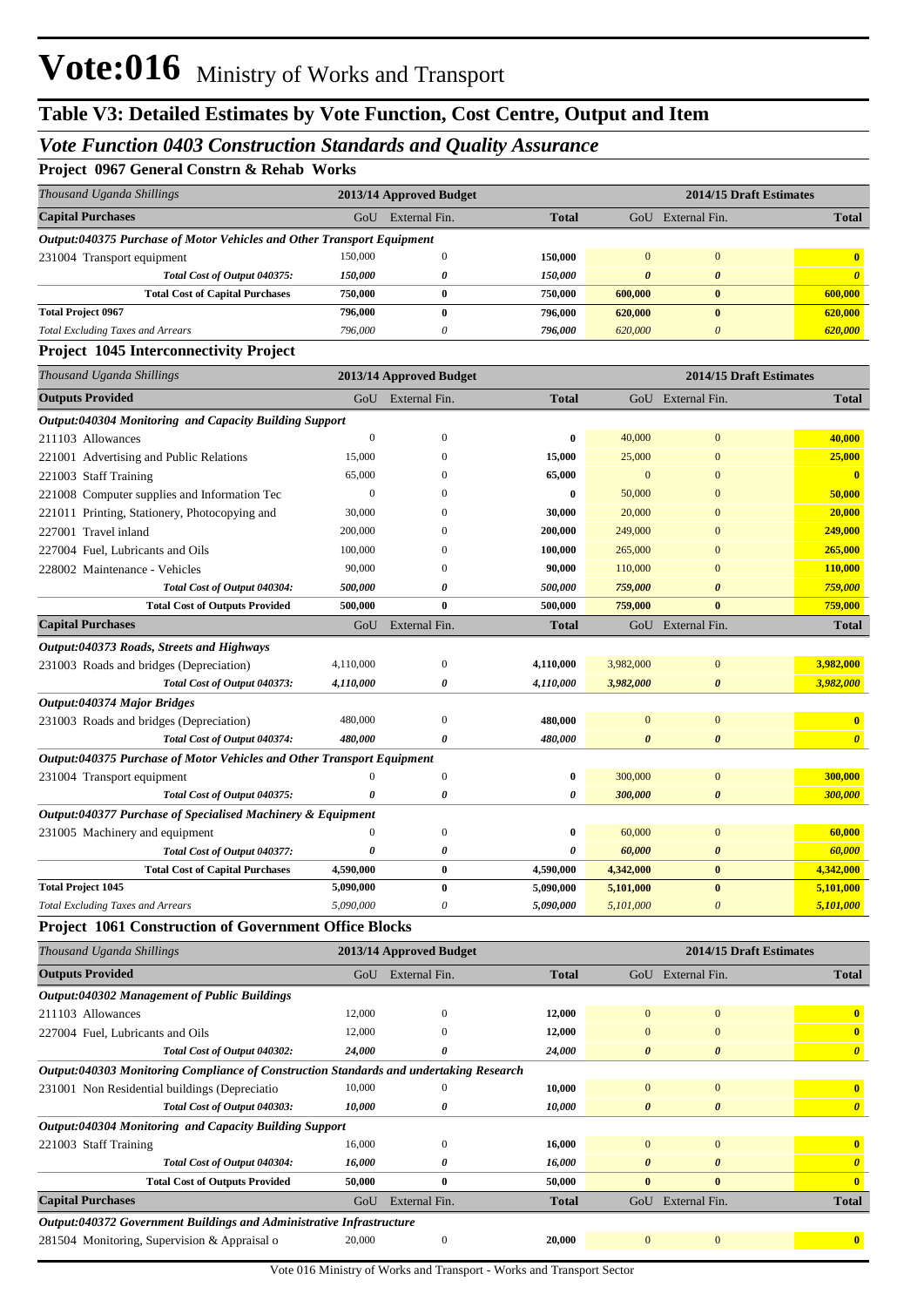# Vote:016 Ministry of Works and Transport

## Table V3: Detailed Estimates by Vote Function, Cost Centre, Output and Item

### *Vote Function 0403 Construction Standards and Quality Assurance*

**Project 0967 General Constr & Rehab Works**

| *Thousand Uganda Shillings* | 2013/14 Approved Budget | | | 2014/15 Draft Estimates | | |
|---|---|---|---|---|---|---|
| **Capital Purchases** | GoU | External Fin. | **Total** | GoU | External Fin. | **Total** |
| ***Output:040375 Purchase of Motor Vehicles and Other Transport Equipment*** | | | | | | |
| 231004 Transport equipment | 150,000 | 0 | **150,000** | 0 | 0 | **0** |
| *Total Cost of Output 040375:* | *150,000* | *0* | *150,000* | *0* | *0* | *0* |
| **Total Cost of Capital Purchases** | **750,000** | **0** | **750,000** | **600,000** | **0** | **600,000** |
| **Total Project 0967** | **796,000** | **0** | **796,000** | **620,000** | **0** | **620,000** |
| *Total Excluding Taxes and Arrears* | *796,000* | *0* | *796,000* | *620,000* | *0* | *620,000* |

**Project 1045 Interconnectivity Project**

| *Thousand Uganda Shillings* | 2013/14 Approved Budget | | | 2014/15 Draft Estimates | | |
|---|---|---|---|---|---|---|
| **Outputs Provided** | GoU | External Fin. | **Total** | GoU | External Fin. | **Total** |
| ***Output:040304 Monitoring and Capacity Building Support*** | | | | | | |
| 211103 Allowances | 0 | 0 | **0** | 40,000 | 0 | **40,000** |
| 221001 Advertising and Public Relations | 15,000 | 0 | **15,000** | 25,000 | 0 | **25,000** |
| 221003 Staff Training | 65,000 | 0 | **65,000** | 0 | 0 | **0** |
| 221008 Computer supplies and Information Tec | 0 | 0 | **0** | 50,000 | 0 | **50,000** |
| 221011 Printing, Stationery, Photocopying and | 30,000 | 0 | **30,000** | 20,000 | 0 | **20,000** |
| 227001 Travel inland | 200,000 | 0 | **200,000** | 249,000 | 0 | **249,000** |
| 227004 Fuel, Lubricants and Oils | 100,000 | 0 | **100,000** | 265,000 | 0 | **265,000** |
| 228002 Maintenance - Vehicles | 90,000 | 0 | **90,000** | 110,000 | 0 | **110,000** |
| *Total Cost of Output 040304:* | *500,000* | *0* | *500,000* | *759,000* | *0* | *759,000* |
| **Total Cost of Outputs Provided** | **500,000** | **0** | **500,000** | **759,000** | **0** | **759,000** |
| **Capital Purchases** | GoU | External Fin. | **Total** | GoU | External Fin. | **Total** |
| ***Output:040373 Roads, Streets and Highways*** | | | | | | |
| 231003 Roads and bridges (Depreciation) | 4,110,000 | 0 | **4,110,000** | 3,982,000 | 0 | **3,982,000** |
| *Total Cost of Output 040373:* | *4,110,000* | *0* | *4,110,000* | *3,982,000* | *0* | *3,982,000* |
| ***Output:040374 Major Bridges*** | | | | | | |
| 231003 Roads and bridges (Depreciation) | 480,000 | 0 | **480,000** | 0 | 0 | **0** |
| *Total Cost of Output 040374:* | *480,000* | *0* | *480,000* | *0* | *0* | *0* |
| ***Output:040375 Purchase of Motor Vehicles and Other Transport Equipment*** | | | | | | |
| 231004 Transport equipment | 0 | 0 | **0** | 300,000 | 0 | **300,000** |
| *Total Cost of Output 040375:* | *0* | *0* | *0* | *300,000* | *0* | *300,000* |
| ***Output:040377 Purchase of Specialised Machinery & Equipment*** | | | | | | |
| 231005 Machinery and equipment | 0 | 0 | **0** | 60,000 | 0 | **60,000** |
| *Total Cost of Output 040377:* | *0* | *0* | *0* | *60,000* | *0* | *60,000* |
| **Total Cost of Capital Purchases** | **4,590,000** | **0** | **4,590,000** | **4,342,000** | **0** | **4,342,000** |
| **Total Project 1045** | **5,090,000** | **0** | **5,090,000** | **5,101,000** | **0** | **5,101,000** |
| *Total Excluding Taxes and Arrears* | *5,090,000* | *0* | *5,090,000* | *5,101,000* | *0* | *5,101,000* |

**Project 1061 Construction of Government Office Blocks**

| *Thousand Uganda Shillings* | 2013/14 Approved Budget | | | 2014/15 Draft Estimates | | |
|---|---|---|---|---|---|---|
| **Outputs Provided** | GoU | External Fin. | **Total** | GoU | External Fin. | **Total** |
| ***Output:040302 Management of Public Buildings*** | | | | | | |
| 211103 Allowances | 12,000 | 0 | **12,000** | 0 | 0 | **0** |
| 227004 Fuel, Lubricants and Oils | 12,000 | 0 | **12,000** | 0 | 0 | **0** |
| *Total Cost of Output 040302:* | *24,000* | *0* | *24,000* | *0* | *0* | *0* |
| ***Output:040303 Monitoring Compliance of Construction Standards and undertaking Research*** | | | | | | |
| 231001 Non Residential buildings (Depreciatio | 10,000 | 0 | **10,000** | 0 | 0 | **0** |
| *Total Cost of Output 040303:* | *10,000* | *0* | *10,000* | *0* | *0* | *0* |
| ***Output:040304 Monitoring and Capacity Building Support*** | | | | | | |
| 221003 Staff Training | 16,000 | 0 | **16,000** | 0 | 0 | **0** |
| *Total Cost of Output 040304:* | *16,000* | *0* | *16,000* | *0* | *0* | *0* |
| **Total Cost of Outputs Provided** | **50,000** | **0** | **50,000** | **0** | **0** | **0** |
| **Capital Purchases** | GoU | External Fin. | **Total** | GoU | External Fin. | **Total** |
| ***Output:040372 Government Buildings and Administrative Infrastructure*** | | | | | | |
| 281504 Monitoring, Supervision & Appraisal o | 20,000 | 0 | **20,000** | 0 | 0 | **0** |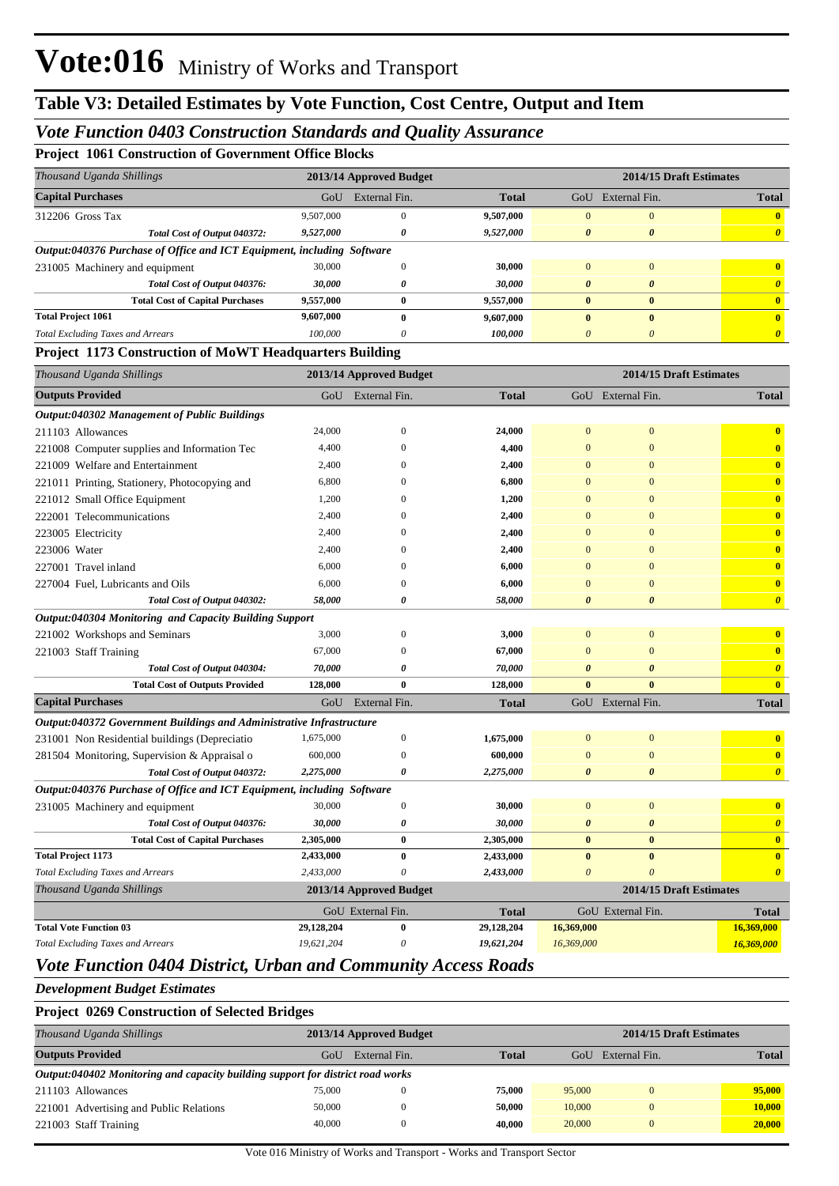# Vote:016 Ministry of Works and Transport

## Table V3: Detailed Estimates by Vote Function, Cost Centre, Output and Item

### *Vote Function 0403 Construction Standards and Quality Assurance*

**Project 1061 Construction of Government Office Blocks**

| *Thousand Uganda Shillings* | 2013/14 Approved Budget | | | 2014/15 Draft Estimates | | |
|---|---|---|---|---|---|---|
| **Capital Purchases** | GoU | External Fin. | **Total** | GoU | External Fin. | **Total** |
| 312206 Gross Tax | 9,507,000 | 0 | **9,507,000** | 0 | 0 | **0** |
| ***Total Cost of Output 040372:*** | ***9,527,000*** | ***0*** | ***9,527,000*** | ***0*** | ***0*** | ***0*** |
| ***Output:040376 Purchase of Office and ICT Equipment, including Software*** | | | | | | |
| 231005 Machinery and equipment | 30,000 | 0 | **30,000** | 0 | 0 | **0** |
| ***Total Cost of Output 040376:*** | ***30,000*** | ***0*** | ***30,000*** | ***0*** | ***0*** | ***0*** |
| **Total Cost of Capital Purchases** | **9,557,000** | **0** | **9,557,000** | **0** | **0** | **0** |
| **Total Project 1061** | **9,607,000** | **0** | **9,607,000** | **0** | **0** | **0** |
| *Total Excluding Taxes and Arrears* | *100,000* | *0* | ***100,000*** | *0* | *0* | ***0*** |

**Project 1173 Construction of MoWT Headquarters Building**

| *Thousand Uganda Shillings* | 2013/14 Approved Budget | | | 2014/15 Draft Estimates | | |
|---|---|---|---|---|---|---|
| **Outputs Provided** | GoU | External Fin. | **Total** | GoU | External Fin. | **Total** |
| ***Output:040302 Management of Public Buildings*** | | | | | | |
| 211103 Allowances | 24,000 | 0 | **24,000** | 0 | 0 | **0** |
| 221008 Computer supplies and Information Tec | 4,400 | 0 | **4,400** | 0 | 0 | **0** |
| 221009 Welfare and Entertainment | 2,400 | 0 | **2,400** | 0 | 0 | **0** |
| 221011 Printing, Stationery, Photocopying and | 6,800 | 0 | **6,800** | 0 | 0 | **0** |
| 221012 Small Office Equipment | 1,200 | 0 | **1,200** | 0 | 0 | **0** |
| 222001 Telecommunications | 2,400 | 0 | **2,400** | 0 | 0 | **0** |
| 223005 Electricity | 2,400 | 0 | **2,400** | 0 | 0 | **0** |
| 223006 Water | 2,400 | 0 | **2,400** | 0 | 0 | **0** |
| 227001 Travel inland | 6,000 | 0 | **6,000** | 0 | 0 | **0** |
| 227004 Fuel, Lubricants and Oils | 6,000 | 0 | **6,000** | 0 | 0 | **0** |
| ***Total Cost of Output 040302:*** | ***58,000*** | ***0*** | ***58,000*** | ***0*** | ***0*** | ***0*** |
| ***Output:040304 Monitoring and Capacity Building Support*** | | | | | | |
| 221002 Workshops and Seminars | 3,000 | 0 | **3,000** | 0 | 0 | **0** |
| 221003 Staff Training | 67,000 | 0 | **67,000** | 0 | 0 | **0** |
| ***Total Cost of Output 040304:*** | ***70,000*** | ***0*** | ***70,000*** | ***0*** | ***0*** | ***0*** |
| **Total Cost of Outputs Provided** | **128,000** | **0** | **128,000** | **0** | **0** | **0** |
| **Capital Purchases** | GoU | External Fin. | **Total** | GoU | External Fin. | **Total** |
| ***Output:040372 Government Buildings and Administrative Infrastructure*** | | | | | | |
| 231001 Non Residential buildings (Depreciatio | 1,675,000 | 0 | **1,675,000** | 0 | 0 | **0** |
| 281504 Monitoring, Supervision & Appraisal o | 600,000 | 0 | **600,000** | 0 | 0 | **0** |
| ***Total Cost of Output 040372:*** | ***2,275,000*** | ***0*** | ***2,275,000*** | ***0*** | ***0*** | ***0*** |
| ***Output:040376 Purchase of Office and ICT Equipment, including Software*** | | | | | | |
| 231005 Machinery and equipment | 30,000 | 0 | **30,000** | 0 | 0 | **0** |
| ***Total Cost of Output 040376:*** | ***30,000*** | ***0*** | ***30,000*** | ***0*** | ***0*** | ***0*** |
| **Total Cost of Capital Purchases** | **2,305,000** | **0** | **2,305,000** | **0** | **0** | **0** |
| **Total Project 1173** | **2,433,000** | **0** | **2,433,000** | **0** | **0** | **0** |
| *Total Excluding Taxes and Arrears* | *2,433,000* | *0* | ***2,433,000*** | *0* | *0* | ***0*** |

| *Thousand Uganda Shillings* | 2013/14 Approved Budget | | | 2014/15 Draft Estimates | | |
|---|---|---|---|---|---|---|
| | GoU | External Fin. | **Total** | GoU | External Fin. | **Total** |
| **Total Vote Function 03** | **29,128,204** | **0** | **29,128,204** | **16,369,000** | | **16,369,000** |
| *Total Excluding Taxes and Arrears* | *19,621,204* | *0* | ***19,621,204*** | *16,369,000* | | ***16,369,000*** |

### *Vote Function 0404 District, Urban and Community Access Roads*

***Development Budget Estimates***

**Project 0269 Construction of Selected Bridges**

| *Thousand Uganda Shillings* | 2013/14 Approved Budget | | | 2014/15 Draft Estimates | | |
|---|---|---|---|---|---|---|
| **Outputs Provided** | GoU | External Fin. | **Total** | GoU | External Fin. | **Total** |
| ***Output:040402 Monitoring and capacity building support for district road works*** | | | | | | |
| 211103 Allowances | 75,000 | 0 | **75,000** | 95,000 | 0 | **95,000** |
| 221001 Advertising and Public Relations | 50,000 | 0 | **50,000** | 10,000 | 0 | **10,000** |
| 221003 Staff Training | 40,000 | 0 | **40,000** | 20,000 | 0 | **20,000** |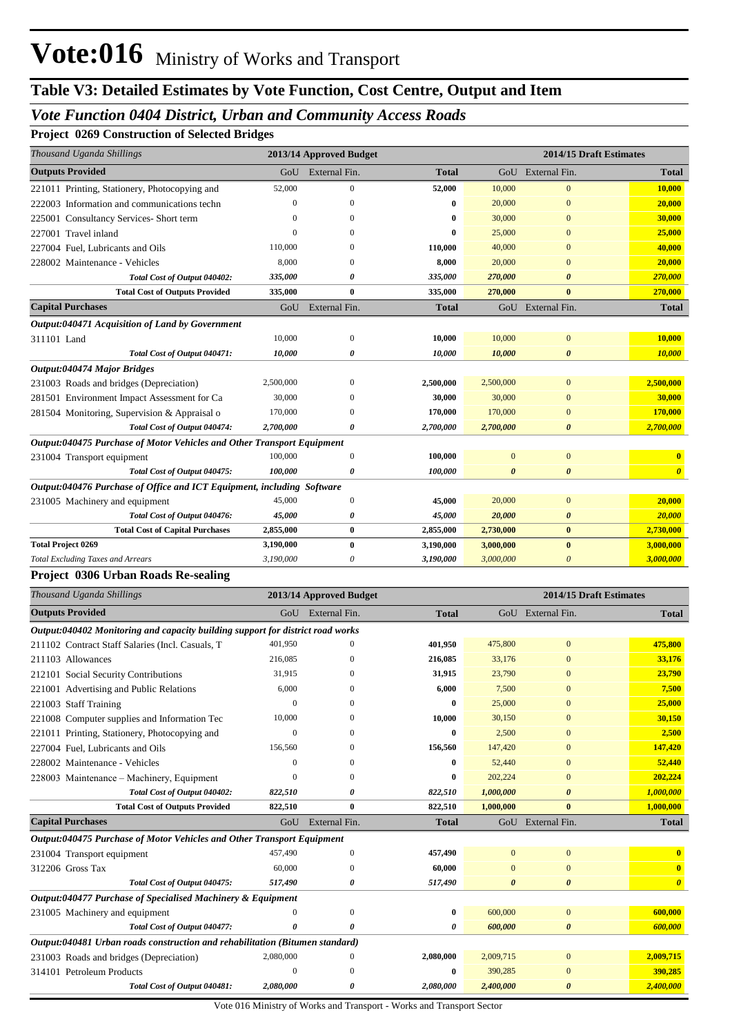# Vote:016 Ministry of Works and Transport

## Table V3: Detailed Estimates by Vote Function, Cost Centre, Output and Item

### *Vote Function 0404 District, Urban and Community Access Roads*

**Project 0269 Construction of Selected Bridges**

| *Thousand Uganda Shillings* | 2013/14 Approved Budget | | | 2014/15 Draft Estimates | | |
|---|---|---|---|---|---|---|
| **Outputs Provided** | GoU | External Fin. | **Total** | GoU | External Fin. | **Total** |
| 221011 Printing, Stationery, Photocopying and | 52,000 | 0 | **52,000** | 10,000 | 0 | **10,000** |
| 222003 Information and communications techn | 0 | 0 | **0** | 20,000 | 0 | **20,000** |
| 225001 Consultancy Services- Short term | 0 | 0 | **0** | 30,000 | 0 | **30,000** |
| 227001 Travel inland | 0 | 0 | **0** | 25,000 | 0 | **25,000** |
| 227004 Fuel, Lubricants and Oils | 110,000 | 0 | **110,000** | 40,000 | 0 | **40,000** |
| 228002 Maintenance - Vehicles | 8,000 | 0 | **8,000** | 20,000 | 0 | **20,000** |
| ***Total Cost of Output 040402:*** | ***335,000*** | ***0*** | ***335,000*** | ***270,000*** | ***0*** | ***270,000*** |
| **Total Cost of Outputs Provided** | **335,000** | **0** | 335,000 | **270,000** | **0** | **270,000** |
| **Capital Purchases** | GoU | External Fin. | **Total** | GoU | External Fin. | **Total** |
| ***Output:040471 Acquisition of Land by Government*** | | | | | | |
| 311101 Land | 10,000 | 0 | **10,000** | 10,000 | 0 | **10,000** |
| ***Total Cost of Output 040471:*** | ***10,000*** | ***0*** | ***10,000*** | ***10,000*** | ***0*** | ***10,000*** |
| ***Output:040474 Major Bridges*** | | | | | | |
| 231003 Roads and bridges (Depreciation) | 2,500,000 | 0 | **2,500,000** | 2,500,000 | 0 | **2,500,000** |
| 281501 Environment Impact Assessment for Ca | 30,000 | 0 | **30,000** | 30,000 | 0 | **30,000** |
| 281504 Monitoring, Supervision & Appraisal o | 170,000 | 0 | **170,000** | 170,000 | 0 | **170,000** |
| ***Total Cost of Output 040474:*** | ***2,700,000*** | ***0*** | ***2,700,000*** | ***2,700,000*** | ***0*** | ***2,700,000*** |
| ***Output:040475 Purchase of Motor Vehicles and Other Transport Equipment*** | | | | | | |
| 231004 Transport equipment | 100,000 | 0 | **100,000** | 0 | 0 | **0** |
| ***Total Cost of Output 040475:*** | ***100,000*** | ***0*** | ***100,000*** | ***0*** | ***0*** | ***0*** |
| ***Output:040476 Purchase of Office and ICT Equipment, including Software*** | | | | | | |
| 231005 Machinery and equipment | 45,000 | 0 | **45,000** | 20,000 | 0 | **20,000** |
| ***Total Cost of Output 040476:*** | ***45,000*** | ***0*** | ***45,000*** | ***20,000*** | ***0*** | ***20,000*** |
| **Total Cost of Capital Purchases** | **2,855,000** | **0** | **2,855,000** | **2,730,000** | **0** | **2,730,000** |
| **Total Project 0269** | **3,190,000** | **0** | **3,190,000** | **3,000,000** | **0** | **3,000,000** |
| *Total Excluding Taxes and Arrears* | *3,190,000* | *0* | *3,190,000* | *3,000,000* | *0* | *3,000,000* |

**Project 0306 Urban Roads Re-sealing**

| *Thousand Uganda Shillings* | 2013/14 Approved Budget | | | 2014/15 Draft Estimates | | |
|---|---|---|---|---|---|---|
| **Outputs Provided** | GoU | External Fin. | **Total** | GoU | External Fin. | **Total** |
| ***Output:040402 Monitoring and capacity building support for district road works*** | | | | | | |
| 211102 Contract Staff Salaries (Incl. Casuals, T | 401,950 | 0 | **401,950** | 475,800 | 0 | **475,800** |
| 211103 Allowances | 216,085 | 0 | **216,085** | 33,176 | 0 | **33,176** |
| 212101 Social Security Contributions | 31,915 | 0 | **31,915** | 23,790 | 0 | **23,790** |
| 221001 Advertising and Public Relations | 6,000 | 0 | **6,000** | 7,500 | 0 | **7,500** |
| 221003 Staff Training | 0 | 0 | **0** | 25,000 | 0 | **25,000** |
| 221008 Computer supplies and Information Tec | 10,000 | 0 | **10,000** | 30,150 | 0 | **30,150** |
| 221011 Printing, Stationery, Photocopying and | 0 | 0 | **0** | 2,500 | 0 | **2,500** |
| 227004 Fuel, Lubricants and Oils | 156,560 | 0 | **156,560** | 147,420 | 0 | **147,420** |
| 228002 Maintenance - Vehicles | 0 | 0 | **0** | 52,440 | 0 | **52,440** |
| 228003 Maintenance – Machinery, Equipment | 0 | 0 | **0** | 202,224 | 0 | **202,224** |
| ***Total Cost of Output 040402:*** | ***822,510*** | ***0*** | ***822,510*** | ***1,000,000*** | ***0*** | ***1,000,000*** |
| **Total Cost of Outputs Provided** | **822,510** | **0** | 822,510 | **1,000,000** | **0** | **1,000,000** |
| **Capital Purchases** | GoU | External Fin. | **Total** | GoU | External Fin. | **Total** |
| ***Output:040475 Purchase of Motor Vehicles and Other Transport Equipment*** | | | | | | |
| 231004 Transport equipment | 457,490 | 0 | **457,490** | 0 | 0 | **0** |
| 312206 Gross Tax | 60,000 | 0 | **60,000** | 0 | 0 | **0** |
| ***Total Cost of Output 040475:*** | ***517,490*** | ***0*** | ***517,490*** | ***0*** | ***0*** | ***0*** |
| ***Output:040477 Purchase of Specialised Machinery & Equipment*** | | | | | | |
| 231005 Machinery and equipment | 0 | 0 | **0** | 600,000 | 0 | **600,000** |
| ***Total Cost of Output 040477:*** | ***0*** | ***0*** | ***0*** | ***600,000*** | ***0*** | ***600,000*** |
| ***Output:040481 Urban roads construction and rehabilitation (Bitumen standard)*** | | | | | | |
| 231003 Roads and bridges (Depreciation) | 2,080,000 | 0 | **2,080,000** | 2,009,715 | 0 | **2,009,715** |
| 314101 Petroleum Products | 0 | 0 | **0** | 390,285 | 0 | **390,285** |
| ***Total Cost of Output 040481:*** | ***2,080,000*** | ***0*** | ***2,080,000*** | ***2,400,000*** | ***0*** | ***2,400,000*** |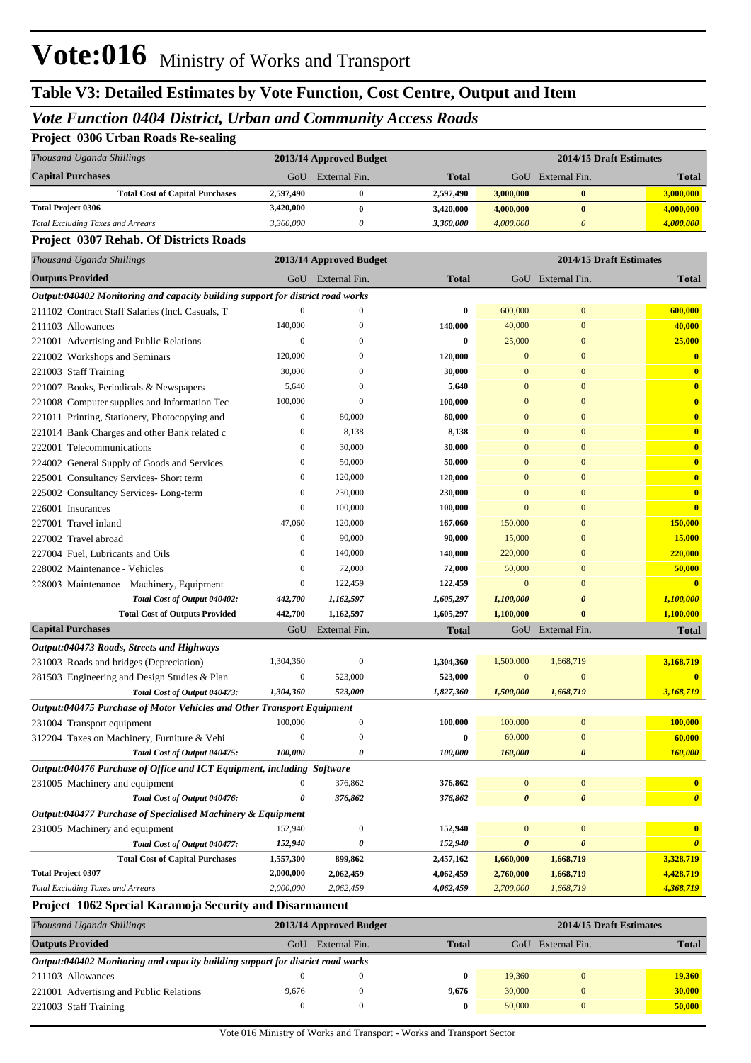# Vote:016 Ministry of Works and Transport

## Table V3: Detailed Estimates by Vote Function, Cost Centre, Output and Item

### *Vote Function 0404 District, Urban and Community Access Roads*

#### Project 0306 Urban Roads Re-sealing

| *Thousand Uganda Shillings* | 2013/14 Approved Budget | | | 2014/15 Draft Estimates | | |
|---|---|---|---|---|---|---|
| **Capital Purchases** | GoU | External Fin. | **Total** | GoU | External Fin. | **Total** |
| **Total Cost of Capital Purchases** | **2,597,490** | **0** | **2,597,490** | **3,000,000** | **0** | **3,000,000** |
| **Total Project 0306** | **3,420,000** | **0** | **3,420,000** | **4,000,000** | **0** | **4,000,000** |
| *Total Excluding Taxes and Arrears* | *3,360,000* | *0* | *3,360,000* | *4,000,000* | *0* | *4,000,000* |

#### Project 0307 Rehab. Of Districts Roads

| *Thousand Uganda Shillings* | 2013/14 Approved Budget | | | 2014/15 Draft Estimates | | |
|---|---|---|---|---|---|---|
| **Outputs Provided** | GoU | External Fin. | **Total** | GoU | External Fin. | **Total** |
| ***Output:040402 Monitoring and capacity building support for district road works*** | | | | | | |
| 211102 Contract Staff Salaries (Incl. Casuals, T | 0 | 0 | **0** | 600,000 | 0 | **600,000** |
| 211103 Allowances | 140,000 | 0 | **140,000** | 40,000 | 0 | **40,000** |
| 221001 Advertising and Public Relations | 0 | 0 | **0** | 25,000 | 0 | **25,000** |
| 221002 Workshops and Seminars | 120,000 | 0 | **120,000** | 0 | 0 | **0** |
| 221003 Staff Training | 30,000 | 0 | **30,000** | 0 | 0 | **0** |
| 221007 Books, Periodicals & Newspapers | 5,640 | 0 | **5,640** | 0 | 0 | **0** |
| 221008 Computer supplies and Information Tec | 100,000 | 0 | **100,000** | 0 | 0 | **0** |
| 221011 Printing, Stationery, Photocopying and | 0 | 80,000 | **80,000** | 0 | 0 | **0** |
| 221014 Bank Charges and other Bank related c | 0 | 8,138 | **8,138** | 0 | 0 | **0** |
| 222001 Telecommunications | 0 | 30,000 | **30,000** | 0 | 0 | **0** |
| 224002 General Supply of Goods and Services | 0 | 50,000 | **50,000** | 0 | 0 | **0** |
| 225001 Consultancy Services- Short term | 0 | 120,000 | **120,000** | 0 | 0 | **0** |
| 225002 Consultancy Services- Long-term | 0 | 230,000 | **230,000** | 0 | 0 | **0** |
| 226001 Insurances | 0 | 100,000 | **100,000** | 0 | 0 | **0** |
| 227001 Travel inland | 47,060 | 120,000 | **167,060** | 150,000 | 0 | **150,000** |
| 227002 Travel abroad | 0 | 90,000 | **90,000** | 15,000 | 0 | **15,000** |
| 227004 Fuel, Lubricants and Oils | 0 | 140,000 | **140,000** | 220,000 | 0 | **220,000** |
| 228002 Maintenance - Vehicles | 0 | 72,000 | **72,000** | 50,000 | 0 | **50,000** |
| 228003 Maintenance – Machinery, Equipment | 0 | 122,459 | **122,459** | 0 | 0 | **0** |
| ***Total Cost of Output 040402:*** | ***442,700*** | ***1,162,597*** | ***1,605,297*** | ***1,100,000*** | ***0*** | ***1,100,000*** |
| **Total Cost of Outputs Provided** | **442,700** | **1,162,597** | **1,605,297** | **1,100,000** | **0** | **1,100,000** |
| **Capital Purchases** | GoU | External Fin. | **Total** | GoU | External Fin. | **Total** |
| ***Output:040473 Roads, Streets and Highways*** | | | | | | |
| 231003 Roads and bridges (Depreciation) | 1,304,360 | 0 | **1,304,360** | 1,500,000 | 1,668,719 | **3,168,719** |
| 281503 Engineering and Design Studies & Plan | 0 | 523,000 | **523,000** | 0 | 0 | **0** |
| ***Total Cost of Output 040473:*** | ***1,304,360*** | ***523,000*** | ***1,827,360*** | ***1,500,000*** | ***1,668,719*** | ***3,168,719*** |
| ***Output:040475 Purchase of Motor Vehicles and Other Transport Equipment*** | | | | | | |
| 231004 Transport equipment | 100,000 | 0 | **100,000** | 100,000 | 0 | **100,000** |
| 312204 Taxes on Machinery, Furniture & Vehi | 0 | 0 | **0** | 60,000 | 0 | **60,000** |
| ***Total Cost of Output 040475:*** | ***100,000*** | ***0*** | ***100,000*** | ***160,000*** | ***0*** | ***160,000*** |
| ***Output:040476 Purchase of Office and ICT Equipment, including Software*** | | | | | | |
| 231005 Machinery and equipment | 0 | 376,862 | **376,862** | 0 | 0 | **0** |
| ***Total Cost of Output 040476:*** | ***0*** | ***376,862*** | ***376,862*** | ***0*** | ***0*** | ***0*** |
| ***Output:040477 Purchase of Specialised Machinery & Equipment*** | | | | | | |
| 231005 Machinery and equipment | 152,940 | 0 | **152,940** | 0 | 0 | **0** |
| ***Total Cost of Output 040477:*** | ***152,940*** | ***0*** | ***152,940*** | ***0*** | ***0*** | ***0*** |
| **Total Cost of Capital Purchases** | **1,557,300** | **899,862** | **2,457,162** | **1,660,000** | **1,668,719** | **3,328,719** |
| **Total Project 0307** | **2,000,000** | **2,062,459** | **4,062,459** | **2,760,000** | **1,668,719** | **4,428,719** |
| *Total Excluding Taxes and Arrears* | *2,000,000* | *2,062,459* | *4,062,459* | *2,700,000* | *1,668,719* | *4,368,719* |

#### Project 1062 Special Karamoja Security and Disarmament

| *Thousand Uganda Shillings* | 2013/14 Approved Budget | | | 2014/15 Draft Estimates | | |
|---|---|---|---|---|---|---|
| **Outputs Provided** | GoU | External Fin. | **Total** | GoU | External Fin. | **Total** |
| ***Output:040402 Monitoring and capacity building support for district road works*** | | | | | | |
| 211103 Allowances | 0 | 0 | **0** | 19,360 | 0 | **19,360** |
| 221001 Advertising and Public Relations | 9,676 | 0 | **9,676** | 30,000 | 0 | **30,000** |
| 221003 Staff Training | 0 | 0 | **0** | 50,000 | 0 | **50,000** |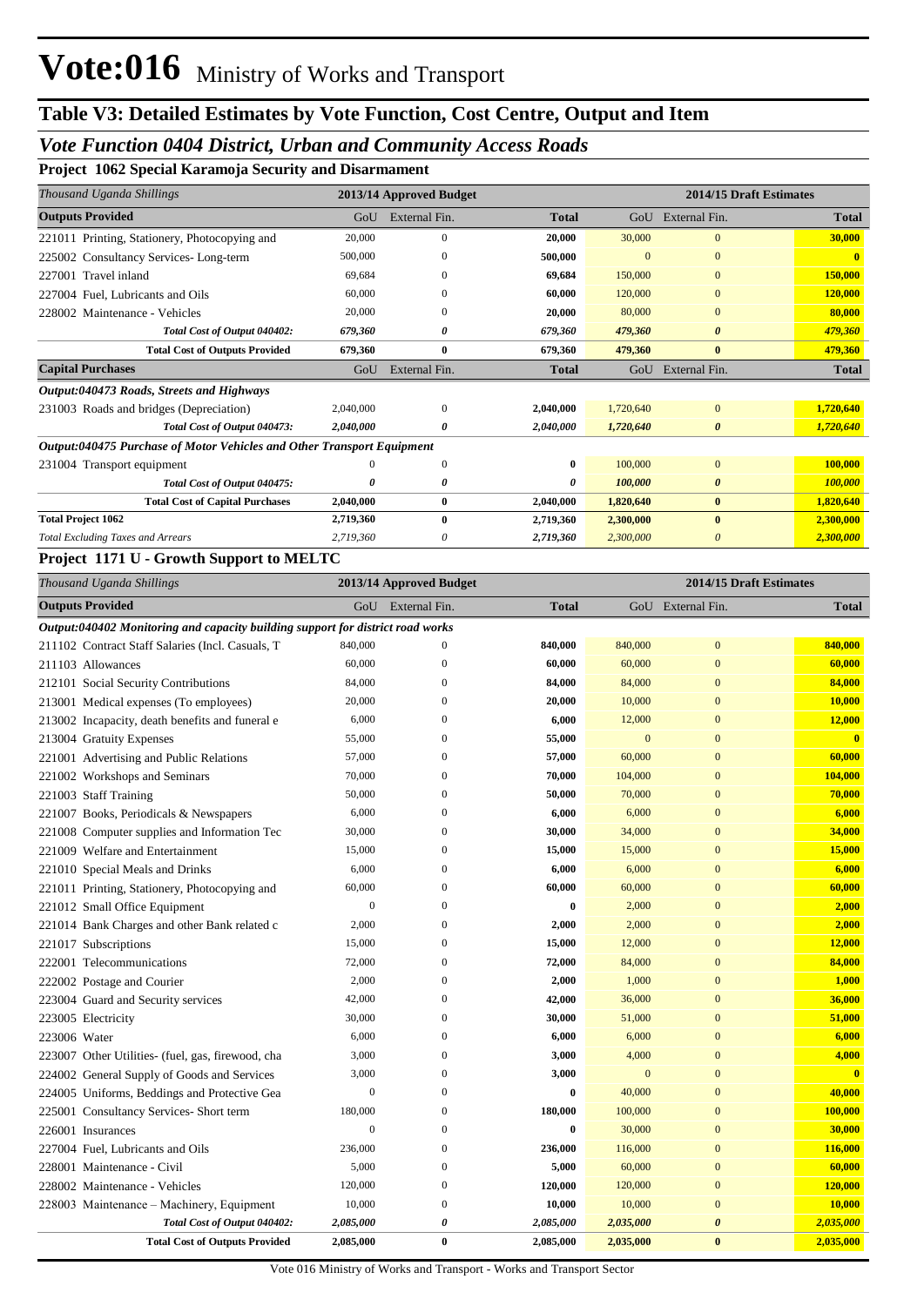# Vote:016 Ministry of Works and Transport

## Table V3: Detailed Estimates by Vote Function, Cost Centre, Output and Item

### *Vote Function 0404 District, Urban and Community Access Roads*

**Project 1062 Special Karamoja Security and Disarmament**

| *Thousand Uganda Shillings* | 2013/14 Approved Budget | | | 2014/15 Draft Estimates | | |
|---|---|---|---|---|---|---|
| **Outputs Provided** | GoU | External Fin. | **Total** | GoU | External Fin. | **Total** |
| 221011 Printing, Stationery, Photocopying and | 20,000 | 0 | **20,000** | 30,000 | 0 | **30,000** |
| 225002 Consultancy Services- Long-term | 500,000 | 0 | **500,000** | 0 | 0 | **0** |
| 227001 Travel inland | 69,684 | 0 | **69,684** | 150,000 | 0 | **150,000** |
| 227004 Fuel, Lubricants and Oils | 60,000 | 0 | **60,000** | 120,000 | 0 | **120,000** |
| 228002 Maintenance - Vehicles | 20,000 | 0 | **20,000** | 80,000 | 0 | **80,000** |
| ***Total Cost of Output 040402:*** | ***679,360*** | ***0*** | ***679,360*** | ***479,360*** | ***0*** | ***479,360*** |
| **Total Cost of Outputs Provided** | **679,360** | **0** | **679,360** | **479,360** | **0** | **479,360** |
| **Capital Purchases** | GoU | External Fin. | **Total** | GoU | External Fin. | **Total** |
| ***Output:040473 Roads, Streets and Highways*** | | | | | | |
| 231003 Roads and bridges (Depreciation) | 2,040,000 | 0 | **2,040,000** | 1,720,640 | 0 | **1,720,640** |
| ***Total Cost of Output 040473:*** | ***2,040,000*** | ***0*** | ***2,040,000*** | ***1,720,640*** | ***0*** | ***1,720,640*** |
| ***Output:040475 Purchase of Motor Vehicles and Other Transport Equipment*** | | | | | | |
| 231004 Transport equipment | 0 | 0 | **0** | 100,000 | 0 | **100,000** |
| ***Total Cost of Output 040475:*** | ***0*** | ***0*** | ***0*** | ***100,000*** | ***0*** | ***100,000*** |
| **Total Cost of Capital Purchases** | **2,040,000** | **0** | **2,040,000** | **1,820,640** | **0** | **1,820,640** |
| **Total Project 1062** | **2,719,360** | **0** | **2,719,360** | **2,300,000** | **0** | **2,300,000** |
| *Total Excluding Taxes and Arrears* | *2,719,360* | *0* | *2,719,360* | *2,300,000* | *0* | *2,300,000* |

**Project 1171 U - Growth Support to MELTC**

| *Thousand Uganda Shillings* | 2013/14 Approved Budget | | | 2014/15 Draft Estimates | | |
|---|---|---|---|---|---|---|
| **Outputs Provided** | GoU | External Fin. | **Total** | GoU | External Fin. | **Total** |
| ***Output:040402 Monitoring and capacity building support for district road works*** | | | | | | |
| 211102 Contract Staff Salaries (Incl. Casuals, T | 840,000 | 0 | **840,000** | 840,000 | 0 | **840,000** |
| 211103 Allowances | 60,000 | 0 | **60,000** | 60,000 | 0 | **60,000** |
| 212101 Social Security Contributions | 84,000 | 0 | **84,000** | 84,000 | 0 | **84,000** |
| 213001 Medical expenses (To employees) | 20,000 | 0 | **20,000** | 10,000 | 0 | **10,000** |
| 213002 Incapacity, death benefits and funeral e | 6,000 | 0 | **6,000** | 12,000 | 0 | **12,000** |
| 213004 Gratuity Expenses | 55,000 | 0 | **55,000** | 0 | 0 | **0** |
| 221001 Advertising and Public Relations | 57,000 | 0 | **57,000** | 60,000 | 0 | **60,000** |
| 221002 Workshops and Seminars | 70,000 | 0 | **70,000** | 104,000 | 0 | **104,000** |
| 221003 Staff Training | 50,000 | 0 | **50,000** | 70,000 | 0 | **70,000** |
| 221007 Books, Periodicals & Newspapers | 6,000 | 0 | **6,000** | 6,000 | 0 | **6,000** |
| 221008 Computer supplies and Information Tec | 30,000 | 0 | **30,000** | 34,000 | 0 | **34,000** |
| 221009 Welfare and Entertainment | 15,000 | 0 | **15,000** | 15,000 | 0 | **15,000** |
| 221010 Special Meals and Drinks | 6,000 | 0 | **6,000** | 6,000 | 0 | **6,000** |
| 221011 Printing, Stationery, Photocopying and | 60,000 | 0 | **60,000** | 60,000 | 0 | **60,000** |
| 221012 Small Office Equipment | 0 | 0 | **0** | 2,000 | 0 | **2,000** |
| 221014 Bank Charges and other Bank related c | 2,000 | 0 | **2,000** | 2,000 | 0 | **2,000** |
| 221017 Subscriptions | 15,000 | 0 | **15,000** | 12,000 | 0 | **12,000** |
| 222001 Telecommunications | 72,000 | 0 | **72,000** | 84,000 | 0 | **84,000** |
| 222002 Postage and Courier | 2,000 | 0 | **2,000** | 1,000 | 0 | **1,000** |
| 223004 Guard and Security services | 42,000 | 0 | **42,000** | 36,000 | 0 | **36,000** |
| 223005 Electricity | 30,000 | 0 | **30,000** | 51,000 | 0 | **51,000** |
| 223006 Water | 6,000 | 0 | **6,000** | 6,000 | 0 | **6,000** |
| 223007 Other Utilities- (fuel, gas, firewood, cha | 3,000 | 0 | **3,000** | 4,000 | 0 | **4,000** |
| 224002 General Supply of Goods and Services | 3,000 | 0 | **3,000** | 0 | 0 | **0** |
| 224005 Uniforms, Beddings and Protective Gea | 0 | 0 | **0** | 40,000 | 0 | **40,000** |
| 225001 Consultancy Services- Short term | 180,000 | 0 | **180,000** | 100,000 | 0 | **100,000** |
| 226001 Insurances | 0 | 0 | **0** | 30,000 | 0 | **30,000** |
| 227004 Fuel, Lubricants and Oils | 236,000 | 0 | **236,000** | 116,000 | 0 | **116,000** |
| 228001 Maintenance - Civil | 5,000 | 0 | **5,000** | 60,000 | 0 | **60,000** |
| 228002 Maintenance - Vehicles | 120,000 | 0 | **120,000** | 120,000 | 0 | **120,000** |
| 228003 Maintenance – Machinery, Equipment | 10,000 | 0 | **10,000** | 10,000 | 0 | **10,000** |
| ***Total Cost of Output 040402:*** | ***2,085,000*** | ***0*** | ***2,085,000*** | ***2,035,000*** | ***0*** | ***2,035,000*** |
| **Total Cost of Outputs Provided** | **2,085,000** | **0** | **2,085,000** | **2,035,000** | **0** | **2,035,000** |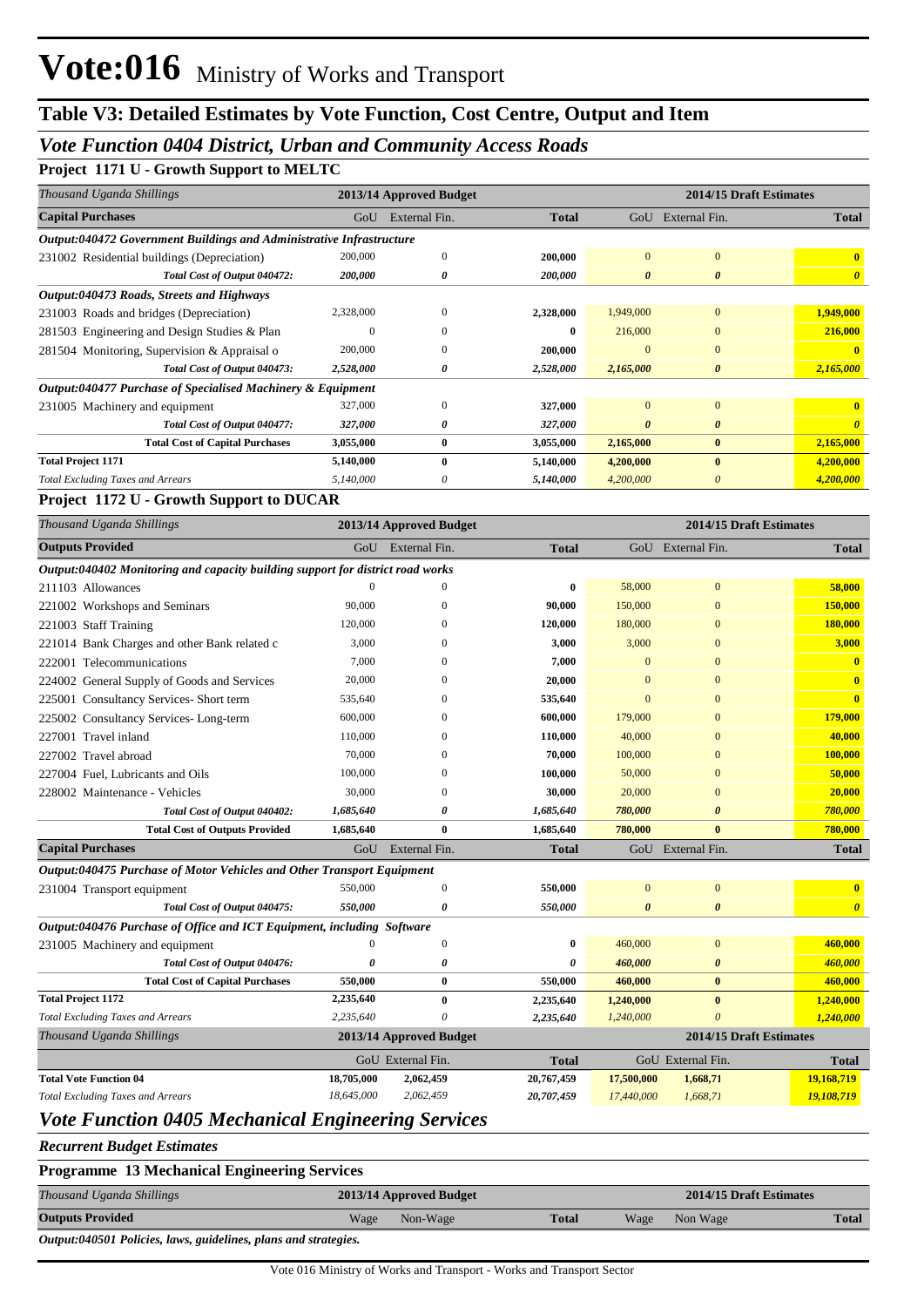# Vote:016 Ministry of Works and Transport

## Table V3: Detailed Estimates by Vote Function, Cost Centre, Output and Item

### *Vote Function 0404 District, Urban and Community Access Roads*

**Project 1171 U - Growth Support to MELTC**

| *Thousand Uganda Shillings* | 2013/14 Approved Budget | | | 2014/15 Draft Estimates | | |
|---|---|---|---|---|---|---|
| **Capital Purchases** | GoU | External Fin. | **Total** | GoU | External Fin. | **Total** |
| ***Output:040472 Government Buildings and Administrative Infrastructure*** | | | | | | |
| 231002 Residential buildings (Depreciation) | 200,000 | 0 | **200,000** | 0 | 0 | **0** |
| ***Total Cost of Output 040472:*** | ***200,000*** | ***0*** | ***200,000*** | ***0*** | ***0*** | ***0*** |
| ***Output:040473 Roads, Streets and Highways*** | | | | | | |
| 231003 Roads and bridges (Depreciation) | 2,328,000 | 0 | **2,328,000** | 1,949,000 | 0 | **1,949,000** |
| 281503 Engineering and Design Studies & Plan | 0 | 0 | **0** | 216,000 | 0 | **216,000** |
| 281504 Monitoring, Supervision & Appraisal o | 200,000 | 0 | **200,000** | 0 | 0 | **0** |
| ***Total Cost of Output 040473:*** | ***2,528,000*** | ***0*** | ***2,528,000*** | ***2,165,000*** | ***0*** | ***2,165,000*** |
| ***Output:040477 Purchase of Specialised Machinery & Equipment*** | | | | | | |
| 231005 Machinery and equipment | 327,000 | 0 | **327,000** | 0 | 0 | **0** |
| ***Total Cost of Output 040477:*** | ***327,000*** | ***0*** | ***327,000*** | ***0*** | ***0*** | ***0*** |
| **Total Cost of Capital Purchases** | **3,055,000** | **0** | **3,055,000** | **2,165,000** | **0** | **2,165,000** |
| **Total Project 1171** | **5,140,000** | **0** | **5,140,000** | **4,200,000** | **0** | **4,200,000** |
| *Total Excluding Taxes and Arrears* | *5,140,000* | *0* | *5,140,000* | *4,200,000* | *0* | *4,200,000* |

**Project 1172 U - Growth Support to DUCAR**

| *Thousand Uganda Shillings* | 2013/14 Approved Budget | | | 2014/15 Draft Estimates | | |
|---|---|---|---|---|---|---|
| **Outputs Provided** | GoU | External Fin. | **Total** | GoU | External Fin. | **Total** |
| ***Output:040402 Monitoring and capacity building support for district road works*** | | | | | | |
| 211103 Allowances | 0 | 0 | **0** | 58,000 | 0 | **58,000** |
| 221002 Workshops and Seminars | 90,000 | 0 | **90,000** | 150,000 | 0 | **150,000** |
| 221003 Staff Training | 120,000 | 0 | **120,000** | 180,000 | 0 | **180,000** |
| 221014 Bank Charges and other Bank related c | 3,000 | 0 | **3,000** | 3,000 | 0 | **3,000** |
| 222001 Telecommunications | 7,000 | 0 | **7,000** | 0 | 0 | **0** |
| 224002 General Supply of Goods and Services | 20,000 | 0 | **20,000** | 0 | 0 | **0** |
| 225001 Consultancy Services- Short term | 535,640 | 0 | **535,640** | 0 | 0 | **0** |
| 225002 Consultancy Services- Long-term | 600,000 | 0 | **600,000** | 179,000 | 0 | **179,000** |
| 227001 Travel inland | 110,000 | 0 | **110,000** | 40,000 | 0 | **40,000** |
| 227002 Travel abroad | 70,000 | 0 | **70,000** | 100,000 | 0 | **100,000** |
| 227004 Fuel, Lubricants and Oils | 100,000 | 0 | **100,000** | 50,000 | 0 | **50,000** |
| 228002 Maintenance - Vehicles | 30,000 | 0 | **30,000** | 20,000 | 0 | **20,000** |
| ***Total Cost of Output 040402:*** | ***1,685,640*** | ***0*** | ***1,685,640*** | ***780,000*** | ***0*** | ***780,000*** |
| **Total Cost of Outputs Provided** | **1,685,640** | **0** | **1,685,640** | **780,000** | **0** | **780,000** |
| **Capital Purchases** | GoU | External Fin. | **Total** | GoU | External Fin. | **Total** |
| ***Output:040475 Purchase of Motor Vehicles and Other Transport Equipment*** | | | | | | |
| 231004 Transport equipment | 550,000 | 0 | **550,000** | 0 | 0 | **0** |
| ***Total Cost of Output 040475:*** | ***550,000*** | ***0*** | ***550,000*** | ***0*** | ***0*** | ***0*** |
| ***Output:040476 Purchase of Office and ICT Equipment, including Software*** | | | | | | |
| 231005 Machinery and equipment | 0 | 0 | **0** | 460,000 | 0 | **460,000** |
| ***Total Cost of Output 040476:*** | ***0*** | ***0*** | ***0*** | ***460,000*** | ***0*** | ***460,000*** |
| **Total Cost of Capital Purchases** | **550,000** | **0** | **550,000** | **460,000** | **0** | **460,000** |
| **Total Project 1172** | **2,235,640** | **0** | **2,235,640** | **1,240,000** | **0** | **1,240,000** |
| *Total Excluding Taxes and Arrears* | *2,235,640* | *0* | *2,235,640* | *1,240,000* | *0* | *1,240,000* |

| *Thousand Uganda Shillings* | 2013/14 Approved Budget | | | 2014/15 Draft Estimates | | |
|---|---|---|---|---|---|---|
| | GoU | External Fin. | **Total** | GoU | External Fin. | **Total** |
| **Total Vote Function 04** | **18,705,000** | **2,062,459** | **20,767,459** | **17,500,000** | **1,668,71** | **19,168,719** |
| *Total Excluding Taxes and Arrears* | *18,645,000* | *2,062,459* | *20,707,459* | *17,440,000* | *1,668,71* | *19,108,719* |

### *Vote Function 0405 Mechanical Engineering Services*

***Recurrent Budget Estimates***

**Programme 13 Mechanical Engineering Services**

| *Thousand Uganda Shillings* | 2013/14 Approved Budget | | | 2014/15 Draft Estimates | | |
|---|---|---|---|---|---|---|
| **Outputs Provided** | Wage | Non-Wage | **Total** | Wage | Non Wage | **Total** |
| ***Output:040501 Policies, laws, guidelines, plans and strategies.*** | | | | | | |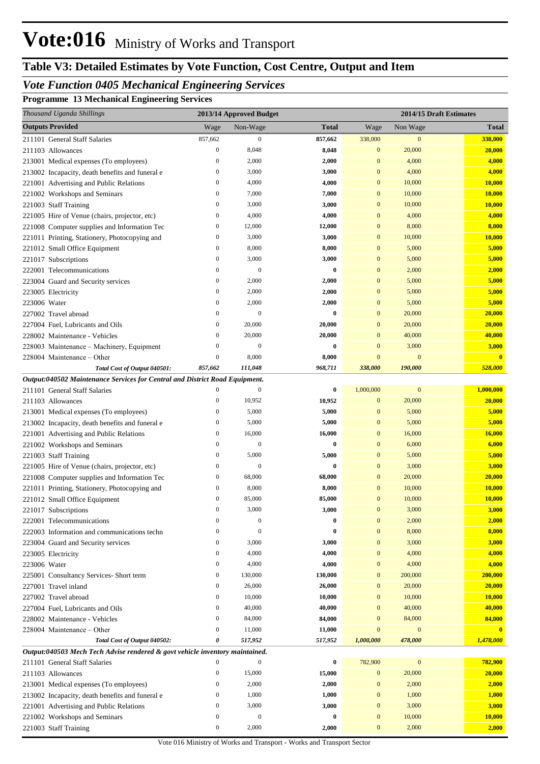# Vote:016 Ministry of Works and Transport

## Table V3: Detailed Estimates by Vote Function, Cost Centre, Output and Item

### *Vote Function 0405 Mechanical Engineering Services*

**Programme 13 Mechanical Engineering Services**

| *Thousand Uganda Shillings* | 2013/14 Approved Budget | | | 2014/15 Draft Estimates | | |
|---|---|---|---|---|---|---|
| **Outputs Provided** | Wage | Non-Wage | **Total** | Wage | Non Wage | **Total** |
| 211101 General Staff Salaries | 857,662 | 0 | **857,662** | 338,000 | 0 | **338,000** |
| 211103 Allowances | 0 | 8,048 | **8,048** | 0 | 20,000 | **20,000** |
| 213001 Medical expenses (To employees) | 0 | 2,000 | **2,000** | 0 | 4,000 | **4,000** |
| 213002 Incapacity, death benefits and funeral e | 0 | 3,000 | **3,000** | 0 | 4,000 | **4,000** |
| 221001 Advertising and Public Relations | 0 | 4,000 | **4,000** | 0 | 10,000 | **10,000** |
| 221002 Workshops and Seminars | 0 | 7,000 | **7,000** | 0 | 10,000 | **10,000** |
| 221003 Staff Training | 0 | 3,000 | **3,000** | 0 | 10,000 | **10,000** |
| 221005 Hire of Venue (chairs, projector, etc) | 0 | 4,000 | **4,000** | 0 | 4,000 | **4,000** |
| 221008 Computer supplies and Information Tec | 0 | 12,000 | **12,000** | 0 | 8,000 | **8,000** |
| 221011 Printing, Stationery, Photocopying and | 0 | 3,000 | **3,000** | 0 | 10,000 | **10,000** |
| 221012 Small Office Equipment | 0 | 8,000 | **8,000** | 0 | 5,000 | **5,000** |
| 221017 Subscriptions | 0 | 3,000 | **3,000** | 0 | 5,000 | **5,000** |
| 222001 Telecommunications | 0 | 0 | **0** | 0 | 2,000 | **2,000** |
| 223004 Guard and Security services | 0 | 2,000 | **2,000** | 0 | 5,000 | **5,000** |
| 223005 Electricity | 0 | 2,000 | **2,000** | 0 | 5,000 | **5,000** |
| 223006 Water | 0 | 2,000 | **2,000** | 0 | 5,000 | **5,000** |
| 227002 Travel abroad | 0 | 0 | **0** | 0 | 20,000 | **20,000** |
| 227004 Fuel, Lubricants and Oils | 0 | 20,000 | **20,000** | 0 | 20,000 | **20,000** |
| 228002 Maintenance - Vehicles | 0 | 20,000 | **20,000** | 0 | 40,000 | **40,000** |
| 228003 Maintenance – Machinery, Equipment | 0 | 0 | **0** | 0 | 3,000 | **3,000** |
| 228004 Maintenance – Other | 0 | 8,000 | **8,000** | 0 | 0 | **0** |
| ***Total Cost of Output 040501:*** | ***857,662*** | ***111,048*** | ***968,711*** | ***338,000*** | ***190,000*** | ***528,000*** |
| ***Output:040502 Maintenance Services for Central and District Road Equipment.*** | | | | | | |
| 211101 General Staff Salaries | 0 | 0 | **0** | 1,000,000 | 0 | **1,000,000** |
| 211103 Allowances | 0 | 10,952 | **10,952** | 0 | 20,000 | **20,000** |
| 213001 Medical expenses (To employees) | 0 | 5,000 | **5,000** | 0 | 5,000 | **5,000** |
| 213002 Incapacity, death benefits and funeral e | 0 | 5,000 | **5,000** | 0 | 5,000 | **5,000** |
| 221001 Advertising and Public Relations | 0 | 16,000 | **16,000** | 0 | 16,000 | **16,000** |
| 221002 Workshops and Seminars | 0 | 0 | **0** | 0 | 6,000 | **6,000** |
| 221003 Staff Training | 0 | 5,000 | **5,000** | 0 | 5,000 | **5,000** |
| 221005 Hire of Venue (chairs, projector, etc) | 0 | 0 | **0** | 0 | 3,000 | **3,000** |
| 221008 Computer supplies and Information Tec | 0 | 68,000 | **68,000** | 0 | 20,000 | **20,000** |
| 221011 Printing, Stationery, Photocopying and | 0 | 8,000 | **8,000** | 0 | 10,000 | **10,000** |
| 221012 Small Office Equipment | 0 | 85,000 | **85,000** | 0 | 10,000 | **10,000** |
| 221017 Subscriptions | 0 | 3,000 | **3,000** | 0 | 3,000 | **3,000** |
| 222001 Telecommunications | 0 | 0 | **0** | 0 | 2,000 | **2,000** |
| 222003 Information and communications techn | 0 | 0 | **0** | 0 | 8,000 | **8,000** |
| 223004 Guard and Security services | 0 | 3,000 | **3,000** | 0 | 3,000 | **3,000** |
| 223005 Electricity | 0 | 4,000 | **4,000** | 0 | 4,000 | **4,000** |
| 223006 Water | 0 | 4,000 | **4,000** | 0 | 4,000 | **4,000** |
| 225001 Consultancy Services- Short term | 0 | 130,000 | **130,000** | 0 | 200,000 | **200,000** |
| 227001 Travel inland | 0 | 26,000 | **26,000** | 0 | 20,000 | **20,000** |
| 227002 Travel abroad | 0 | 10,000 | **10,000** | 0 | 10,000 | **10,000** |
| 227004 Fuel, Lubricants and Oils | 0 | 40,000 | **40,000** | 0 | 40,000 | **40,000** |
| 228002 Maintenance - Vehicles | 0 | 84,000 | **84,000** | 0 | 84,000 | **84,000** |
| 228004 Maintenance – Other | 0 | 11,000 | **11,000** | 0 | 0 | **0** |
| ***Total Cost of Output 040502:*** | ***0*** | ***517,952*** | ***517,952*** | ***1,000,000*** | ***478,000*** | ***1,478,000*** |
| ***Output:040503 Mech Tech Advise rendered & govt vehicle inventory maintained.*** | | | | | | |
| 211101 General Staff Salaries | 0 | 0 | **0** | 782,900 | 0 | **782,900** |
| 211103 Allowances | 0 | 15,000 | **15,000** | 0 | 20,000 | **20,000** |
| 213001 Medical expenses (To employees) | 0 | 2,000 | **2,000** | 0 | 2,000 | **2,000** |
| 213002 Incapacity, death benefits and funeral e | 0 | 1,000 | **1,000** | 0 | 1,000 | **1,000** |
| 221001 Advertising and Public Relations | 0 | 3,000 | **3,000** | 0 | 3,000 | **3,000** |
| 221002 Workshops and Seminars | 0 | 0 | **0** | 0 | 10,000 | **10,000** |
| 221003 Staff Training | 0 | 2,000 | **2,000** | 0 | 2,000 | **2,000** |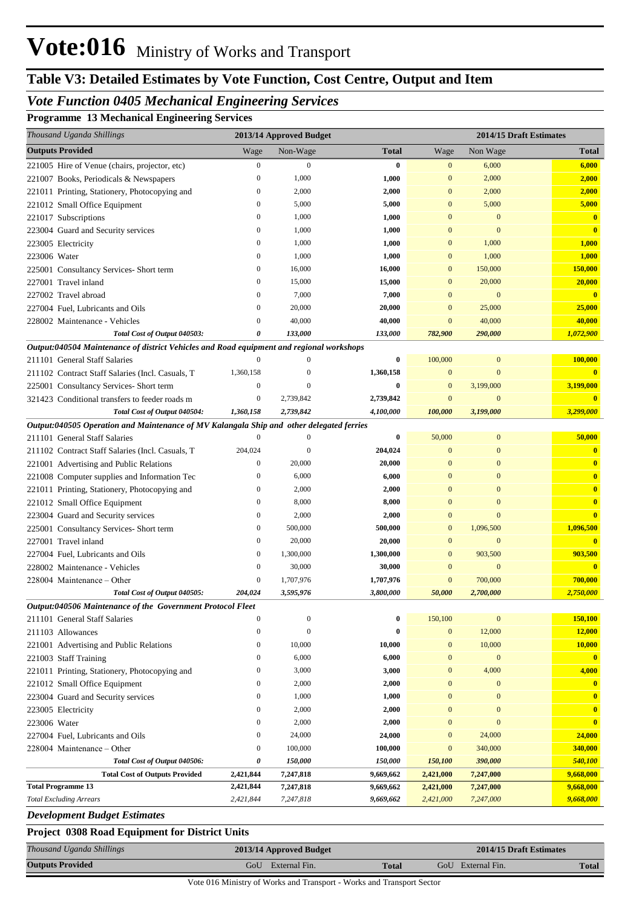# Vote:016 Ministry of Works and Transport

## Table V3: Detailed Estimates by Vote Function, Cost Centre, Output and Item

### *Vote Function 0405 Mechanical Engineering Services*

**Programme 13 Mechanical Engineering Services**

| *Thousand Uganda Shillings* | 2013/14 Approved Budget | | | 2014/15 Draft Estimates | | |
|---|---|---|---|---|---|---|
| **Outputs Provided** | Wage | Non-Wage | **Total** | Wage | Non Wage | **Total** |
| 221005 Hire of Venue (chairs, projector, etc) | 0 | 0 | **0** | 0 | 6,000 | **6,000** |
| 221007 Books, Periodicals & Newspapers | 0 | 1,000 | **1,000** | 0 | 2,000 | **2,000** |
| 221011 Printing, Stationery, Photocopying and | 0 | 2,000 | **2,000** | 0 | 2,000 | **2,000** |
| 221012 Small Office Equipment | 0 | 5,000 | **5,000** | 0 | 5,000 | **5,000** |
| 221017 Subscriptions | 0 | 1,000 | **1,000** | 0 | 0 | **0** |
| 223004 Guard and Security services | 0 | 1,000 | **1,000** | 0 | 0 | **0** |
| 223005 Electricity | 0 | 1,000 | **1,000** | 0 | 1,000 | **1,000** |
| 223006 Water | 0 | 1,000 | **1,000** | 0 | 1,000 | **1,000** |
| 225001 Consultancy Services- Short term | 0 | 16,000 | **16,000** | 0 | 150,000 | **150,000** |
| 227001 Travel inland | 0 | 15,000 | **15,000** | 0 | 20,000 | **20,000** |
| 227002 Travel abroad | 0 | 7,000 | **7,000** | 0 | 0 | **0** |
| 227004 Fuel, Lubricants and Oils | 0 | 20,000 | **20,000** | 0 | 25,000 | **25,000** |
| 228002 Maintenance - Vehicles | 0 | 40,000 | **40,000** | 0 | 40,000 | **40,000** |
| *Total Cost of Output 040503:* | *0* | *133,000* | *133,000* | *782,900* | *290,000* | *1,072,900* |
| ***Output:040504 Maintenance of district Vehicles and Road equipment and regional workshops*** | | | | | | |
| 211101 General Staff Salaries | 0 | 0 | **0** | 100,000 | 0 | **100,000** |
| 211102 Contract Staff Salaries (Incl. Casuals, T | 1,360,158 | 0 | **1,360,158** | 0 | 0 | **0** |
| 225001 Consultancy Services- Short term | 0 | 0 | **0** | 0 | 3,199,000 | **3,199,000** |
| 321423 Conditional transfers to feeder roads m | 0 | 2,739,842 | **2,739,842** | 0 | 0 | **0** |
| *Total Cost of Output 040504:* | *1,360,158* | *2,739,842* | *4,100,000* | *100,000* | *3,199,000* | *3,299,000* |
| ***Output:040505 Operation and Maintenance of MV Kalangala Ship and other delegated ferries*** | | | | | | |
| 211101 General Staff Salaries | 0 | 0 | **0** | 50,000 | 0 | **50,000** |
| 211102 Contract Staff Salaries (Incl. Casuals, T | 204,024 | 0 | **204,024** | 0 | 0 | **0** |
| 221001 Advertising and Public Relations | 0 | 20,000 | **20,000** | 0 | 0 | **0** |
| 221008 Computer supplies and Information Tec | 0 | 6,000 | **6,000** | 0 | 0 | **0** |
| 221011 Printing, Stationery, Photocopying and | 0 | 2,000 | **2,000** | 0 | 0 | **0** |
| 221012 Small Office Equipment | 0 | 8,000 | **8,000** | 0 | 0 | **0** |
| 223004 Guard and Security services | 0 | 2,000 | **2,000** | 0 | 0 | **0** |
| 225001 Consultancy Services- Short term | 0 | 500,000 | **500,000** | 0 | 1,096,500 | **1,096,500** |
| 227001 Travel inland | 0 | 20,000 | **20,000** | 0 | 0 | **0** |
| 227004 Fuel, Lubricants and Oils | 0 | 1,300,000 | **1,300,000** | 0 | 903,500 | **903,500** |
| 228002 Maintenance - Vehicles | 0 | 30,000 | **30,000** | 0 | 0 | **0** |
| 228004 Maintenance – Other | 0 | 1,707,976 | **1,707,976** | 0 | 700,000 | **700,000** |
| *Total Cost of Output 040505:* | *204,024* | *3,595,976* | *3,800,000* | *50,000* | *2,700,000* | *2,750,000* |
| ***Output:040506 Maintenance of the Government Protocol Fleet*** | | | | | | |
| 211101 General Staff Salaries | 0 | 0 | **0** | 150,100 | 0 | **150,100** |
| 211103 Allowances | 0 | 0 | **0** | 0 | 12,000 | **12,000** |
| 221001 Advertising and Public Relations | 0 | 10,000 | **10,000** | 0 | 10,000 | **10,000** |
| 221003 Staff Training | 0 | 6,000 | **6,000** | 0 | 0 | **0** |
| 221011 Printing, Stationery, Photocopying and | 0 | 3,000 | **3,000** | 0 | 4,000 | **4,000** |
| 221012 Small Office Equipment | 0 | 2,000 | **2,000** | 0 | 0 | **0** |
| 223004 Guard and Security services | 0 | 1,000 | **1,000** | 0 | 0 | **0** |
| 223005 Electricity | 0 | 2,000 | **2,000** | 0 | 0 | **0** |
| 223006 Water | 0 | 2,000 | **2,000** | 0 | 0 | **0** |
| 227004 Fuel, Lubricants and Oils | 0 | 24,000 | **24,000** | 0 | 24,000 | **24,000** |
| 228004 Maintenance – Other | 0 | 100,000 | **100,000** | 0 | 340,000 | **340,000** |
| *Total Cost of Output 040506:* | *0* | *150,000* | *150,000* | *150,100* | *390,000* | *540,100* |
| **Total Cost of Outputs Provided** | **2,421,844** | **7,247,818** | **9,669,662** | **2,421,000** | **7,247,000** | **9,668,000** |
| **Total Programme 13** | **2,421,844** | **7,247,818** | **9,669,662** | **2,421,000** | **7,247,000** | **9,668,000** |
| *Total Excluding Arrears* | *2,421,844* | *7,247,818* | *9,669,662* | *2,421,000* | *7,247,000* | *9,668,000* |

### *Development Budget Estimates*

**Project 0308 Road Equipment for District Units**

| *Thousand Uganda Shillings* | 2013/14 Approved Budget | | | 2014/15 Draft Estimates | | |
|---|---|---|---|---|---|---|
| **Outputs Provided** | GoU | External Fin. | **Total** | GoU | External Fin. | **Total** |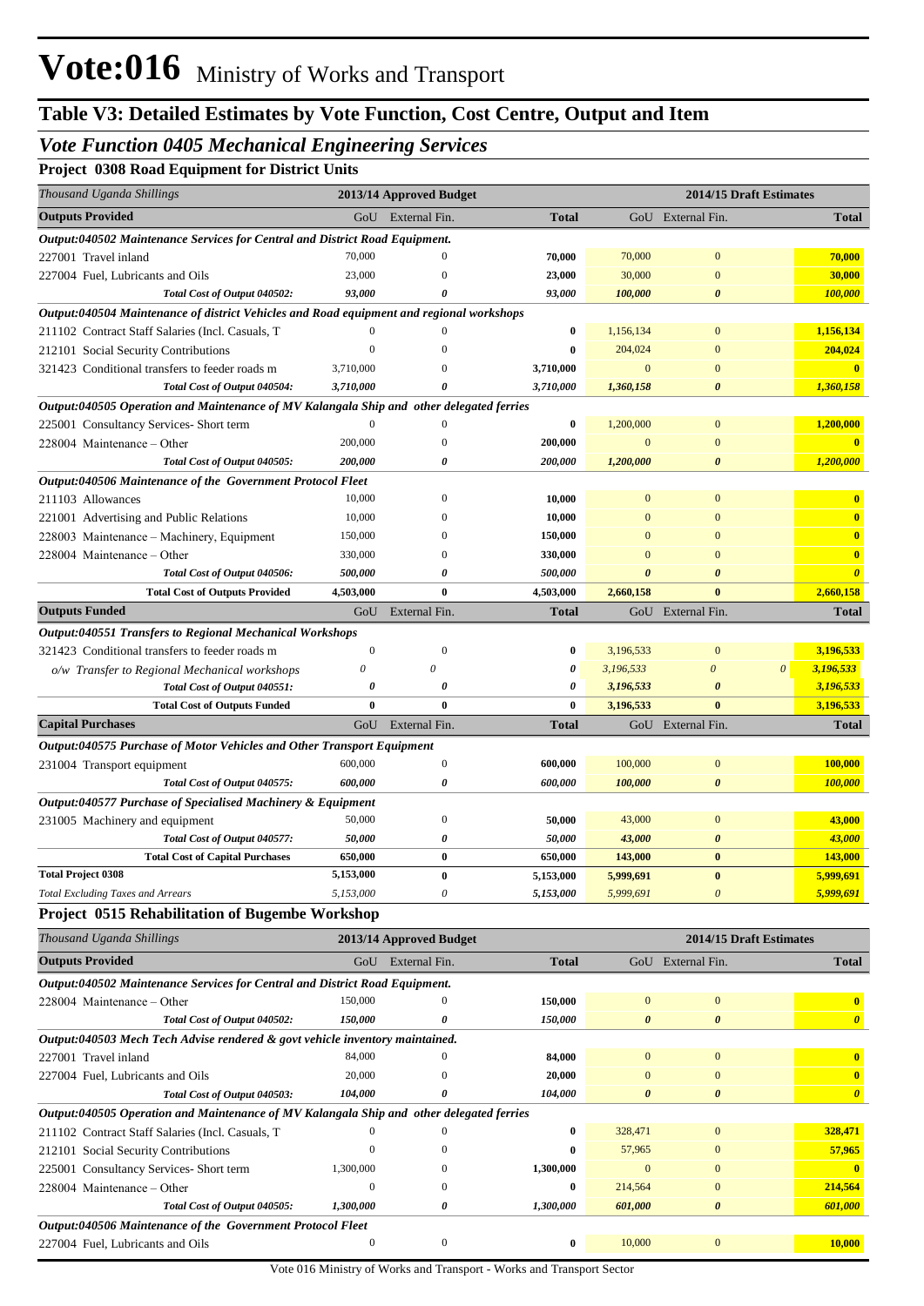# Vote:016 Ministry of Works and Transport

## Table V3: Detailed Estimates by Vote Function, Cost Centre, Output and Item

### *Vote Function 0405 Mechanical Engineering Services*

**Project 0308 Road Equipment for District Units**

| *Thousand Uganda Shillings* | 2013/14 Approved Budget | | | 2014/15 Draft Estimates | | |
|---|---|---|---|---|---|---|
| **Outputs Provided** | GoU | External Fin. | **Total** | GoU | External Fin. | **Total** |
| ***Output:040502 Maintenance Services for Central and District Road Equipment.*** | | | | | | |
| 227001 Travel inland | 70,000 | 0 | **70,000** | 70,000 | 0 | **70,000** |
| 227004 Fuel, Lubricants and Oils | 23,000 | 0 | **23,000** | 30,000 | 0 | **30,000** |
| ***Total Cost of Output 040502:*** | ***93,000*** | ***0*** | ***93,000*** | ***100,000*** | ***0*** | ***100,000*** |
| ***Output:040504 Maintenance of district Vehicles and Road equipment and regional workshops*** | | | | | | |
| 211102 Contract Staff Salaries (Incl. Casuals, T | 0 | 0 | **0** | 1,156,134 | 0 | **1,156,134** |
| 212101 Social Security Contributions | 0 | 0 | **0** | 204,024 | 0 | **204,024** |
| 321423 Conditional transfers to feeder roads m | 3,710,000 | 0 | **3,710,000** | 0 | 0 | **0** |
| ***Total Cost of Output 040504:*** | ***3,710,000*** | ***0*** | ***3,710,000*** | ***1,360,158*** | ***0*** | ***1,360,158*** |
| ***Output:040505 Operation and Maintenance of MV Kalangala Ship and other delegated ferries*** | | | | | | |
| 225001 Consultancy Services- Short term | 0 | 0 | **0** | 1,200,000 | 0 | **1,200,000** |
| 228004 Maintenance – Other | 200,000 | 0 | **200,000** | 0 | 0 | **0** |
| ***Total Cost of Output 040505:*** | ***200,000*** | ***0*** | ***200,000*** | ***1,200,000*** | ***0*** | ***1,200,000*** |
| ***Output:040506 Maintenance of the Government Protocol Fleet*** | | | | | | |
| 211103 Allowances | 10,000 | 0 | **10,000** | 0 | 0 | **0** |
| 221001 Advertising and Public Relations | 10,000 | 0 | **10,000** | 0 | 0 | **0** |
| 228003 Maintenance – Machinery, Equipment | 150,000 | 0 | **150,000** | 0 | 0 | **0** |
| 228004 Maintenance – Other | 330,000 | 0 | **330,000** | 0 | 0 | **0** |
| ***Total Cost of Output 040506:*** | ***500,000*** | ***0*** | ***500,000*** | ***0*** | ***0*** | ***0*** |
| **Total Cost of Outputs Provided** | **4,503,000** | **0** | **4,503,000** | **2,660,158** | **0** | **2,660,158** |
| **Outputs Funded** | GoU | External Fin. | **Total** | GoU | External Fin. | **Total** |
| ***Output:040551 Transfers to Regional Mechanical Workshops*** | | | | | | |
| 321423 Conditional transfers to feeder roads m | 0 | 0 | **0** | 3,196,533 | 0 | **3,196,533** |
| *o/w Transfer to Regional Mechanical workshops* | *0* | *0* | ***0*** | *3,196,533* | *0 0* | ***3,196,533*** |
| ***Total Cost of Output 040551:*** | ***0*** | ***0*** | ***0*** | ***3,196,533*** | ***0*** | ***3,196,533*** |
| **Total Cost of Outputs Funded** | **0** | **0** | **0** | **3,196,533** | **0** | **3,196,533** |
| **Capital Purchases** | GoU | External Fin. | **Total** | GoU | External Fin. | **Total** |
| ***Output:040575 Purchase of Motor Vehicles and Other Transport Equipment*** | | | | | | |
| 231004 Transport equipment | 600,000 | 0 | **600,000** | 100,000 | 0 | **100,000** |
| ***Total Cost of Output 040575:*** | ***600,000*** | ***0*** | ***600,000*** | ***100,000*** | ***0*** | ***100,000*** |
| ***Output:040577 Purchase of Specialised Machinery & Equipment*** | | | | | | |
| 231005 Machinery and equipment | 50,000 | 0 | **50,000** | 43,000 | 0 | **43,000** |
| ***Total Cost of Output 040577:*** | ***50,000*** | ***0*** | ***50,000*** | ***43,000*** | ***0*** | ***43,000*** |
| **Total Cost of Capital Purchases** | **650,000** | **0** | **650,000** | **143,000** | **0** | **143,000** |
| **Total Project 0308** | **5,153,000** | **0** | **5,153,000** | **5,999,691** | **0** | **5,999,691** |
| *Total Excluding Taxes and Arrears* | *5,153,000* | *0* | *5,153,000* | *5,999,691* | *0* | *5,999,691* |

**Project 0515 Rehabilitation of Bugembe Workshop**

| *Thousand Uganda Shillings* | 2013/14 Approved Budget | | | 2014/15 Draft Estimates | | |
|---|---|---|---|---|---|---|
| **Outputs Provided** | GoU | External Fin. | **Total** | GoU | External Fin. | **Total** |
| ***Output:040502 Maintenance Services for Central and District Road Equipment.*** | | | | | | |
| 228004 Maintenance – Other | 150,000 | 0 | **150,000** | 0 | 0 | **0** |
| ***Total Cost of Output 040502:*** | ***150,000*** | ***0*** | ***150,000*** | ***0*** | ***0*** | ***0*** |
| ***Output:040503 Mech Tech Advise rendered & govt vehicle inventory maintained.*** | | | | | | |
| 227001 Travel inland | 84,000 | 0 | **84,000** | 0 | 0 | **0** |
| 227004 Fuel, Lubricants and Oils | 20,000 | 0 | **20,000** | 0 | 0 | **0** |
| ***Total Cost of Output 040503:*** | ***104,000*** | ***0*** | ***104,000*** | ***0*** | ***0*** | ***0*** |
| ***Output:040505 Operation and Maintenance of MV Kalangala Ship and other delegated ferries*** | | | | | | |
| 211102 Contract Staff Salaries (Incl. Casuals, T | 0 | 0 | **0** | 328,471 | 0 | **328,471** |
| 212101 Social Security Contributions | 0 | 0 | **0** | 57,965 | 0 | **57,965** |
| 225001 Consultancy Services- Short term | 1,300,000 | 0 | **1,300,000** | 0 | 0 | **0** |
| 228004 Maintenance – Other | 0 | 0 | **0** | 214,564 | 0 | **214,564** |
| ***Total Cost of Output 040505:*** | ***1,300,000*** | ***0*** | ***1,300,000*** | ***601,000*** | ***0*** | ***601,000*** |
| ***Output:040506 Maintenance of the Government Protocol Fleet*** | | | | | | |
| 227004 Fuel, Lubricants and Oils | 0 | 0 | **0** | 10,000 | 0 | **10,000** |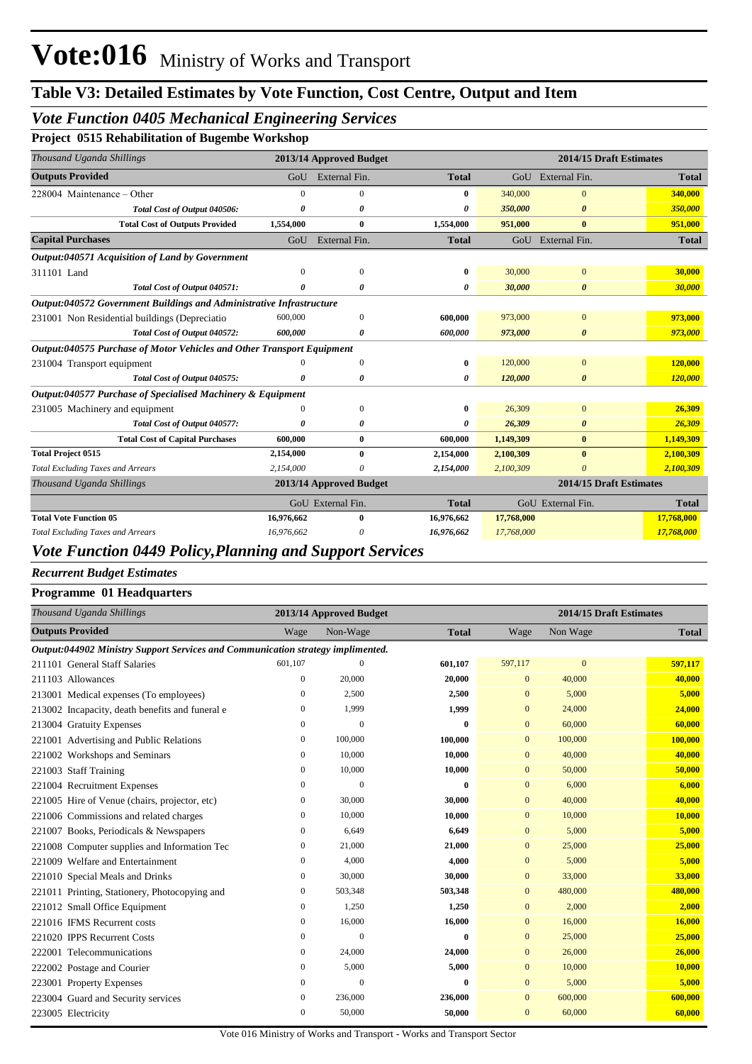# Vote:016 Ministry of Works and Transport

## Table V3: Detailed Estimates by Vote Function, Cost Centre, Output and Item

### *Vote Function 0405 Mechanical Engineering Services*

**Project 0515 Rehabilitation of Bugembe Workshop**

| *Thousand Uganda Shillings* | 2013/14 Approved Budget | | | 2014/15 Draft Estimates | | |
|---|---|---|---|---|---|---|
| **Outputs Provided** | GoU | External Fin. | **Total** | GoU | External Fin. | **Total** |
| 228004 Maintenance – Other | 0 | 0 | **0** | 340,000 | 0 | **340,000** |
| *Total Cost of Output 040506:* | *0* | *0* | *0* | *350,000* | *0* | *350,000* |
| **Total Cost of Outputs Provided** | **1,554,000** | **0** | **1,554,000** | **951,000** | **0** | **951,000** |
| **Capital Purchases** | GoU | External Fin. | **Total** | GoU | External Fin. | **Total** |
| ***Output:040571 Acquisition of Land by Government*** | | | | | | |
| 311101 Land | 0 | 0 | **0** | 30,000 | 0 | **30,000** |
| *Total Cost of Output 040571:* | *0* | *0* | *0* | *30,000* | *0* | *30,000* |
| ***Output:040572 Government Buildings and Administrative Infrastructure*** | | | | | | |
| 231001 Non Residential buildings (Depreciatio | 600,000 | 0 | **600,000** | 973,000 | 0 | **973,000** |
| *Total Cost of Output 040572:* | *600,000* | *0* | *600,000* | *973,000* | *0* | *973,000* |
| ***Output:040575 Purchase of Motor Vehicles and Other Transport Equipment*** | | | | | | |
| 231004 Transport equipment | 0 | 0 | **0** | 120,000 | 0 | **120,000** |
| *Total Cost of Output 040575:* | *0* | *0* | *0* | *120,000* | *0* | *120,000* |
| ***Output:040577 Purchase of Specialised Machinery & Equipment*** | | | | | | |
| 231005 Machinery and equipment | 0 | 0 | **0** | 26,309 | 0 | **26,309** |
| *Total Cost of Output 040577:* | *0* | *0* | *0* | *26,309* | *0* | *26,309* |
| **Total Cost of Capital Purchases** | **600,000** | **0** | **600,000** | **1,149,309** | **0** | **1,149,309** |
| **Total Project 0515** | **2,154,000** | **0** | **2,154,000** | **2,100,309** | **0** | **2,100,309** |
| *Total Excluding Taxes and Arrears* | *2,154,000* | *0* | *2,154,000* | *2,100,309* | *0* | *2,100,309* |

| *Thousand Uganda Shillings* | 2013/14 Approved Budget | | | 2014/15 Draft Estimates | | |
|---|---|---|---|---|---|---|
| | GoU | External Fin. | **Total** | GoU | External Fin. | **Total** |
| **Total Vote Function 05** | **16,976,662** | **0** | **16,976,662** | **17,768,000** | | **17,768,000** |
| *Total Excluding Taxes and Arrears* | *16,976,662* | *0* | *16,976,662* | *17,768,000* | | *17,768,000* |

### *Vote Function 0449 Policy,Planning and Support Services*

***Recurrent Budget Estimates***

**Programme 01 Headquarters**

| *Thousand Uganda Shillings* | 2013/14 Approved Budget | | | 2014/15 Draft Estimates | | |
|---|---|---|---|---|---|---|
| **Outputs Provided** | Wage | Non-Wage | **Total** | Wage | Non Wage | **Total** |
| ***Output:044902 Ministry Support Services and Communication strategy implimented.*** | | | | | | |
| 211101 General Staff Salaries | 601,107 | 0 | **601,107** | 597,117 | 0 | **597,117** |
| 211103 Allowances | 0 | 20,000 | **20,000** | 0 | 40,000 | **40,000** |
| 213001 Medical expenses (To employees) | 0 | 2,500 | **2,500** | 0 | 5,000 | **5,000** |
| 213002 Incapacity, death benefits and funeral e | 0 | 1,999 | **1,999** | 0 | 24,000 | **24,000** |
| 213004 Gratuity Expenses | 0 | 0 | **0** | 0 | 60,000 | **60,000** |
| 221001 Advertising and Public Relations | 0 | 100,000 | **100,000** | 0 | 100,000 | **100,000** |
| 221002 Workshops and Seminars | 0 | 10,000 | **10,000** | 0 | 40,000 | **40,000** |
| 221003 Staff Training | 0 | 10,000 | **10,000** | 0 | 50,000 | **50,000** |
| 221004 Recruitment Expenses | 0 | 0 | **0** | 0 | 6,000 | **6,000** |
| 221005 Hire of Venue (chairs, projector, etc) | 0 | 30,000 | **30,000** | 0 | 40,000 | **40,000** |
| 221006 Commissions and related charges | 0 | 10,000 | **10,000** | 0 | 10,000 | **10,000** |
| 221007 Books, Periodicals & Newspapers | 0 | 6,649 | **6,649** | 0 | 5,000 | **5,000** |
| 221008 Computer supplies and Information Tec | 0 | 21,000 | **21,000** | 0 | 25,000 | **25,000** |
| 221009 Welfare and Entertainment | 0 | 4,000 | **4,000** | 0 | 5,000 | **5,000** |
| 221010 Special Meals and Drinks | 0 | 30,000 | **30,000** | 0 | 33,000 | **33,000** |
| 221011 Printing, Stationery, Photocopying and | 0 | 503,348 | **503,348** | 0 | 480,000 | **480,000** |
| 221012 Small Office Equipment | 0 | 1,250 | **1,250** | 0 | 2,000 | **2,000** |
| 221016 IFMS Recurrent costs | 0 | 16,000 | **16,000** | 0 | 16,000 | **16,000** |
| 221020 IPPS Recurrent Costs | 0 | 0 | **0** | 0 | 25,000 | **25,000** |
| 222001 Telecommunications | 0 | 24,000 | **24,000** | 0 | 26,000 | **26,000** |
| 222002 Postage and Courier | 0 | 5,000 | **5,000** | 0 | 10,000 | **10,000** |
| 223001 Property Expenses | 0 | 0 | **0** | 0 | 5,000 | **5,000** |
| 223004 Guard and Security services | 0 | 236,000 | **236,000** | 0 | 600,000 | **600,000** |
| 223005 Electricity | 0 | 50,000 | **50,000** | 0 | 60,000 | **60,000** |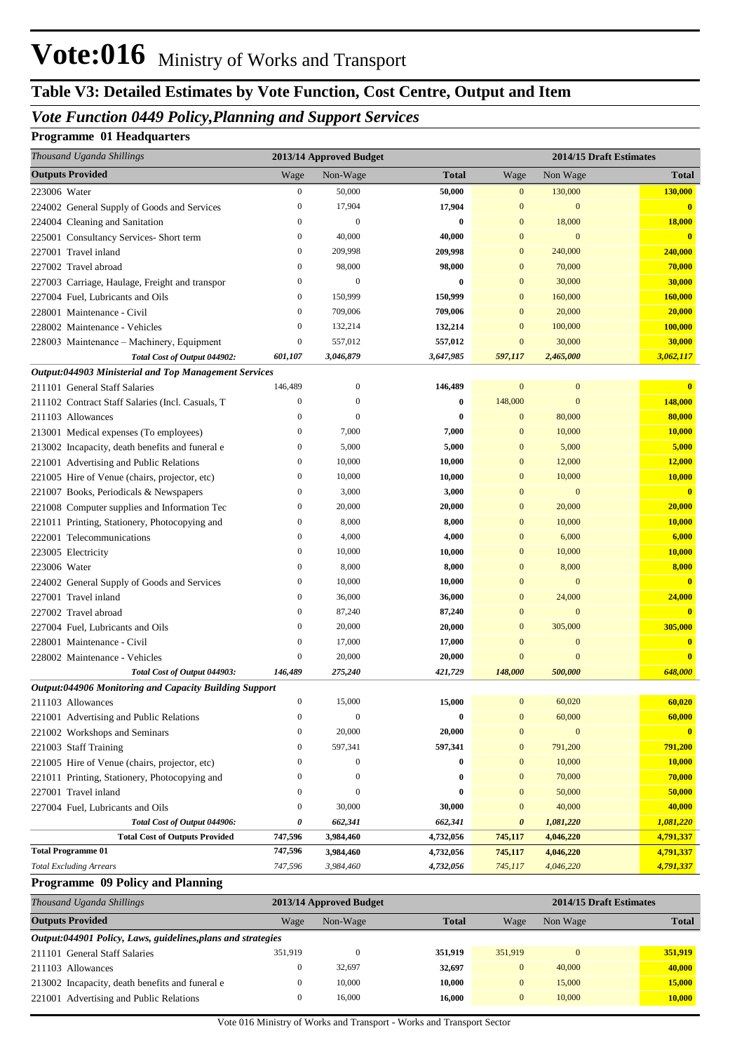# Vote:016 Ministry of Works and Transport

## Table V3: Detailed Estimates by Vote Function, Cost Centre, Output and Item

### *Vote Function 0449 Policy,Planning and Support Services*

**Programme 01 Headquarters**

| *Thousand Uganda Shillings* | 2013/14 Approved Budget | | | 2014/15 Draft Estimates | | |
|---|---|---|---|---|---|---|
| **Outputs Provided** | Wage | Non-Wage | **Total** | Wage | Non Wage | **Total** |
| 223006 Water | 0 | 50,000 | **50,000** | 0 | 130,000 | **130,000** |
| 224002 General Supply of Goods and Services | 0 | 17,904 | **17,904** | 0 | 0 | **0** |
| 224004 Cleaning and Sanitation | 0 | 0 | **0** | 0 | 18,000 | **18,000** |
| 225001 Consultancy Services- Short term | 0 | 40,000 | **40,000** | 0 | 0 | **0** |
| 227001 Travel inland | 0 | 209,998 | **209,998** | 0 | 240,000 | **240,000** |
| 227002 Travel abroad | 0 | 98,000 | **98,000** | 0 | 70,000 | **70,000** |
| 227003 Carriage, Haulage, Freight and transpor | 0 | 0 | **0** | 0 | 30,000 | **30,000** |
| 227004 Fuel, Lubricants and Oils | 0 | 150,999 | **150,999** | 0 | 160,000 | **160,000** |
| 228001 Maintenance - Civil | 0 | 709,006 | **709,006** | 0 | 20,000 | **20,000** |
| 228002 Maintenance - Vehicles | 0 | 132,214 | **132,214** | 0 | 100,000 | **100,000** |
| 228003 Maintenance – Machinery, Equipment | 0 | 557,012 | **557,012** | 0 | 30,000 | **30,000** |
| ***Total Cost of Output 044902:*** | ***601,107*** | ***3,046,879*** | ***3,647,985*** | ***597,117*** | ***2,465,000*** | ***3,062,117*** |
| ***Output:044903 Ministerial and Top Management Services*** | | | | | | |
| 211101 General Staff Salaries | 146,489 | 0 | **146,489** | 0 | 0 | **0** |
| 211102 Contract Staff Salaries (Incl. Casuals, T | 0 | 0 | **0** | 148,000 | 0 | **148,000** |
| 211103 Allowances | 0 | 0 | **0** | 0 | 80,000 | **80,000** |
| 213001 Medical expenses (To employees) | 0 | 7,000 | **7,000** | 0 | 10,000 | **10,000** |
| 213002 Incapacity, death benefits and funeral e | 0 | 5,000 | **5,000** | 0 | 5,000 | **5,000** |
| 221001 Advertising and Public Relations | 0 | 10,000 | **10,000** | 0 | 12,000 | **12,000** |
| 221005 Hire of Venue (chairs, projector, etc) | 0 | 10,000 | **10,000** | 0 | 10,000 | **10,000** |
| 221007 Books, Periodicals & Newspapers | 0 | 3,000 | **3,000** | 0 | 0 | **0** |
| 221008 Computer supplies and Information Tec | 0 | 20,000 | **20,000** | 0 | 20,000 | **20,000** |
| 221011 Printing, Stationery, Photocopying and | 0 | 8,000 | **8,000** | 0 | 10,000 | **10,000** |
| 222001 Telecommunications | 0 | 4,000 | **4,000** | 0 | 6,000 | **6,000** |
| 223005 Electricity | 0 | 10,000 | **10,000** | 0 | 10,000 | **10,000** |
| 223006 Water | 0 | 8,000 | **8,000** | 0 | 8,000 | **8,000** |
| 224002 General Supply of Goods and Services | 0 | 10,000 | **10,000** | 0 | 0 | **0** |
| 227001 Travel inland | 0 | 36,000 | **36,000** | 0 | 24,000 | **24,000** |
| 227002 Travel abroad | 0 | 87,240 | **87,240** | 0 | 0 | **0** |
| 227004 Fuel, Lubricants and Oils | 0 | 20,000 | **20,000** | 0 | 305,000 | **305,000** |
| 228001 Maintenance - Civil | 0 | 17,000 | **17,000** | 0 | 0 | **0** |
| 228002 Maintenance - Vehicles | 0 | 20,000 | **20,000** | 0 | 0 | **0** |
| ***Total Cost of Output 044903:*** | ***146,489*** | ***275,240*** | ***421,729*** | ***148,000*** | ***500,000*** | ***648,000*** |
| ***Output:044906 Monitoring and Capacity Building Support*** | | | | | | |
| 211103 Allowances | 0 | 15,000 | **15,000** | 0 | 60,020 | **60,020** |
| 221001 Advertising and Public Relations | 0 | 0 | **0** | 0 | 60,000 | **60,000** |
| 221002 Workshops and Seminars | 0 | 20,000 | **20,000** | 0 | 0 | **0** |
| 221003 Staff Training | 0 | 597,341 | **597,341** | 0 | 791,200 | **791,200** |
| 221005 Hire of Venue (chairs, projector, etc) | 0 | 0 | **0** | 0 | 10,000 | **10,000** |
| 221011 Printing, Stationery, Photocopying and | 0 | 0 | **0** | 0 | 70,000 | **70,000** |
| 227001 Travel inland | 0 | 0 | **0** | 0 | 50,000 | **50,000** |
| 227004 Fuel, Lubricants and Oils | 0 | 30,000 | **30,000** | 0 | 40,000 | **40,000** |
| ***Total Cost of Output 044906:*** | ***0*** | ***662,341*** | ***662,341*** | ***0*** | ***1,081,220*** | ***1,081,220*** |
| **Total Cost of Outputs Provided** | **747,596** | **3,984,460** | **4,732,056** | **745,117** | **4,046,220** | **4,791,337** |
| **Total Programme 01** | **747,596** | **3,984,460** | **4,732,056** | **745,117** | **4,046,220** | **4,791,337** |
| *Total Excluding Arrears* | *747,596* | *3,984,460* | *4,732,056* | *745,117* | *4,046,220* | *4,791,337* |

**Programme 09 Policy and Planning**

| *Thousand Uganda Shillings* | 2013/14 Approved Budget | | | 2014/15 Draft Estimates | | |
|---|---|---|---|---|---|---|
| **Outputs Provided** | Wage | Non-Wage | **Total** | Wage | Non Wage | **Total** |
| ***Output:044901 Policy, Laws, guidelines,plans and strategies*** | | | | | | |
| 211101 General Staff Salaries | 351,919 | 0 | **351,919** | 351,919 | 0 | **351,919** |
| 211103 Allowances | 0 | 32,697 | **32,697** | 0 | 40,000 | **40,000** |
| 213002 Incapacity, death benefits and funeral e | 0 | 10,000 | **10,000** | 0 | 15,000 | **15,000** |
| 221001 Advertising and Public Relations | 0 | 16,000 | **16,000** | 0 | 10,000 | **10,000** |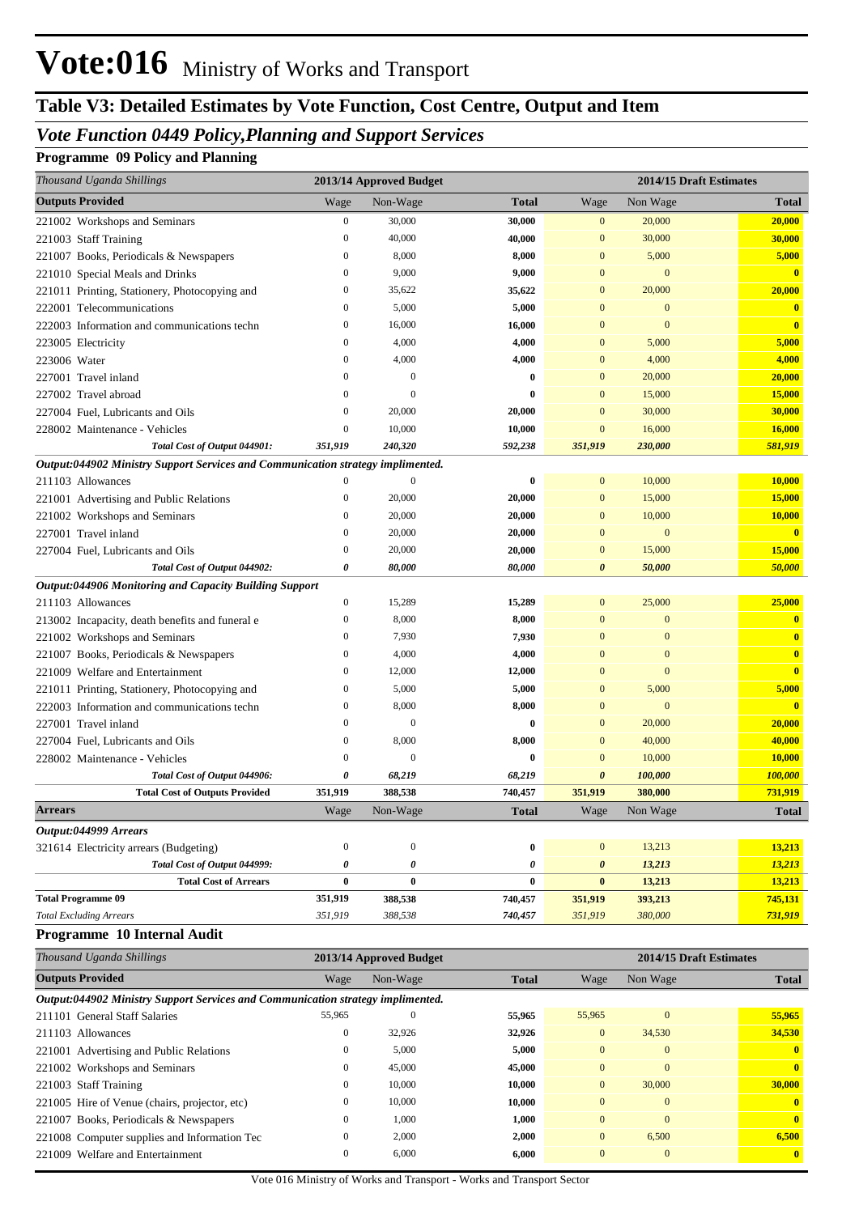# Vote:016 Ministry of Works and Transport

## Table V3: Detailed Estimates by Vote Function, Cost Centre, Output and Item

### *Vote Function 0449 Policy,Planning and Support Services*

**Programme 09 Policy and Planning**

| *Thousand Uganda Shillings* | 2013/14 Approved Budget | | | 2014/15 Draft Estimates | | |
|---|---|---|---|---|---|---|
| **Outputs Provided** | Wage | Non-Wage | **Total** | Wage | Non Wage | **Total** |
| 221002 Workshops and Seminars | 0 | 30,000 | **30,000** | 0 | 20,000 | **20,000** |
| 221003 Staff Training | 0 | 40,000 | **40,000** | 0 | 30,000 | **30,000** |
| 221007 Books, Periodicals & Newspapers | 0 | 8,000 | **8,000** | 0 | 5,000 | **5,000** |
| 221010 Special Meals and Drinks | 0 | 9,000 | **9,000** | 0 | 0 | **0** |
| 221011 Printing, Stationery, Photocopying and | 0 | 35,622 | **35,622** | 0 | 20,000 | **20,000** |
| 222001 Telecommunications | 0 | 5,000 | **5,000** | 0 | 0 | **0** |
| 222003 Information and communications techn | 0 | 16,000 | **16,000** | 0 | 0 | **0** |
| 223005 Electricity | 0 | 4,000 | **4,000** | 0 | 5,000 | **5,000** |
| 223006 Water | 0 | 4,000 | **4,000** | 0 | 4,000 | **4,000** |
| 227001 Travel inland | 0 | 0 | **0** | 0 | 20,000 | **20,000** |
| 227002 Travel abroad | 0 | 0 | **0** | 0 | 15,000 | **15,000** |
| 227004 Fuel, Lubricants and Oils | 0 | 20,000 | **20,000** | 0 | 30,000 | **30,000** |
| 228002 Maintenance - Vehicles | 0 | 10,000 | **10,000** | 0 | 16,000 | **16,000** |
| ***Total Cost of Output 044901:*** | ***351,919*** | ***240,320*** | ***592,238*** | ***351,919*** | ***230,000*** | ***581,919*** |
| ***Output:044902 Ministry Support Services and Communication strategy implimented.*** | | | | | | |
| 211103 Allowances | 0 | 0 | **0** | 0 | 10,000 | **10,000** |
| 221001 Advertising and Public Relations | 0 | 20,000 | **20,000** | 0 | 15,000 | **15,000** |
| 221002 Workshops and Seminars | 0 | 20,000 | **20,000** | 0 | 10,000 | **10,000** |
| 227001 Travel inland | 0 | 20,000 | **20,000** | 0 | 0 | **0** |
| 227004 Fuel, Lubricants and Oils | 0 | 20,000 | **20,000** | 0 | 15,000 | **15,000** |
| ***Total Cost of Output 044902:*** | ***0*** | ***80,000*** | ***80,000*** | ***0*** | ***50,000*** | ***50,000*** |
| ***Output:044906 Monitoring and Capacity Building Support*** | | | | | | |
| 211103 Allowances | 0 | 15,289 | **15,289** | 0 | 25,000 | **25,000** |
| 213002 Incapacity, death benefits and funeral e | 0 | 8,000 | **8,000** | 0 | 0 | **0** |
| 221002 Workshops and Seminars | 0 | 7,930 | **7,930** | 0 | 0 | **0** |
| 221007 Books, Periodicals & Newspapers | 0 | 4,000 | **4,000** | 0 | 0 | **0** |
| 221009 Welfare and Entertainment | 0 | 12,000 | **12,000** | 0 | 0 | **0** |
| 221011 Printing, Stationery, Photocopying and | 0 | 5,000 | **5,000** | 0 | 5,000 | **5,000** |
| 222003 Information and communications techn | 0 | 8,000 | **8,000** | 0 | 0 | **0** |
| 227001 Travel inland | 0 | 0 | **0** | 0 | 20,000 | **20,000** |
| 227004 Fuel, Lubricants and Oils | 0 | 8,000 | **8,000** | 0 | 40,000 | **40,000** |
| 228002 Maintenance - Vehicles | 0 | 0 | **0** | 0 | 10,000 | **10,000** |
| ***Total Cost of Output 044906:*** | ***0*** | ***68,219*** | ***68,219*** | ***0*** | ***100,000*** | ***100,000*** |
| **Total Cost of Outputs Provided** | **351,919** | **388,538** | **740,457** | **351,919** | **380,000** | **731,919** |
| **Arrears** | Wage | Non-Wage | **Total** | Wage | Non Wage | **Total** |
| ***Output:044999 Arrears*** | | | | | | |
| 321614 Electricity arrears (Budgeting) | 0 | 0 | **0** | 0 | 13,213 | **13,213** |
| ***Total Cost of Output 044999:*** | ***0*** | ***0*** | ***0*** | ***0*** | ***13,213*** | ***13,213*** |
| **Total Cost of Arrears** | **0** | **0** | **0** | **0** | **13,213** | **13,213** |
| **Total Programme 09** | **351,919** | **388,538** | **740,457** | **351,919** | **393,213** | **745,131** |
| *Total Excluding Arrears* | *351,919* | *388,538* | *740,457* | *351,919* | *380,000* | *731,919* |

**Programme 10 Internal Audit**

| *Thousand Uganda Shillings* | 2013/14 Approved Budget | | | 2014/15 Draft Estimates | | |
|---|---|---|---|---|---|---|
| **Outputs Provided** | Wage | Non-Wage | **Total** | Wage | Non Wage | **Total** |
| ***Output:044902 Ministry Support Services and Communication strategy implimented.*** | | | | | | |
| 211101 General Staff Salaries | 55,965 | 0 | **55,965** | 55,965 | 0 | **55,965** |
| 211103 Allowances | 0 | 32,926 | **32,926** | 0 | 34,530 | **34,530** |
| 221001 Advertising and Public Relations | 0 | 5,000 | **5,000** | 0 | 0 | **0** |
| 221002 Workshops and Seminars | 0 | 45,000 | **45,000** | 0 | 0 | **0** |
| 221003 Staff Training | 0 | 10,000 | **10,000** | 0 | 30,000 | **30,000** |
| 221005 Hire of Venue (chairs, projector, etc) | 0 | 10,000 | **10,000** | 0 | 0 | **0** |
| 221007 Books, Periodicals & Newspapers | 0 | 1,000 | **1,000** | 0 | 0 | **0** |
| 221008 Computer supplies and Information Tec | 0 | 2,000 | **2,000** | 0 | 6,500 | **6,500** |
| 221009 Welfare and Entertainment | 0 | 6,000 | **6,000** | 0 | 0 | **0** |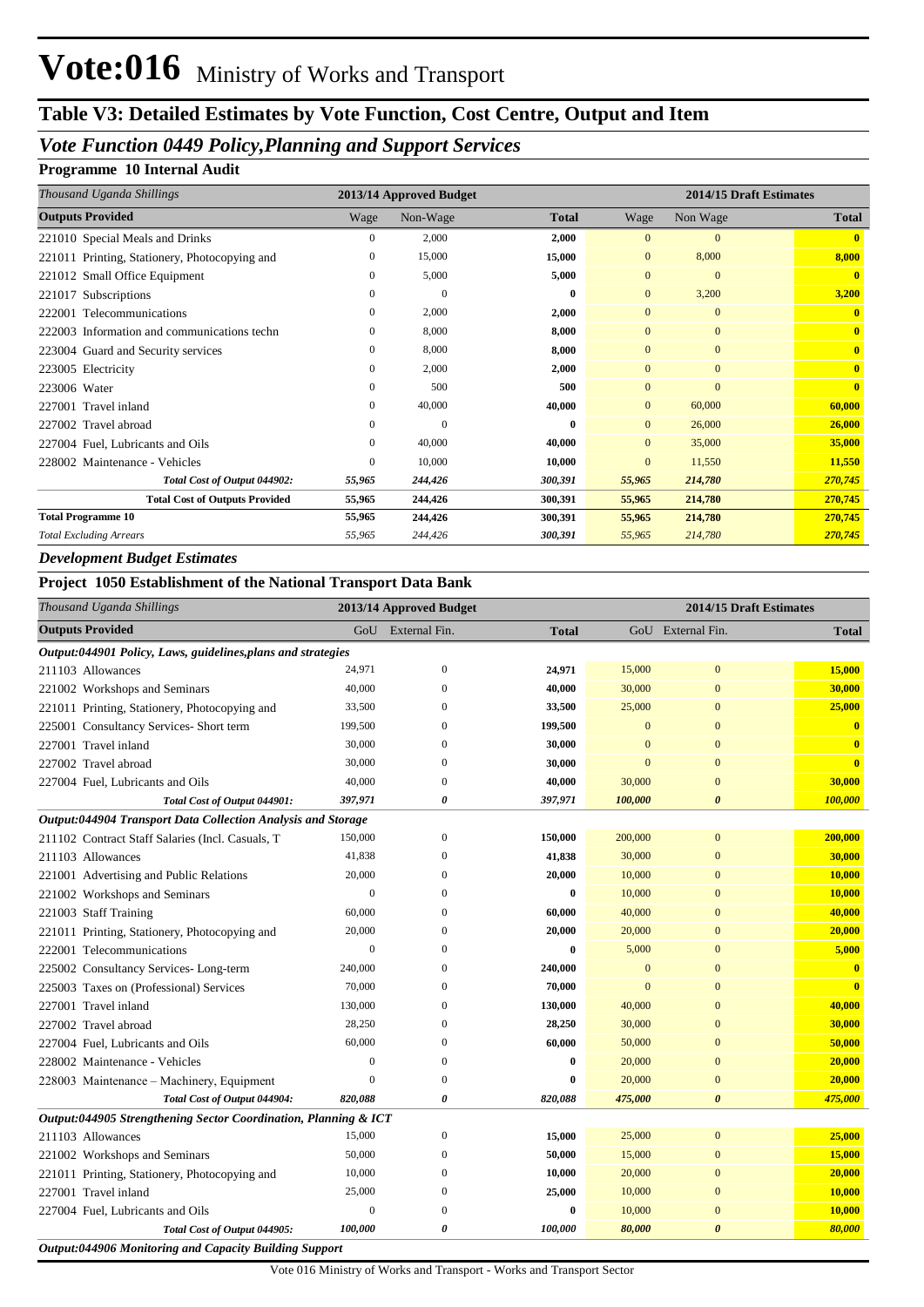# Vote:016 Ministry of Works and Transport

## Table V3: Detailed Estimates by Vote Function, Cost Centre, Output and Item

### *Vote Function 0449 Policy,Planning and Support Services*

#### Programme 10 Internal Audit

| *Thousand Uganda Shillings* | 2013/14 Approved Budget | | | 2014/15 Draft Estimates | | |
|---|---|---|---|---|---|---|
| **Outputs Provided** | Wage | Non-Wage | **Total** | Wage | Non Wage | **Total** |
| 221010 Special Meals and Drinks | 0 | 2,000 | **2,000** | 0 | 0 | **0** |
| 221011 Printing, Stationery, Photocopying and | 0 | 15,000 | **15,000** | 0 | 8,000 | **8,000** |
| 221012 Small Office Equipment | 0 | 5,000 | **5,000** | 0 | 0 | **0** |
| 221017 Subscriptions | 0 | 0 | **0** | 0 | 3,200 | **3,200** |
| 222001 Telecommunications | 0 | 2,000 | **2,000** | 0 | 0 | **0** |
| 222003 Information and communications techn | 0 | 8,000 | **8,000** | 0 | 0 | **0** |
| 223004 Guard and Security services | 0 | 8,000 | **8,000** | 0 | 0 | **0** |
| 223005 Electricity | 0 | 2,000 | **2,000** | 0 | 0 | **0** |
| 223006 Water | 0 | 500 | **500** | 0 | 0 | **0** |
| 227001 Travel inland | 0 | 40,000 | **40,000** | 0 | 60,000 | **60,000** |
| 227002 Travel abroad | 0 | 0 | **0** | 0 | 26,000 | **26,000** |
| 227004 Fuel, Lubricants and Oils | 0 | 40,000 | **40,000** | 0 | 35,000 | **35,000** |
| 228002 Maintenance - Vehicles | 0 | 10,000 | **10,000** | 0 | 11,550 | **11,550** |
| ***Total Cost of Output 044902:*** | ***55,965*** | ***244,426*** | ***300,391*** | ***55,965*** | ***214,780*** | ***270,745*** |
| **Total Cost of Outputs Provided** | **55,965** | **244,426** | **300,391** | **55,965** | **214,780** | **270,745** |
| **Total Programme 10** | **55,965** | **244,426** | **300,391** | **55,965** | **214,780** | **270,745** |
| *Total Excluding Arrears* | *55,965* | *244,426* | *300,391* | *55,965* | *214,780* | *270,745* |

***Development Budget Estimates***

#### Project 1050 Establishment of the National Transport Data Bank

| *Thousand Uganda Shillings* | 2013/14 Approved Budget | | | 2014/15 Draft Estimates | | |
|---|---|---|---|---|---|---|
| **Outputs Provided** | GoU | External Fin. | **Total** | GoU | External Fin. | **Total** |
| ***Output:044901 Policy, Laws, guidelines,plans and strategies*** | | | | | | |
| 211103 Allowances | 24,971 | 0 | **24,971** | 15,000 | 0 | **15,000** |
| 221002 Workshops and Seminars | 40,000 | 0 | **40,000** | 30,000 | 0 | **30,000** |
| 221011 Printing, Stationery, Photocopying and | 33,500 | 0 | **33,500** | 25,000 | 0 | **25,000** |
| 225001 Consultancy Services- Short term | 199,500 | 0 | **199,500** | 0 | 0 | **0** |
| 227001 Travel inland | 30,000 | 0 | **30,000** | 0 | 0 | **0** |
| 227002 Travel abroad | 30,000 | 0 | **30,000** | 0 | 0 | **0** |
| 227004 Fuel, Lubricants and Oils | 40,000 | 0 | **40,000** | 30,000 | 0 | **30,000** |
| ***Total Cost of Output 044901:*** | ***397,971*** | ***0*** | ***397,971*** | ***100,000*** | ***0*** | ***100,000*** |
| ***Output:044904 Transport Data Collection Analysis and Storage*** | | | | | | |
| 211102 Contract Staff Salaries (Incl. Casuals, T | 150,000 | 0 | **150,000** | 200,000 | 0 | **200,000** |
| 211103 Allowances | 41,838 | 0 | **41,838** | 30,000 | 0 | **30,000** |
| 221001 Advertising and Public Relations | 20,000 | 0 | **20,000** | 10,000 | 0 | **10,000** |
| 221002 Workshops and Seminars | 0 | 0 | **0** | 10,000 | 0 | **10,000** |
| 221003 Staff Training | 60,000 | 0 | **60,000** | 40,000 | 0 | **40,000** |
| 221011 Printing, Stationery, Photocopying and | 20,000 | 0 | **20,000** | 20,000 | 0 | **20,000** |
| 222001 Telecommunications | 0 | 0 | **0** | 5,000 | 0 | **5,000** |
| 225002 Consultancy Services- Long-term | 240,000 | 0 | **240,000** | 0 | 0 | **0** |
| 225003 Taxes on (Professional) Services | 70,000 | 0 | **70,000** | 0 | 0 | **0** |
| 227001 Travel inland | 130,000 | 0 | **130,000** | 40,000 | 0 | **40,000** |
| 227002 Travel abroad | 28,250 | 0 | **28,250** | 30,000 | 0 | **30,000** |
| 227004 Fuel, Lubricants and Oils | 60,000 | 0 | **60,000** | 50,000 | 0 | **50,000** |
| 228002 Maintenance - Vehicles | 0 | 0 | **0** | 20,000 | 0 | **20,000** |
| 228003 Maintenance – Machinery, Equipment | 0 | 0 | **0** | 20,000 | 0 | **20,000** |
| ***Total Cost of Output 044904:*** | ***820,088*** | ***0*** | ***820,088*** | ***475,000*** | ***0*** | ***475,000*** |
| ***Output:044905 Strengthening Sector Coordination, Planning & ICT*** | | | | | | |
| 211103 Allowances | 15,000 | 0 | **15,000** | 25,000 | 0 | **25,000** |
| 221002 Workshops and Seminars | 50,000 | 0 | **50,000** | 15,000 | 0 | **15,000** |
| 221011 Printing, Stationery, Photocopying and | 10,000 | 0 | **10,000** | 20,000 | 0 | **20,000** |
| 227001 Travel inland | 25,000 | 0 | **25,000** | 10,000 | 0 | **10,000** |
| 227004 Fuel, Lubricants and Oils | 0 | 0 | **0** | 10,000 | 0 | **10,000** |
| ***Total Cost of Output 044905:*** | ***100,000*** | ***0*** | ***100,000*** | ***80,000*** | ***0*** | ***80,000*** |

***Output:044906 Monitoring and Capacity Building Support***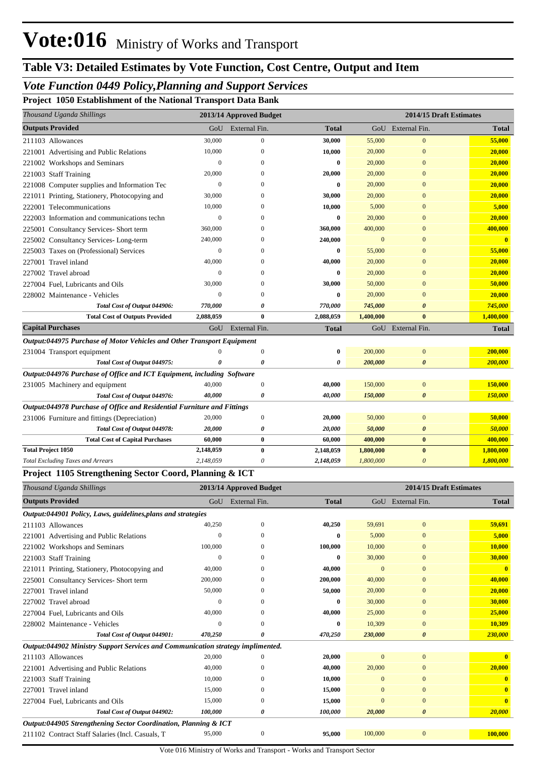# Vote:016 Ministry of Works and Transport

## Table V3: Detailed Estimates by Vote Function, Cost Centre, Output and Item

### *Vote Function 0449 Policy,Planning and Support Services*

**Project 1050 Establishment of the National Transport Data Bank**

| *Thousand Uganda Shillings* | 2013/14 Approved Budget | | | 2014/15 Draft Estimates | | |
|---|---|---|---|---|---|---|
| **Outputs Provided** | GoU | External Fin. | **Total** | GoU | External Fin. | **Total** |
| 211103 Allowances | 30,000 | 0 | **30,000** | 55,000 | 0 | **55,000** |
| 221001 Advertising and Public Relations | 10,000 | 0 | **10,000** | 20,000 | 0 | **20,000** |
| 221002 Workshops and Seminars | 0 | 0 | **0** | 20,000 | 0 | **20,000** |
| 221003 Staff Training | 20,000 | 0 | **20,000** | 20,000 | 0 | **20,000** |
| 221008 Computer supplies and Information Tec | 0 | 0 | **0** | 20,000 | 0 | **20,000** |
| 221011 Printing, Stationery, Photocopying and | 30,000 | 0 | **30,000** | 20,000 | 0 | **20,000** |
| 222001 Telecommunications | 10,000 | 0 | **10,000** | 5,000 | 0 | **5,000** |
| 222003 Information and communications techn | 0 | 0 | **0** | 20,000 | 0 | **20,000** |
| 225001 Consultancy Services- Short term | 360,000 | 0 | **360,000** | 400,000 | 0 | **400,000** |
| 225002 Consultancy Services- Long-term | 240,000 | 0 | **240,000** | 0 | 0 | **0** |
| 225003 Taxes on (Professional) Services | 0 | 0 | **0** | 55,000 | 0 | **55,000** |
| 227001 Travel inland | 40,000 | 0 | **40,000** | 20,000 | 0 | **20,000** |
| 227002 Travel abroad | 0 | 0 | **0** | 20,000 | 0 | **20,000** |
| 227004 Fuel, Lubricants and Oils | 30,000 | 0 | **30,000** | 50,000 | 0 | **50,000** |
| 228002 Maintenance - Vehicles | 0 | 0 | **0** | 20,000 | 0 | **20,000** |
| ***Total Cost of Output 044906:*** | ***770,000*** | ***0*** | ***770,000*** | ***745,000*** | ***0*** | ***745,000*** |
| **Total Cost of Outputs Provided** | **2,088,059** | **0** | **2,088,059** | **1,400,000** | **0** | **1,400,000** |
| **Capital Purchases** | GoU | External Fin. | **Total** | GoU | External Fin. | **Total** |
| ***Output:044975 Purchase of Motor Vehicles and Other Transport Equipment*** | | | | | | |
| 231004 Transport equipment | 0 | 0 | **0** | 200,000 | 0 | **200,000** |
| ***Total Cost of Output 044975:*** | ***0*** | ***0*** | ***0*** | ***200,000*** | ***0*** | ***200,000*** |
| ***Output:044976 Purchase of Office and ICT Equipment, including Software*** | | | | | | |
| 231005 Machinery and equipment | 40,000 | 0 | **40,000** | 150,000 | 0 | **150,000** |
| ***Total Cost of Output 044976:*** | ***40,000*** | ***0*** | ***40,000*** | ***150,000*** | ***0*** | ***150,000*** |
| ***Output:044978 Purchase of Office and Residential Furniture and Fittings*** | | | | | | |
| 231006 Furniture and fittings (Depreciation) | 20,000 | 0 | **20,000** | 50,000 | 0 | **50,000** |
| ***Total Cost of Output 044978:*** | ***20,000*** | ***0*** | ***20,000*** | ***50,000*** | ***0*** | ***50,000*** |
| **Total Cost of Capital Purchases** | **60,000** | **0** | **60,000** | **400,000** | **0** | **400,000** |
| **Total Project 1050** | **2,148,059** | **0** | **2,148,059** | **1,800,000** | **0** | **1,800,000** |
| *Total Excluding Taxes and Arrears* | *2,148,059* | *0* | *2,148,059* | *1,800,000* | *0* | *1,800,000* |

**Project 1105 Strengthening Sector Coord, Planning & ICT**

| *Thousand Uganda Shillings* | 2013/14 Approved Budget | | | 2014/15 Draft Estimates | | |
|---|---|---|---|---|---|---|
| **Outputs Provided** | GoU | External Fin. | **Total** | GoU | External Fin. | **Total** |
| ***Output:044901 Policy, Laws, guidelines,plans and strategies*** | | | | | | |
| 211103 Allowances | 40,250 | 0 | **40,250** | 59,691 | 0 | **59,691** |
| 221001 Advertising and Public Relations | 0 | 0 | **0** | 5,000 | 0 | **5,000** |
| 221002 Workshops and Seminars | 100,000 | 0 | **100,000** | 10,000 | 0 | **10,000** |
| 221003 Staff Training | 0 | 0 | **0** | 30,000 | 0 | **30,000** |
| 221011 Printing, Stationery, Photocopying and | 40,000 | 0 | **40,000** | 0 | 0 | **0** |
| 225001 Consultancy Services- Short term | 200,000 | 0 | **200,000** | 40,000 | 0 | **40,000** |
| 227001 Travel inland | 50,000 | 0 | **50,000** | 20,000 | 0 | **20,000** |
| 227002 Travel abroad | 0 | 0 | **0** | 30,000 | 0 | **30,000** |
| 227004 Fuel, Lubricants and Oils | 40,000 | 0 | **40,000** | 25,000 | 0 | **25,000** |
| 228002 Maintenance - Vehicles | 0 | 0 | **0** | 10,309 | 0 | **10,309** |
| ***Total Cost of Output 044901:*** | ***470,250*** | ***0*** | ***470,250*** | ***230,000*** | ***0*** | ***230,000*** |
| ***Output:044902 Ministry Support Services and Communication strategy implimented.*** | | | | | | |
| 211103 Allowances | 20,000 | 0 | **20,000** | 0 | 0 | **0** |
| 221001 Advertising and Public Relations | 40,000 | 0 | **40,000** | 20,000 | 0 | **20,000** |
| 221003 Staff Training | 10,000 | 0 | **10,000** | 0 | 0 | **0** |
| 227001 Travel inland | 15,000 | 0 | **15,000** | 0 | 0 | **0** |
| 227004 Fuel, Lubricants and Oils | 15,000 | 0 | **15,000** | 0 | 0 | **0** |
| ***Total Cost of Output 044902:*** | ***100,000*** | ***0*** | ***100,000*** | ***20,000*** | ***0*** | ***20,000*** |
| ***Output:044905 Strengthening Sector Coordination, Planning & ICT*** | | | | | | |
| 211102 Contract Staff Salaries (Incl. Casuals, T | 95,000 | 0 | **95,000** | 100,000 | 0 | **100,000** |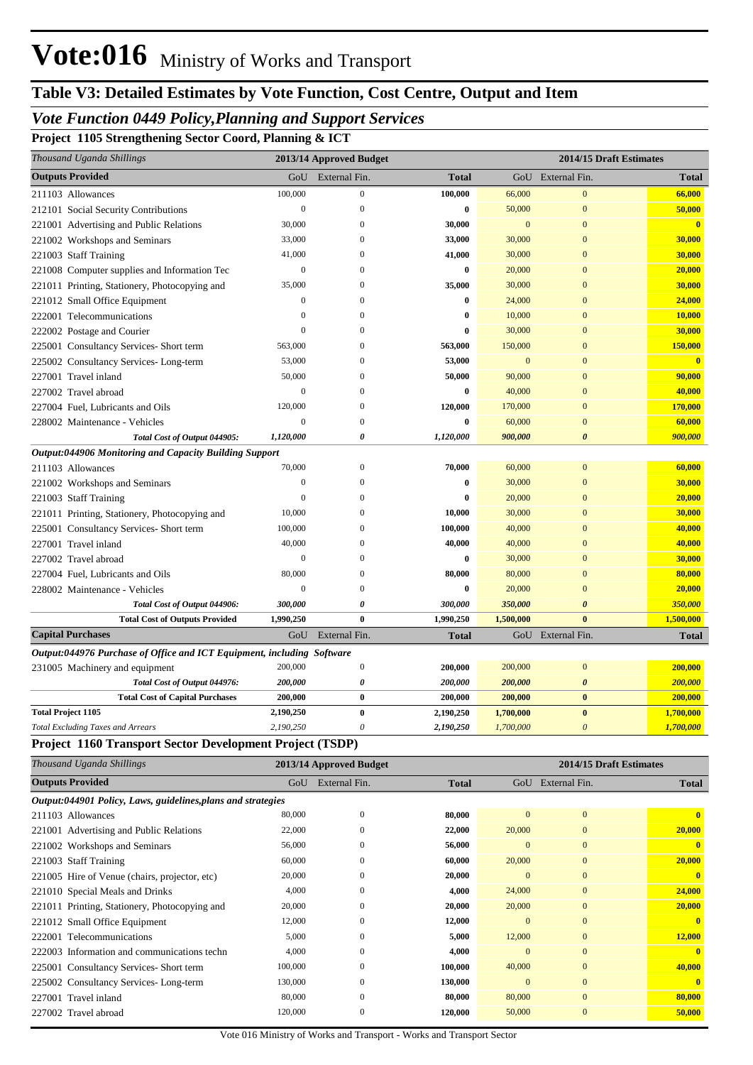# Vote:016 Ministry of Works and Transport

## Table V3: Detailed Estimates by Vote Function, Cost Centre, Output and Item

### Vote Function 0449 Policy,Planning and Support Services

**Project 1105 Strengthening Sector Coord, Planning & ICT**

| *Thousand Uganda Shillings* | 2013/14 Approved Budget | | | 2014/15 Draft Estimates | | |
|---|---|---|---|---|---|---|
| **Outputs Provided** | GoU | External Fin. | **Total** | GoU | External Fin. | **Total** |
| 211103 Allowances | 100,000 | 0 | **100,000** | 66,000 | 0 | **66,000** |
| 212101 Social Security Contributions | 0 | 0 | **0** | 50,000 | 0 | **50,000** |
| 221001 Advertising and Public Relations | 30,000 | 0 | **30,000** | 0 | 0 | **0** |
| 221002 Workshops and Seminars | 33,000 | 0 | **33,000** | 30,000 | 0 | **30,000** |
| 221003 Staff Training | 41,000 | 0 | **41,000** | 30,000 | 0 | **30,000** |
| 221008 Computer supplies and Information Tec | 0 | 0 | **0** | 20,000 | 0 | **20,000** |
| 221011 Printing, Stationery, Photocopying and | 35,000 | 0 | **35,000** | 30,000 | 0 | **30,000** |
| 221012 Small Office Equipment | 0 | 0 | **0** | 24,000 | 0 | **24,000** |
| 222001 Telecommunications | 0 | 0 | **0** | 10,000 | 0 | **10,000** |
| 222002 Postage and Courier | 0 | 0 | **0** | 30,000 | 0 | **30,000** |
| 225001 Consultancy Services- Short term | 563,000 | 0 | **563,000** | 150,000 | 0 | **150,000** |
| 225002 Consultancy Services- Long-term | 53,000 | 0 | **53,000** | 0 | 0 | **0** |
| 227001 Travel inland | 50,000 | 0 | **50,000** | 90,000 | 0 | **90,000** |
| 227002 Travel abroad | 0 | 0 | **0** | 40,000 | 0 | **40,000** |
| 227004 Fuel, Lubricants and Oils | 120,000 | 0 | **120,000** | 170,000 | 0 | **170,000** |
| 228002 Maintenance - Vehicles | 0 | 0 | **0** | 60,000 | 0 | **60,000** |
| ***Total Cost of Output 044905:*** | ***1,120,000*** | ***0*** | ***1,120,000*** | ***900,000*** | ***0*** | ***900,000*** |
| ***Output:044906 Monitoring and Capacity Building Support*** | | | | | | |
| 211103 Allowances | 70,000 | 0 | **70,000** | 60,000 | 0 | **60,000** |
| 221002 Workshops and Seminars | 0 | 0 | **0** | 30,000 | 0 | **30,000** |
| 221003 Staff Training | 0 | 0 | **0** | 20,000 | 0 | **20,000** |
| 221011 Printing, Stationery, Photocopying and | 10,000 | 0 | **10,000** | 30,000 | 0 | **30,000** |
| 225001 Consultancy Services- Short term | 100,000 | 0 | **100,000** | 40,000 | 0 | **40,000** |
| 227001 Travel inland | 40,000 | 0 | **40,000** | 40,000 | 0 | **40,000** |
| 227002 Travel abroad | 0 | 0 | **0** | 30,000 | 0 | **30,000** |
| 227004 Fuel, Lubricants and Oils | 80,000 | 0 | **80,000** | 80,000 | 0 | **80,000** |
| 228002 Maintenance - Vehicles | 0 | 0 | **0** | 20,000 | 0 | **20,000** |
| ***Total Cost of Output 044906:*** | ***300,000*** | ***0*** | ***300,000*** | ***350,000*** | ***0*** | ***350,000*** |
| **Total Cost of Outputs Provided** | **1,990,250** | **0** | **1,990,250** | **1,500,000** | **0** | **1,500,000** |
| **Capital Purchases** | GoU | External Fin. | **Total** | GoU | External Fin. | **Total** |
| ***Output:044976 Purchase of Office and ICT Equipment, including Software*** | | | | | | |
| 231005 Machinery and equipment | 200,000 | 0 | **200,000** | 200,000 | 0 | **200,000** |
| ***Total Cost of Output 044976:*** | ***200,000*** | ***0*** | ***200,000*** | ***200,000*** | ***0*** | ***200,000*** |
| **Total Cost of Capital Purchases** | **200,000** | **0** | **200,000** | **200,000** | **0** | **200,000** |
| **Total Project 1105** | **2,190,250** | **0** | **2,190,250** | **1,700,000** | **0** | **1,700,000** |
| *Total Excluding Taxes and Arrears* | *2,190,250* | *0* | ***2,190,250*** | *1,700,000* | *0* | ***1,700,000*** |

**Project 1160 Transport Sector Development Project (TSDP)**

| *Thousand Uganda Shillings* | 2013/14 Approved Budget | | | 2014/15 Draft Estimates | | |
|---|---|---|---|---|---|---|
| **Outputs Provided** | GoU | External Fin. | **Total** | GoU | External Fin. | **Total** |
| ***Output:044901 Policy, Laws, guidelines,plans and strategies*** | | | | | | |
| 211103 Allowances | 80,000 | 0 | **80,000** | 0 | 0 | **0** |
| 221001 Advertising and Public Relations | 22,000 | 0 | **22,000** | 20,000 | 0 | **20,000** |
| 221002 Workshops and Seminars | 56,000 | 0 | **56,000** | 0 | 0 | **0** |
| 221003 Staff Training | 60,000 | 0 | **60,000** | 20,000 | 0 | **20,000** |
| 221005 Hire of Venue (chairs, projector, etc) | 20,000 | 0 | **20,000** | 0 | 0 | **0** |
| 221010 Special Meals and Drinks | 4,000 | 0 | **4,000** | 24,000 | 0 | **24,000** |
| 221011 Printing, Stationery, Photocopying and | 20,000 | 0 | **20,000** | 20,000 | 0 | **20,000** |
| 221012 Small Office Equipment | 12,000 | 0 | **12,000** | 0 | 0 | **0** |
| 222001 Telecommunications | 5,000 | 0 | **5,000** | 12,000 | 0 | **12,000** |
| 222003 Information and communications techn | 4,000 | 0 | **4,000** | 0 | 0 | **0** |
| 225001 Consultancy Services- Short term | 100,000 | 0 | **100,000** | 40,000 | 0 | **40,000** |
| 225002 Consultancy Services- Long-term | 130,000 | 0 | **130,000** | 0 | 0 | **0** |
| 227001 Travel inland | 80,000 | 0 | **80,000** | 80,000 | 0 | **80,000** |
| 227002 Travel abroad | 120,000 | 0 | **120,000** | 50,000 | 0 | **50,000** |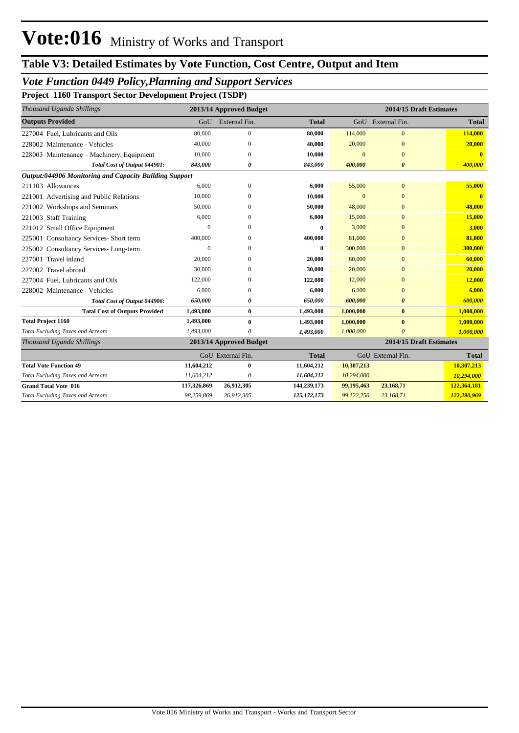# Vote:016 Ministry of Works and Transport

## Table V3: Detailed Estimates by Vote Function, Cost Centre, Output and Item

### *Vote Function 0449 Policy,Planning and Support Services*

**Project 1160 Transport Sector Development Project (TSDP)**

| *Thousand Uganda Shillings* | 2013/14 Approved Budget | | | 2014/15 Draft Estimates | | |
|---|---|---|---|---|---|---|
| **Outputs Provided** | GoU | External Fin. | **Total** | GoU | External Fin. | **Total** |
| 227004 Fuel, Lubricants and Oils | 80,000 | 0 | **80,000** | 114,000 | 0 | **114,000** |
| 228002 Maintenance - Vehicles | 40,000 | 0 | **40,000** | 20,000 | 0 | **20,000** |
| 228003 Maintenance – Machinery, Equipment | 10,000 | 0 | **10,000** | 0 | 0 | **0** |
| ***Total Cost of Output 044901:*** | ***843,000*** | ***0*** | ***843,000*** | ***400,000*** | ***0*** | ***400,000*** |
| ***Output:044906 Monitoring and Capacity Building Support*** | | | | | | |
| 211103 Allowances | 6,000 | 0 | **6,000** | 55,000 | 0 | **55,000** |
| 221001 Advertising and Public Relations | 10,000 | 0 | **10,000** | 0 | 0 | **0** |
| 221002 Workshops and Seminars | 50,000 | 0 | **50,000** | 48,000 | 0 | **48,000** |
| 221003 Staff Training | 6,000 | 0 | **6,000** | 15,000 | 0 | **15,000** |
| 221012 Small Office Equipment | 0 | 0 | **0** | 3,000 | 0 | **3,000** |
| 225001 Consultancy Services- Short term | 400,000 | 0 | **400,000** | 81,000 | 0 | **81,000** |
| 225002 Consultancy Services- Long-term | 0 | 0 | **0** | 300,000 | 0 | **300,000** |
| 227001 Travel inland | 20,000 | 0 | **20,000** | 60,000 | 0 | **60,000** |
| 227002 Travel abroad | 30,000 | 0 | **30,000** | 20,000 | 0 | **20,000** |
| 227004 Fuel, Lubricants and Oils | 122,000 | 0 | **122,000** | 12,000 | 0 | **12,000** |
| 228002 Maintenance - Vehicles | 6,000 | 0 | **6,000** | 6,000 | 0 | **6,000** |
| ***Total Cost of Output 044906:*** | ***650,000*** | ***0*** | ***650,000*** | ***600,000*** | ***0*** | ***600,000*** |
| **Total Cost of Outputs Provided** | **1,493,000** | **0** | **1,493,000** | **1,000,000** | **0** | **1,000,000** |
| **Total Project 1160** | **1,493,000** | **0** | **1,493,000** | **1,000,000** | **0** | **1,000,000** |
| *Total Excluding Taxes and Arrears* | *1,493,000* | *0* | ***1,493,000*** | *1,000,000* | *0* | ***1,000,000*** |

| *Thousand Uganda Shillings* | 2013/14 Approved Budget | | | 2014/15 Draft Estimates | | |
|---|---|---|---|---|---|---|
| | GoU | External Fin. | **Total** | GoU | External Fin. | **Total** |
| **Total Vote Function 49** | **11,604,212** | **0** | **11,604,212** | **10,307,213** | | **10,307,213** |
| *Total Excluding Taxes and Arrears* | *11,604,212* | *0* | ***11,604,212*** | *10,294,000* | | ***10,294,000*** |
| **Grand Total Vote 016** | **117,326,869** | **26,912,305** | **144,239,173** | **99,195,463** | **23,168,71** | **122,364,181** |
| *Total Excluding Taxes and Arrears* | *98,259,869* | *26,912,305* | ***125,172,173*** | *99,122,250* | *23,168,71* | ***122,290,969*** |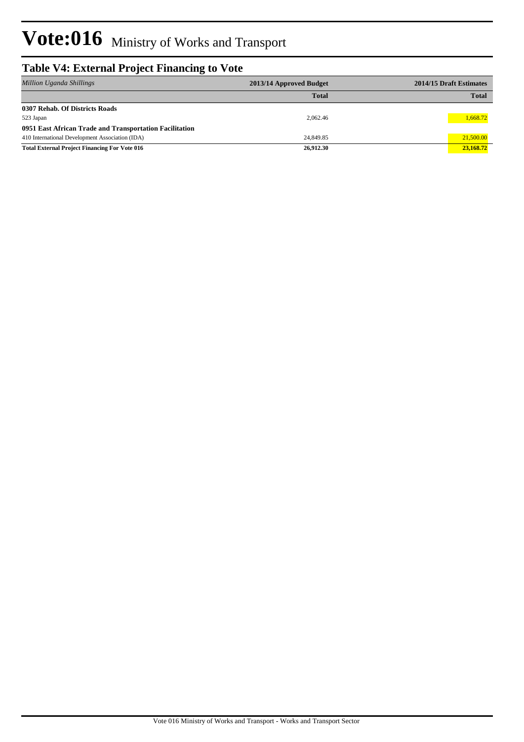# Vote:016 Ministry of Works and Transport

## Table V4: External Project Financing to Vote

| *Million Uganda Shillings* | 2013/14 Approved Budget | 2014/15 Draft Estimates |
|---|---|---|
| | **Total** | **Total** |
| **0307 Rehab. Of Districts Roads** | | |
| 523 Japan | 2,062.46 | 1,668.72 |
| **0951 East African Trade and Transportation Facilitation** | | |
| 410 International Development Association (IDA) | 24,849.85 | 21,500.00 |
| **Total External Project Financing For Vote 016** | **26,912.30** | **23,168.72** |